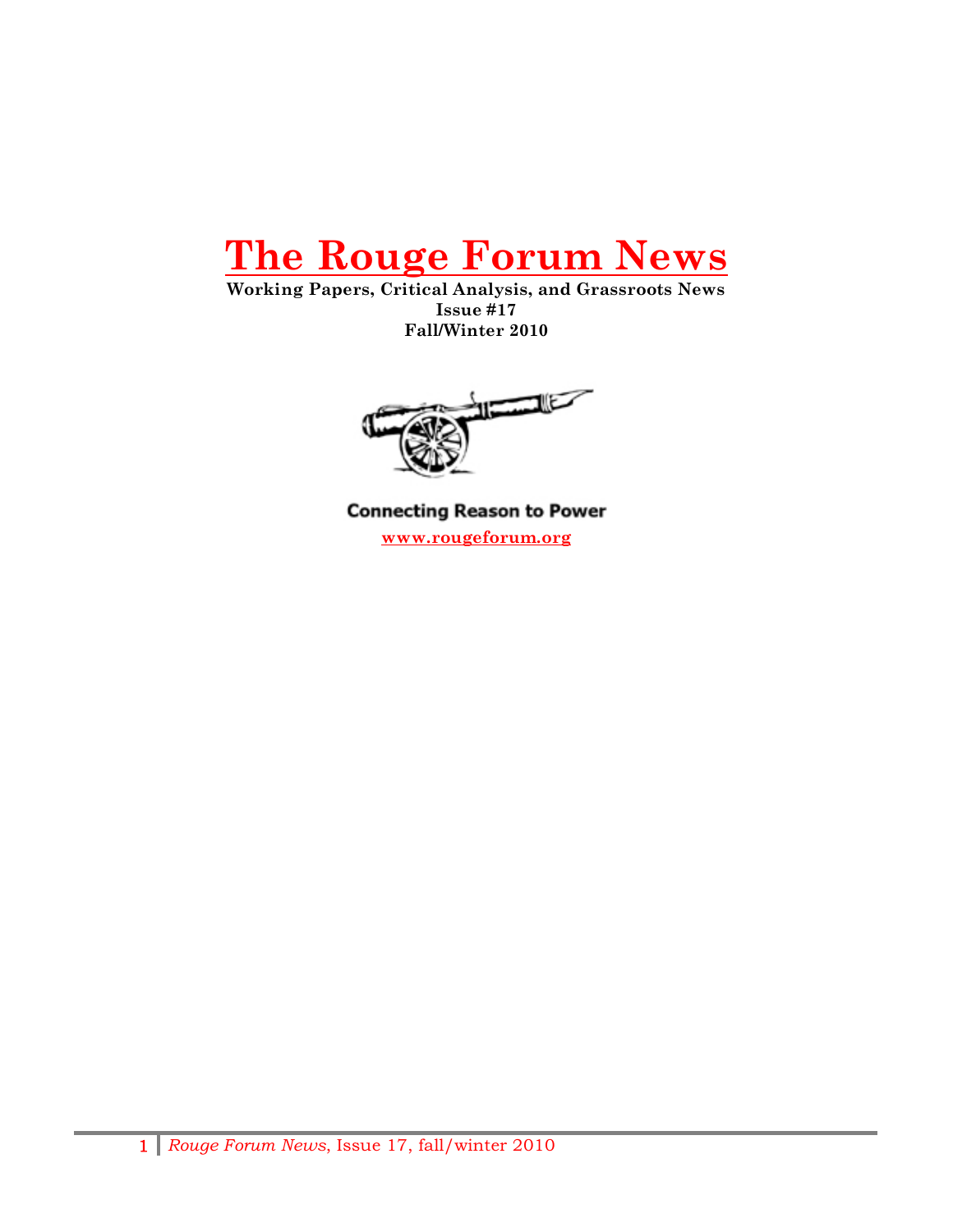# The Rouge Forum News

**Working Papers, Critical Analysis, and Grassroots News**
**Issue #17**
**Fall/Winter 2010**

**Connecting Reason to Power**

**www.rougeforum.org**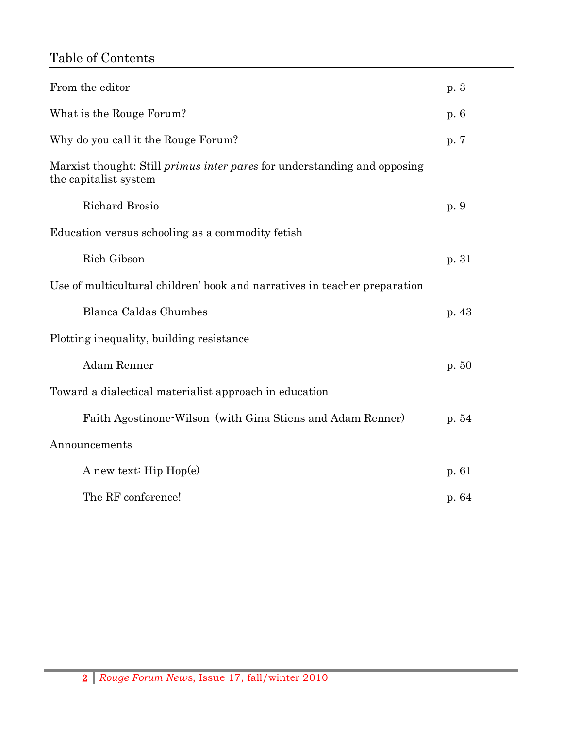## Table of Contents

| | |
|---|---|
| From the editor | p. 3 |
| What is the Rouge Forum? | p. 6 |
| Why do you call it the Rouge Forum? | p. 7 |
| Marxist thought: Still *primus inter pares* for understanding and opposing the capitalist system | |
| Richard Brosio | p. 9 |
| Education versus schooling as a commodity fetish | |
| Rich Gibson | p. 31 |
| Use of multicultural children' book and narratives in teacher preparation | |
| Blanca Caldas Chumbes | p. 43 |
| Plotting inequality, building resistance | |
| Adam Renner | p. 50 |
| Toward a dialectical materialist approach in education | |
| Faith Agostinone-Wilson (with Gina Stiens and Adam Renner) | p. 54 |
| Announcements | |
| A new text: Hip Hop(e) | p. 61 |
| The RF conference! | p. 64 |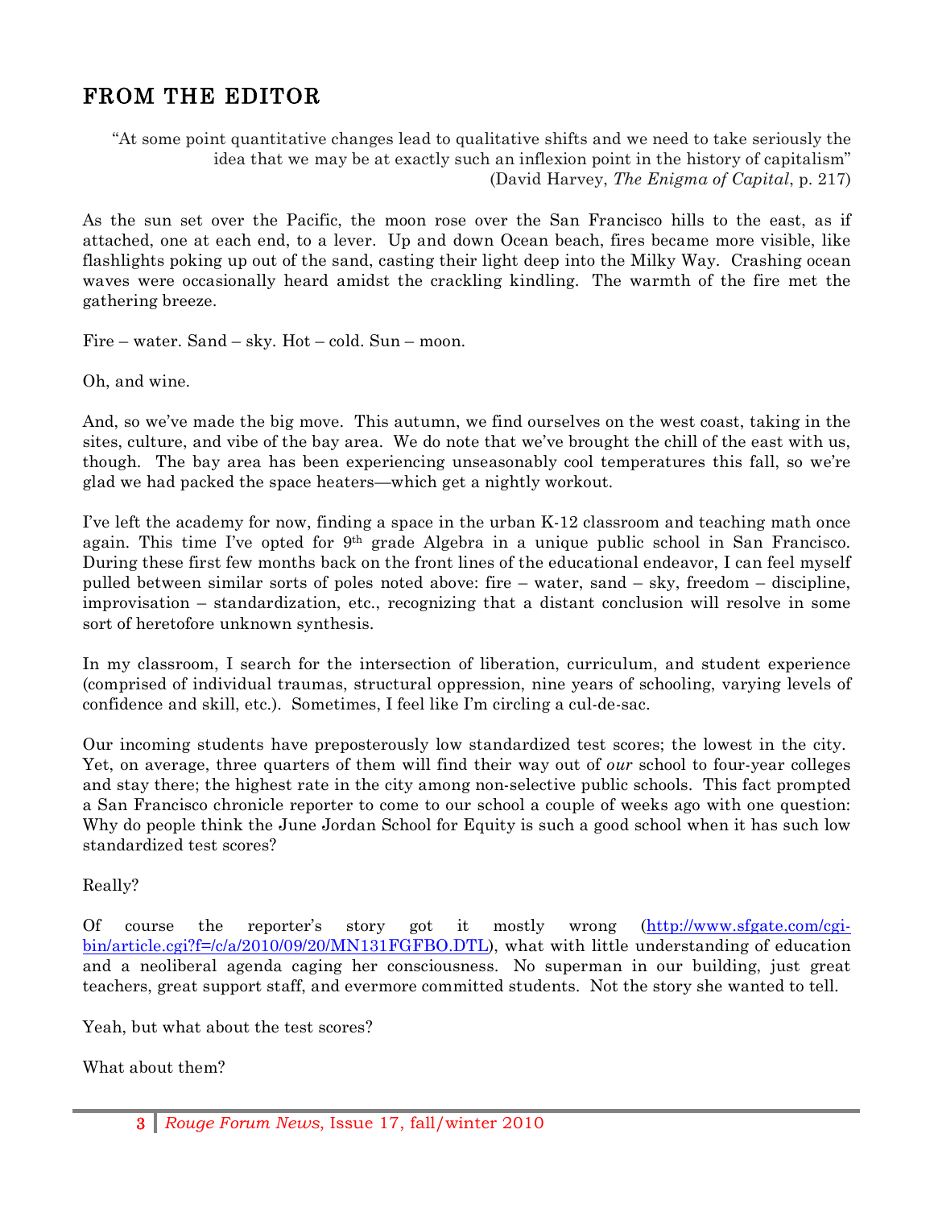## FROM THE EDITOR

> "At some point quantitative changes lead to qualitative shifts and we need to take seriously the idea that we may be at exactly such an inflexion point in the history of capitalism"
> (David Harvey, *The Enigma of Capital*, p. 217)

As the sun set over the Pacific, the moon rose over the San Francisco hills to the east, as if attached, one at each end, to a lever. Up and down Ocean beach, fires became more visible, like flashlights poking up out of the sand, casting their light deep into the Milky Way. Crashing ocean waves were occasionally heard amidst the crackling kindling. The warmth of the fire met the gathering breeze.

Fire – water. Sand – sky. Hot – cold. Sun – moon.

Oh, and wine.

And, so we've made the big move. This autumn, we find ourselves on the west coast, taking in the sites, culture, and vibe of the bay area. We do note that we've brought the chill of the east with us, though. The bay area has been experiencing unseasonably cool temperatures this fall, so we're glad we had packed the space heaters—which get a nightly workout.

I've left the academy for now, finding a space in the urban K-12 classroom and teaching math once again. This time I've opted for 9th grade Algebra in a unique public school in San Francisco. During these first few months back on the front lines of the educational endeavor, I can feel myself pulled between similar sorts of poles noted above: fire – water, sand – sky, freedom – discipline, improvisation – standardization, etc., recognizing that a distant conclusion will resolve in some sort of heretofore unknown synthesis.

In my classroom, I search for the intersection of liberation, curriculum, and student experience (comprised of individual traumas, structural oppression, nine years of schooling, varying levels of confidence and skill, etc.). Sometimes, I feel like I'm circling a cul-de-sac.

Our incoming students have preposterously low standardized test scores; the lowest in the city. Yet, on average, three quarters of them will find their way out of *our* school to four-year colleges and stay there; the highest rate in the city among non-selective public schools. This fact prompted a San Francisco chronicle reporter to come to our school a couple of weeks ago with one question: Why do people think the June Jordan School for Equity is such a good school when it has such low standardized test scores?

Really?

Of course the reporter's story got it mostly wrong (http://www.sfgate.com/cgi-bin/article.cgi?f=/c/a/2010/09/20/MN131FGFBO.DTL), what with little understanding of education and a neoliberal agenda caging her consciousness. No superman in our building, just great teachers, great support staff, and evermore committed students. Not the story she wanted to tell.

Yeah, but what about the test scores?

What about them?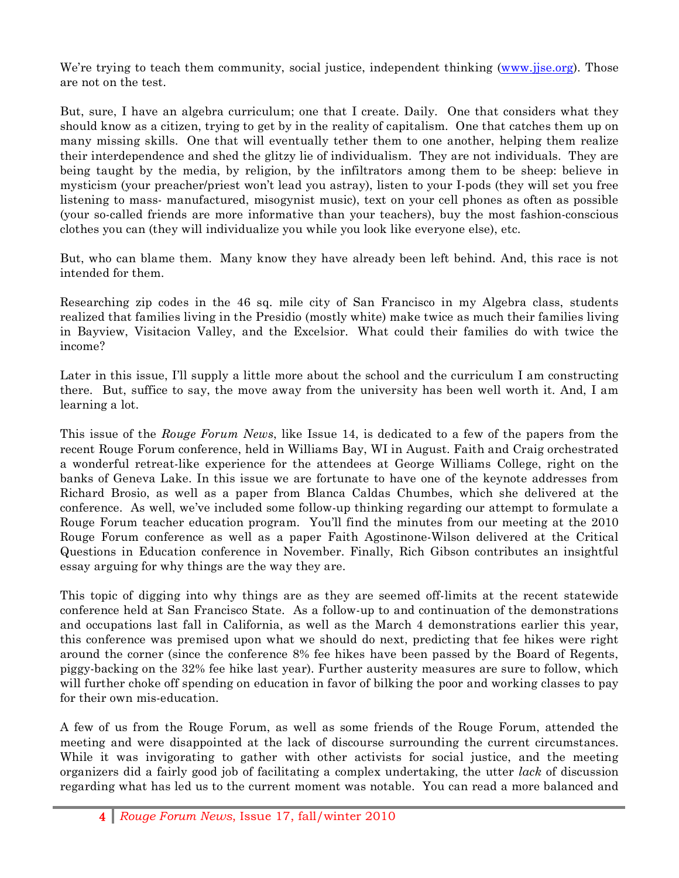We're trying to teach them community, social justice, independent thinking (www.jjse.org). Those are not on the test.

But, sure, I have an algebra curriculum; one that I create. Daily. One that considers what they should know as a citizen, trying to get by in the reality of capitalism. One that catches them up on many missing skills. One that will eventually tether them to one another, helping them realize their interdependence and shed the glitzy lie of individualism. They are not individuals. They are being taught by the media, by religion, by the infiltrators among them to be sheep: believe in mysticism (your preacher/priest won't lead you astray), listen to your I-pods (they will set you free listening to mass- manufactured, misogynist music), text on your cell phones as often as possible (your so-called friends are more informative than your teachers), buy the most fashion-conscious clothes you can (they will individualize you while you look like everyone else), etc.

But, who can blame them. Many know they have already been left behind. And, this race is not intended for them.

Researching zip codes in the 46 sq. mile city of San Francisco in my Algebra class, students realized that families living in the Presidio (mostly white) make twice as much their families living in Bayview, Visitacion Valley, and the Excelsior. What could their families do with twice the income?

Later in this issue, I'll supply a little more about the school and the curriculum I am constructing there. But, suffice to say, the move away from the university has been well worth it. And, I am learning a lot.

This issue of the *Rouge Forum News*, like Issue 14, is dedicated to a few of the papers from the recent Rouge Forum conference, held in Williams Bay, WI in August. Faith and Craig orchestrated a wonderful retreat-like experience for the attendees at George Williams College, right on the banks of Geneva Lake. In this issue we are fortunate to have one of the keynote addresses from Richard Brosio, as well as a paper from Blanca Caldas Chumbes, which she delivered at the conference. As well, we've included some follow-up thinking regarding our attempt to formulate a Rouge Forum teacher education program. You'll find the minutes from our meeting at the 2010 Rouge Forum conference as well as a paper Faith Agostinone-Wilson delivered at the Critical Questions in Education conference in November. Finally, Rich Gibson contributes an insightful essay arguing for why things are the way they are.

This topic of digging into why things are as they are seemed off-limits at the recent statewide conference held at San Francisco State. As a follow-up to and continuation of the demonstrations and occupations last fall in California, as well as the March 4 demonstrations earlier this year, this conference was premised upon what we should do next, predicting that fee hikes were right around the corner (since the conference 8% fee hikes have been passed by the Board of Regents, piggy-backing on the 32% fee hike last year). Further austerity measures are sure to follow, which will further choke off spending on education in favor of bilking the poor and working classes to pay for their own mis-education.

A few of us from the Rouge Forum, as well as some friends of the Rouge Forum, attended the meeting and were disappointed at the lack of discourse surrounding the current circumstances. While it was invigorating to gather with other activists for social justice, and the meeting organizers did a fairly good job of facilitating a complex undertaking, the utter *lack* of discussion regarding what has led us to the current moment was notable. You can read a more balanced and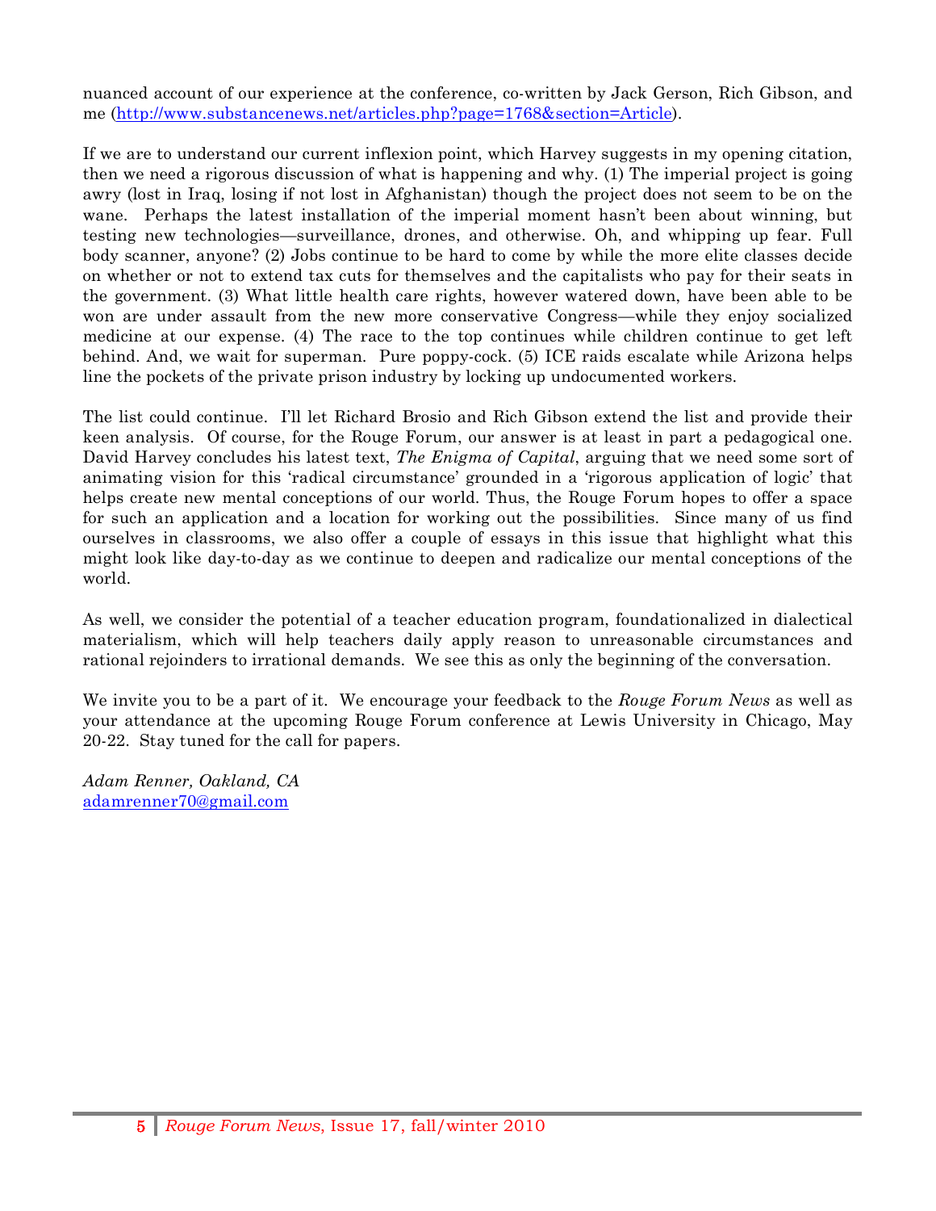nuanced account of our experience at the conference, co-written by Jack Gerson, Rich Gibson, and me (http://www.substancenews.net/articles.php?page=1768&section=Article).

If we are to understand our current inflexion point, which Harvey suggests in my opening citation, then we need a rigorous discussion of what is happening and why. (1) The imperial project is going awry (lost in Iraq, losing if not lost in Afghanistan) though the project does not seem to be on the wane. Perhaps the latest installation of the imperial moment hasn't been about winning, but testing new technologies—surveillance, drones, and otherwise. Oh, and whipping up fear. Full body scanner, anyone? (2) Jobs continue to be hard to come by while the more elite classes decide on whether or not to extend tax cuts for themselves and the capitalists who pay for their seats in the government. (3) What little health care rights, however watered down, have been able to be won are under assault from the new more conservative Congress—while they enjoy socialized medicine at our expense. (4) The race to the top continues while children continue to get left behind. And, we wait for superman. Pure poppy-cock. (5) ICE raids escalate while Arizona helps line the pockets of the private prison industry by locking up undocumented workers.

The list could continue. I'll let Richard Brosio and Rich Gibson extend the list and provide their keen analysis. Of course, for the Rouge Forum, our answer is at least in part a pedagogical one. David Harvey concludes his latest text, *The Enigma of Capital*, arguing that we need some sort of animating vision for this 'radical circumstance' grounded in a 'rigorous application of logic' that helps create new mental conceptions of our world. Thus, the Rouge Forum hopes to offer a space for such an application and a location for working out the possibilities. Since many of us find ourselves in classrooms, we also offer a couple of essays in this issue that highlight what this might look like day-to-day as we continue to deepen and radicalize our mental conceptions of the world.

As well, we consider the potential of a teacher education program, foundationalized in dialectical materialism, which will help teachers daily apply reason to unreasonable circumstances and rational rejoinders to irrational demands. We see this as only the beginning of the conversation.

We invite you to be a part of it. We encourage your feedback to the *Rouge Forum News* as well as your attendance at the upcoming Rouge Forum conference at Lewis University in Chicago, May 20-22. Stay tuned for the call for papers.

*Adam Renner, Oakland, CA*
adamrenner70@gmail.com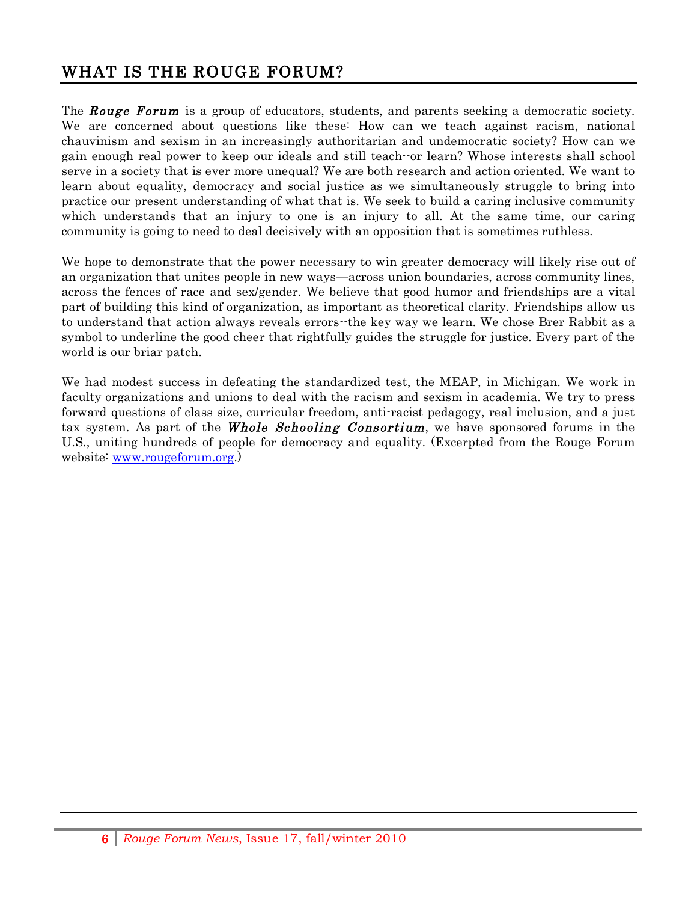## WHAT IS THE ROUGE FORUM?

The ***Rouge Forum*** is a group of educators, students, and parents seeking a democratic society. We are concerned about questions like these: How can we teach against racism, national chauvinism and sexism in an increasingly authoritarian and undemocratic society? How can we gain enough real power to keep our ideals and still teach--or learn? Whose interests shall school serve in a society that is ever more unequal? We are both research and action oriented. We want to learn about equality, democracy and social justice as we simultaneously struggle to bring into practice our present understanding of what that is. We seek to build a caring inclusive community which understands that an injury to one is an injury to all. At the same time, our caring community is going to need to deal decisively with an opposition that is sometimes ruthless.

We hope to demonstrate that the power necessary to win greater democracy will likely rise out of an organization that unites people in new ways—across union boundaries, across community lines, across the fences of race and sex/gender. We believe that good humor and friendships are a vital part of building this kind of organization, as important as theoretical clarity. Friendships allow us to understand that action always reveals errors--the key way we learn. We chose Brer Rabbit as a symbol to underline the good cheer that rightfully guides the struggle for justice. Every part of the world is our briar patch.

We had modest success in defeating the standardized test, the MEAP, in Michigan. We work in faculty organizations and unions to deal with the racism and sexism in academia. We try to press forward questions of class size, curricular freedom, anti-racist pedagogy, real inclusion, and a just tax system. As part of the ***Whole Schooling Consortium***, we have sponsored forums in the U.S., uniting hundreds of people for democracy and equality. (Excerpted from the Rouge Forum website: [www.rougeforum.org](http://www.rougeforum.org).)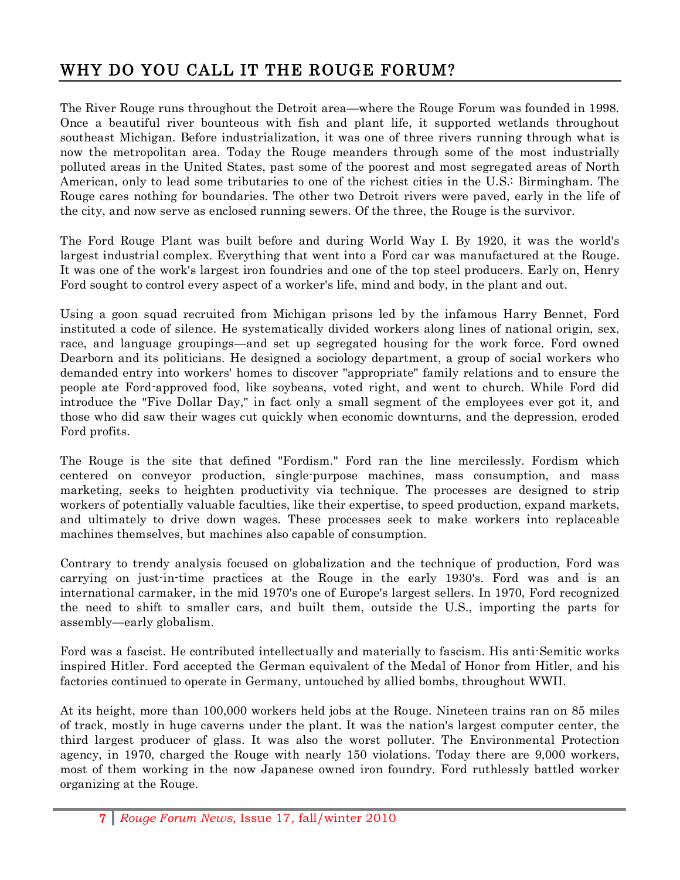## WHY DO YOU CALL IT THE ROUGE FORUM?

The River Rouge runs throughout the Detroit area—where the Rouge Forum was founded in 1998. Once a beautiful river bounteous with fish and plant life, it supported wetlands throughout southeast Michigan. Before industrialization, it was one of three rivers running through what is now the metropolitan area. Today the Rouge meanders through some of the most industrially polluted areas in the United States, past some of the poorest and most segregated areas of North American, only to lead some tributaries to one of the richest cities in the U.S.: Birmingham. The Rouge cares nothing for boundaries. The other two Detroit rivers were paved, early in the life of the city, and now serve as enclosed running sewers. Of the three, the Rouge is the survivor.

The Ford Rouge Plant was built before and during World Way I. By 1920, it was the world's largest industrial complex. Everything that went into a Ford car was manufactured at the Rouge. It was one of the work's largest iron foundries and one of the top steel producers. Early on, Henry Ford sought to control every aspect of a worker's life, mind and body, in the plant and out.

Using a goon squad recruited from Michigan prisons led by the infamous Harry Bennet, Ford instituted a code of silence. He systematically divided workers along lines of national origin, sex, race, and language groupings—and set up segregated housing for the work force. Ford owned Dearborn and its politicians. He designed a sociology department, a group of social workers who demanded entry into workers' homes to discover "appropriate" family relations and to ensure the people ate Ford-approved food, like soybeans, voted right, and went to church. While Ford did introduce the "Five Dollar Day," in fact only a small segment of the employees ever got it, and those who did saw their wages cut quickly when economic downturns, and the depression, eroded Ford profits.

The Rouge is the site that defined "Fordism." Ford ran the line mercilessly. Fordism which centered on conveyor production, single-purpose machines, mass consumption, and mass marketing, seeks to heighten productivity via technique. The processes are designed to strip workers of potentially valuable faculties, like their expertise, to speed production, expand markets, and ultimately to drive down wages. These processes seek to make workers into replaceable machines themselves, but machines also capable of consumption.

Contrary to trendy analysis focused on globalization and the technique of production, Ford was carrying on just-in-time practices at the Rouge in the early 1930's. Ford was and is an international carmaker, in the mid 1970's one of Europe's largest sellers. In 1970, Ford recognized the need to shift to smaller cars, and built them, outside the U.S., importing the parts for assembly—early globalism.

Ford was a fascist. He contributed intellectually and materially to fascism. His anti-Semitic works inspired Hitler. Ford accepted the German equivalent of the Medal of Honor from Hitler, and his factories continued to operate in Germany, untouched by allied bombs, throughout WWII.

At its height, more than 100,000 workers held jobs at the Rouge. Nineteen trains ran on 85 miles of track, mostly in huge caverns under the plant. It was the nation's largest computer center, the third largest producer of glass. It was also the worst polluter. The Environmental Protection agency, in 1970, charged the Rouge with nearly 150 violations. Today there are 9,000 workers, most of them working in the now Japanese owned iron foundry. Ford ruthlessly battled worker organizing at the Rouge.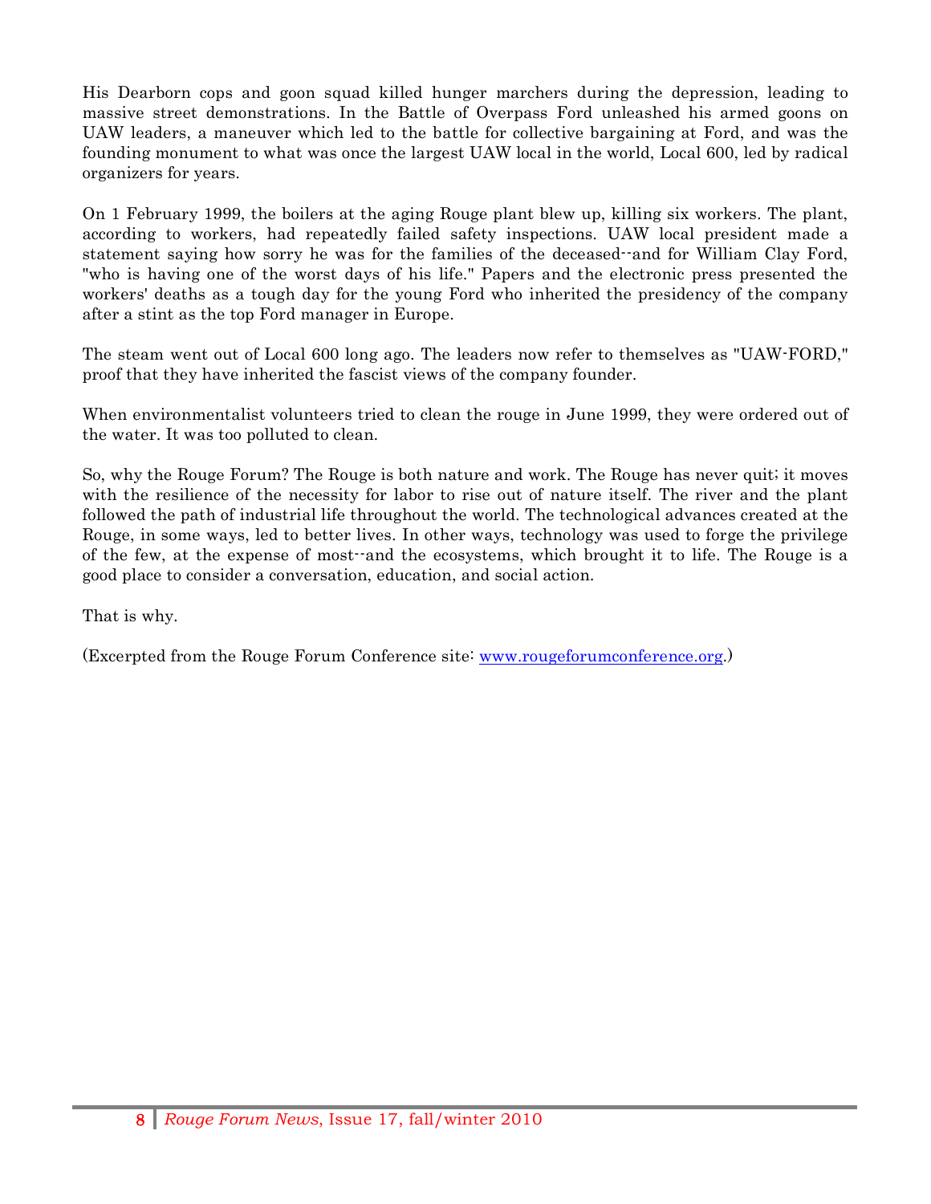His Dearborn cops and goon squad killed hunger marchers during the depression, leading to massive street demonstrations. In the Battle of Overpass Ford unleashed his armed goons on UAW leaders, a maneuver which led to the battle for collective bargaining at Ford, and was the founding monument to what was once the largest UAW local in the world, Local 600, led by radical organizers for years.

On 1 February 1999, the boilers at the aging Rouge plant blew up, killing six workers. The plant, according to workers, had repeatedly failed safety inspections. UAW local president made a statement saying how sorry he was for the families of the deceased--and for William Clay Ford, "who is having one of the worst days of his life." Papers and the electronic press presented the workers' deaths as a tough day for the young Ford who inherited the presidency of the company after a stint as the top Ford manager in Europe.

The steam went out of Local 600 long ago. The leaders now refer to themselves as "UAW-FORD," proof that they have inherited the fascist views of the company founder.

When environmentalist volunteers tried to clean the rouge in June 1999, they were ordered out of the water. It was too polluted to clean.

So, why the Rouge Forum? The Rouge is both nature and work. The Rouge has never quit; it moves with the resilience of the necessity for labor to rise out of nature itself. The river and the plant followed the path of industrial life throughout the world. The technological advances created at the Rouge, in some ways, led to better lives. In other ways, technology was used to forge the privilege of the few, at the expense of most--and the ecosystems, which brought it to life. The Rouge is a good place to consider a conversation, education, and social action.

That is why.

(Excerpted from the Rouge Forum Conference site: [www.rougeforumconference.org](http://www.rougeforumconference.org).)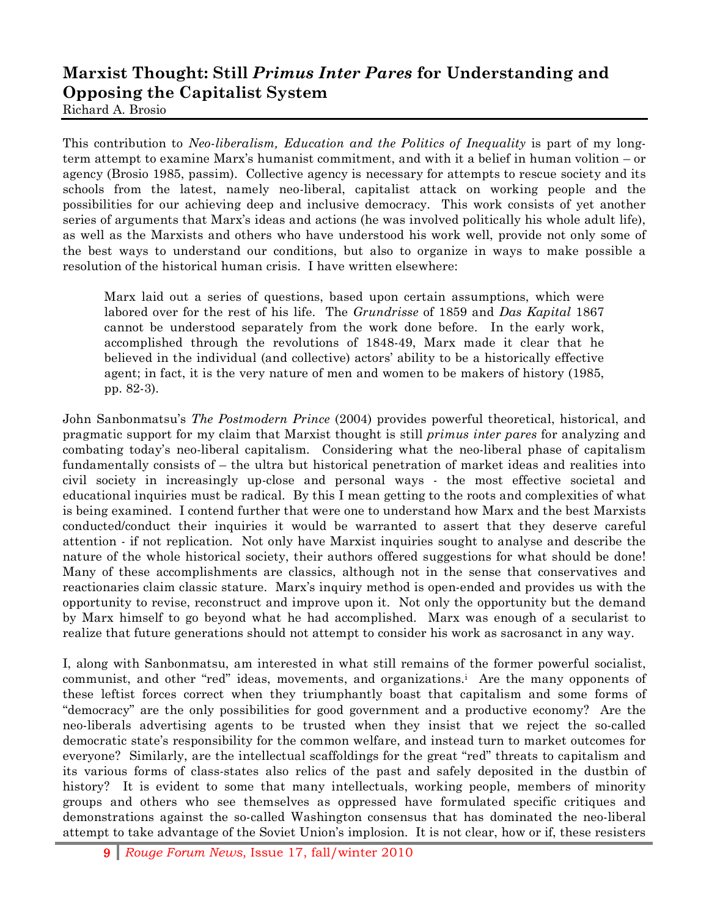# Marxist Thought: Still *Primus Inter Pares* for Understanding and Opposing the Capitalist System

Richard A. Brosio

This contribution to *Neo-liberalism, Education and the Politics of Inequality* is part of my long-term attempt to examine Marx's humanist commitment, and with it a belief in human volition – or agency (Brosio 1985, passim). Collective agency is necessary for attempts to rescue society and its schools from the latest, namely neo-liberal, capitalist attack on working people and the possibilities for our achieving deep and inclusive democracy. This work consists of yet another series of arguments that Marx's ideas and actions (he was involved politically his whole adult life), as well as the Marxists and others who have understood his work well, provide not only some of the best ways to understand our conditions, but also to organize in ways to make possible a resolution of the historical human crisis. I have written elsewhere:

> Marx laid out a series of questions, based upon certain assumptions, which were labored over for the rest of his life. The *Grundrisse* of 1859 and *Das Kapital* 1867 cannot be understood separately from the work done before. In the early work, accomplished through the revolutions of 1848-49, Marx made it clear that he believed in the individual (and collective) actors' ability to be a historically effective agent; in fact, it is the very nature of men and women to be makers of history (1985, pp. 82-3).

John Sanbonmatsu's *The Postmodern Prince* (2004) provides powerful theoretical, historical, and pragmatic support for my claim that Marxist thought is still *primus inter pares* for analyzing and combating today's neo-liberal capitalism. Considering what the neo-liberal phase of capitalism fundamentally consists of – the ultra but historical penetration of market ideas and realities into civil society in increasingly up-close and personal ways - the most effective societal and educational inquiries must be radical. By this I mean getting to the roots and complexities of what is being examined. I contend further that were one to understand how Marx and the best Marxists conducted/conduct their inquiries it would be warranted to assert that they deserve careful attention - if not replication. Not only have Marxist inquiries sought to analyse and describe the nature of the whole historical society, their authors offered suggestions for what should be done! Many of these accomplishments are classics, although not in the sense that conservatives and reactionaries claim classic stature. Marx's inquiry method is open-ended and provides us with the opportunity to revise, reconstruct and improve upon it. Not only the opportunity but the demand by Marx himself to go beyond what he had accomplished. Marx was enough of a secularist to realize that future generations should not attempt to consider his work as sacrosanct in any way.

I, along with Sanbonmatsu, am interested in what still remains of the former powerful socialist, communist, and other "red" ideas, movements, and organizations.[i] Are the many opponents of these leftist forces correct when they triumphantly boast that capitalism and some forms of "democracy" are the only possibilities for good government and a productive economy? Are the neo-liberals advertising agents to be trusted when they insist that we reject the so-called democratic state's responsibility for the common welfare, and instead turn to market outcomes for everyone? Similarly, are the intellectual scaffoldings for the great "red" threats to capitalism and its various forms of class-states also relics of the past and safely deposited in the dustbin of history? It is evident to some that many intellectuals, working people, members of minority groups and others who see themselves as oppressed have formulated specific critiques and demonstrations against the so-called Washington consensus that has dominated the neo-liberal attempt to take advantage of the Soviet Union's implosion. It is not clear, how or if, these resisters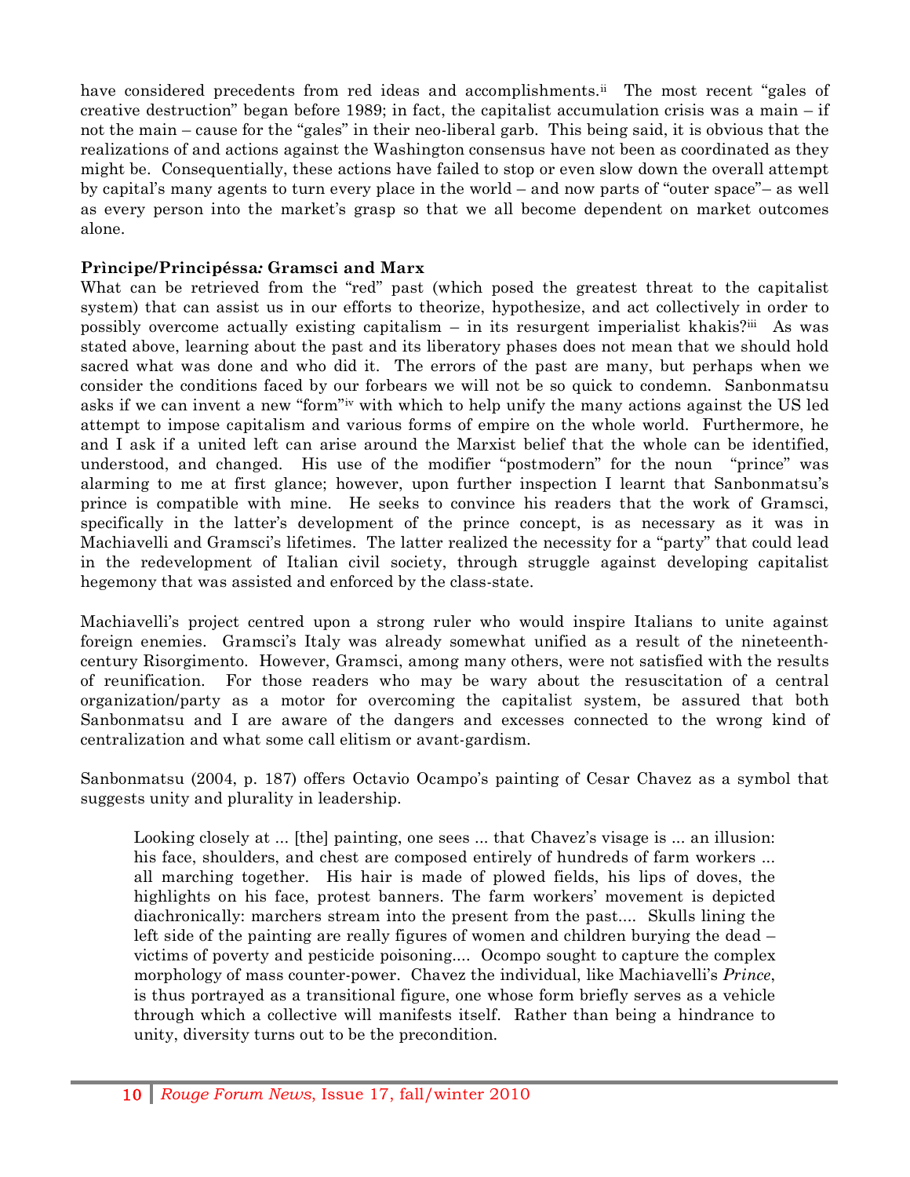have considered precedents from red ideas and accomplishments.[ii] The most recent "gales of creative destruction" began before 1989; in fact, the capitalist accumulation crisis was a main – if not the main – cause for the "gales" in their neo-liberal garb. This being said, it is obvious that the realizations of and actions against the Washington consensus have not been as coordinated as they might be. Consequentially, these actions have failed to stop or even slow down the overall attempt by capital's many agents to turn every place in the world – and now parts of "outer space"– as well as every person into the market's grasp so that we all become dependent on market outcomes alone.

**Prìncipe/Principéssa: Gramsci and Marx**

What can be retrieved from the "red" past (which posed the greatest threat to the capitalist system) that can assist us in our efforts to theorize, hypothesize, and act collectively in order to possibly overcome actually existing capitalism – in its resurgent imperialist khakis?[iii] As was stated above, learning about the past and its liberatory phases does not mean that we should hold sacred what was done and who did it. The errors of the past are many, but perhaps when we consider the conditions faced by our forbears we will not be so quick to condemn. Sanbonmatsu asks if we can invent a new "form"[iv] with which to help unify the many actions against the US led attempt to impose capitalism and various forms of empire on the whole world. Furthermore, he and I ask if a united left can arise around the Marxist belief that the whole can be identified, understood, and changed. His use of the modifier "postmodern" for the noun "prince" was alarming to me at first glance; however, upon further inspection I learnt that Sanbonmatsu's prince is compatible with mine. He seeks to convince his readers that the work of Gramsci, specifically in the latter's development of the prince concept, is as necessary as it was in Machiavelli and Gramsci's lifetimes. The latter realized the necessity for a "party" that could lead in the redevelopment of Italian civil society, through struggle against developing capitalist hegemony that was assisted and enforced by the class-state.

Machiavelli's project centred upon a strong ruler who would inspire Italians to unite against foreign enemies. Gramsci's Italy was already somewhat unified as a result of the nineteenth-century Risorgimento. However, Gramsci, among many others, were not satisfied with the results of reunification. For those readers who may be wary about the resuscitation of a central organization/party as a motor for overcoming the capitalist system, be assured that both Sanbonmatsu and I are aware of the dangers and excesses connected to the wrong kind of centralization and what some call elitism or avant-gardism.

Sanbonmatsu (2004, p. 187) offers Octavio Ocampo's painting of Cesar Chavez as a symbol that suggests unity and plurality in leadership.

> Looking closely at ... [the] painting, one sees ... that Chavez's visage is ... an illusion: his face, shoulders, and chest are composed entirely of hundreds of farm workers ... all marching together. His hair is made of plowed fields, his lips of doves, the highlights on his face, protest banners. The farm workers' movement is depicted diachronically: marchers stream into the present from the past.... Skulls lining the left side of the painting are really figures of women and children burying the dead – victims of poverty and pesticide poisoning.... Ocompo sought to capture the complex morphology of mass counter-power. Chavez the individual, like Machiavelli's *Prince*, is thus portrayed as a transitional figure, one whose form briefly serves as a vehicle through which a collective will manifests itself. Rather than being a hindrance to unity, diversity turns out to be the precondition.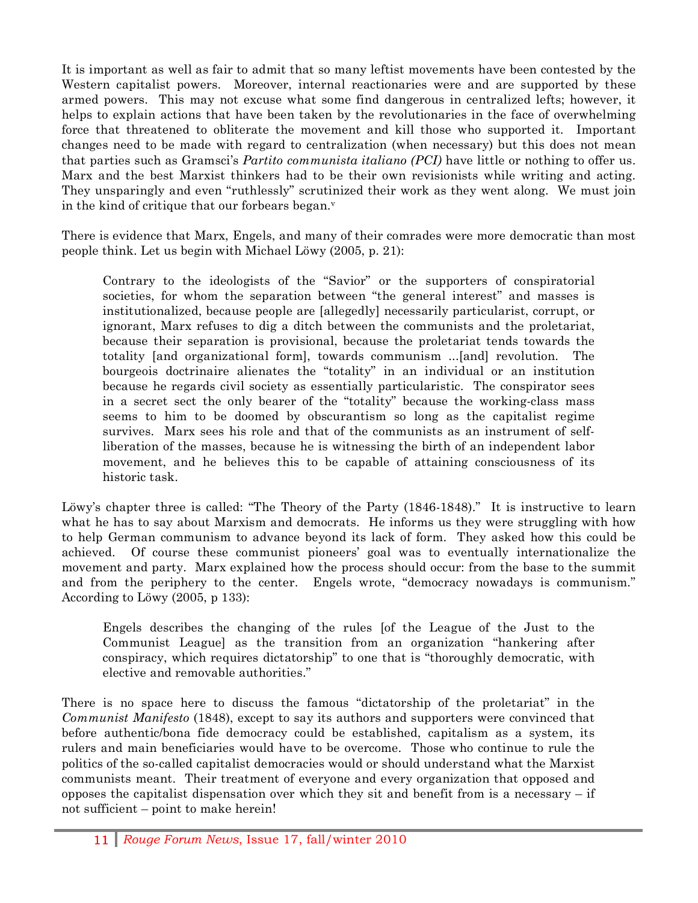It is important as well as fair to admit that so many leftist movements have been contested by the Western capitalist powers. Moreover, internal reactionaries were and are supported by these armed powers. This may not excuse what some find dangerous in centralized lefts; however, it helps to explain actions that have been taken by the revolutionaries in the face of overwhelming force that threatened to obliterate the movement and kill those who supported it. Important changes need to be made with regard to centralization (when necessary) but this does not mean that parties such as Gramsci's *Partito communista italiano (PCI)* have little or nothing to offer us. Marx and the best Marxist thinkers had to be their own revisionists while writing and acting. They unsparingly and even "ruthlessly" scrutinized their work as they went along. We must join in the kind of critique that our forbears began.[v]

There is evidence that Marx, Engels, and many of their comrades were more democratic than most people think. Let us begin with Michael Löwy (2005, p. 21):

> Contrary to the ideologists of the "Savior" or the supporters of conspiratorial societies, for whom the separation between "the general interest" and masses is institutionalized, because people are [allegedly] necessarily particularist, corrupt, or ignorant, Marx refuses to dig a ditch between the communists and the proletariat, because their separation is provisional, because the proletariat tends towards the totality [and organizational form], towards communism ...[and] revolution. The bourgeois doctrinaire alienates the "totality" in an individual or an institution because he regards civil society as essentially particularistic. The conspirator sees in a secret sect the only bearer of the "totality" because the working-class mass seems to him to be doomed by obscurantism so long as the capitalist regime survives. Marx sees his role and that of the communists as an instrument of self-liberation of the masses, because he is witnessing the birth of an independent labor movement, and he believes this to be capable of attaining consciousness of its historic task.

Löwy's chapter three is called: "The Theory of the Party (1846-1848)." It is instructive to learn what he has to say about Marxism and democrats. He informs us they were struggling with how to help German communism to advance beyond its lack of form. They asked how this could be achieved. Of course these communist pioneers' goal was to eventually internationalize the movement and party. Marx explained how the process should occur: from the base to the summit and from the periphery to the center. Engels wrote, "democracy nowadays is communism." According to Löwy (2005, p 133):

> Engels describes the changing of the rules [of the League of the Just to the Communist League] as the transition from an organization "hankering after conspiracy, which requires dictatorship" to one that is "thoroughly democratic, with elective and removable authorities."

There is no space here to discuss the famous "dictatorship of the proletariat" in the *Communist Manifesto* (1848), except to say its authors and supporters were convinced that before authentic/bona fide democracy could be established, capitalism as a system, its rulers and main beneficiaries would have to be overcome. Those who continue to rule the politics of the so-called capitalist democracies would or should understand what the Marxist communists meant. Their treatment of everyone and every organization that opposed and opposes the capitalist dispensation over which they sit and benefit from is a necessary – if not sufficient – point to make herein!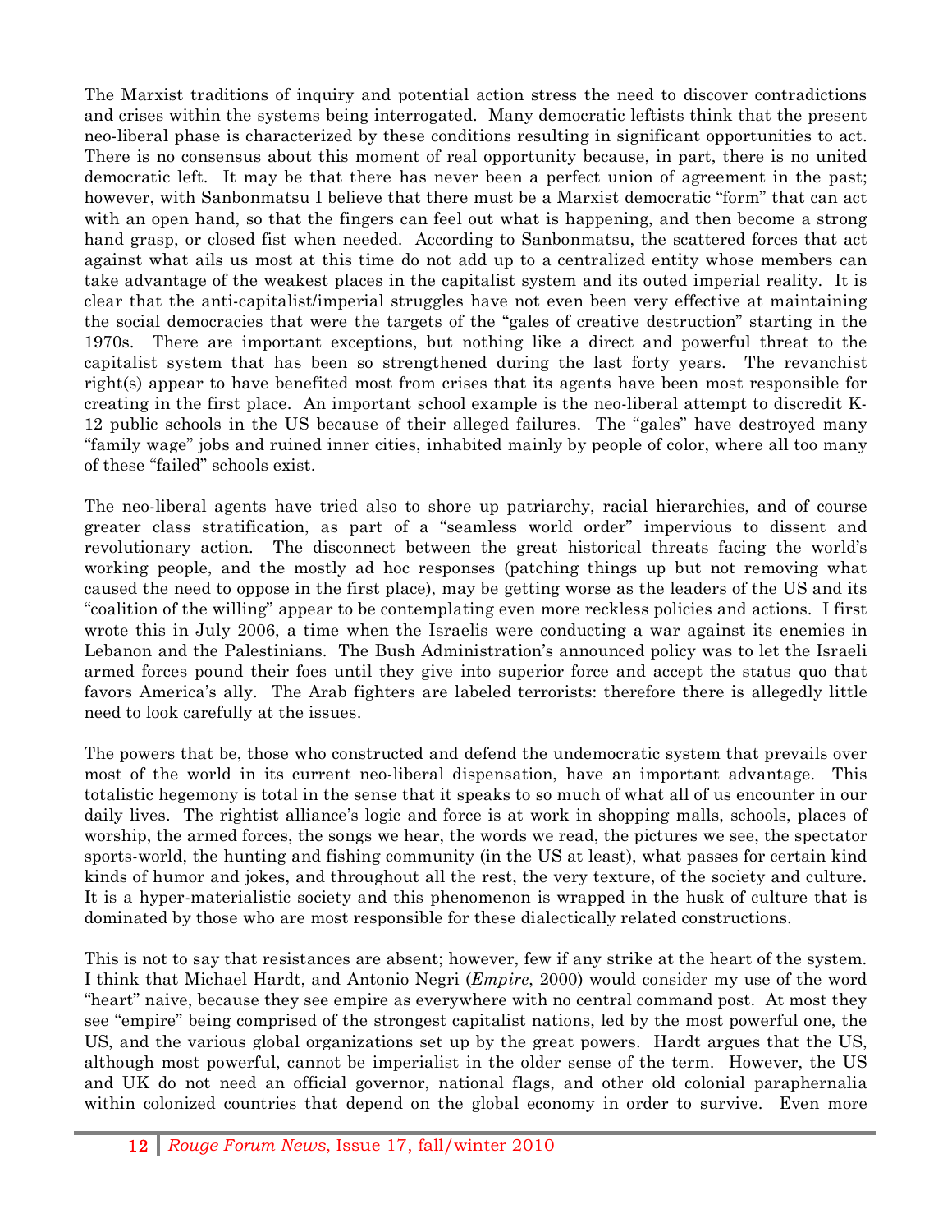The Marxist traditions of inquiry and potential action stress the need to discover contradictions and crises within the systems being interrogated. Many democratic leftists think that the present neo-liberal phase is characterized by these conditions resulting in significant opportunities to act. There is no consensus about this moment of real opportunity because, in part, there is no united democratic left. It may be that there has never been a perfect union of agreement in the past; however, with Sanbonmatsu I believe that there must be a Marxist democratic "form" that can act with an open hand, so that the fingers can feel out what is happening, and then become a strong hand grasp, or closed fist when needed. According to Sanbonmatsu, the scattered forces that act against what ails us most at this time do not add up to a centralized entity whose members can take advantage of the weakest places in the capitalist system and its outed imperial reality. It is clear that the anti-capitalist/imperial struggles have not even been very effective at maintaining the social democracies that were the targets of the "gales of creative destruction" starting in the 1970s. There are important exceptions, but nothing like a direct and powerful threat to the capitalist system that has been so strengthened during the last forty years. The revanchist right(s) appear to have benefited most from crises that its agents have been most responsible for creating in the first place. An important school example is the neo-liberal attempt to discredit K-12 public schools in the US because of their alleged failures. The "gales" have destroyed many "family wage" jobs and ruined inner cities, inhabited mainly by people of color, where all too many of these "failed" schools exist.

The neo-liberal agents have tried also to shore up patriarchy, racial hierarchies, and of course greater class stratification, as part of a "seamless world order" impervious to dissent and revolutionary action. The disconnect between the great historical threats facing the world's working people, and the mostly ad hoc responses (patching things up but not removing what caused the need to oppose in the first place), may be getting worse as the leaders of the US and its "coalition of the willing" appear to be contemplating even more reckless policies and actions. I first wrote this in July 2006, a time when the Israelis were conducting a war against its enemies in Lebanon and the Palestinians. The Bush Administration's announced policy was to let the Israeli armed forces pound their foes until they give into superior force and accept the status quo that favors America's ally. The Arab fighters are labeled terrorists: therefore there is allegedly little need to look carefully at the issues.

The powers that be, those who constructed and defend the undemocratic system that prevails over most of the world in its current neo-liberal dispensation, have an important advantage. This totalistic hegemony is total in the sense that it speaks to so much of what all of us encounter in our daily lives. The rightist alliance's logic and force is at work in shopping malls, schools, places of worship, the armed forces, the songs we hear, the words we read, the pictures we see, the spectator sports-world, the hunting and fishing community (in the US at least), what passes for certain kind kinds of humor and jokes, and throughout all the rest, the very texture, of the society and culture. It is a hyper-materialistic society and this phenomenon is wrapped in the husk of culture that is dominated by those who are most responsible for these dialectically related constructions.

This is not to say that resistances are absent; however, few if any strike at the heart of the system. I think that Michael Hardt, and Antonio Negri (*Empire*, 2000) would consider my use of the word "heart" naive, because they see empire as everywhere with no central command post. At most they see "empire" being comprised of the strongest capitalist nations, led by the most powerful one, the US, and the various global organizations set up by the great powers. Hardt argues that the US, although most powerful, cannot be imperialist in the older sense of the term. However, the US and UK do not need an official governor, national flags, and other old colonial paraphernalia within colonized countries that depend on the global economy in order to survive. Even more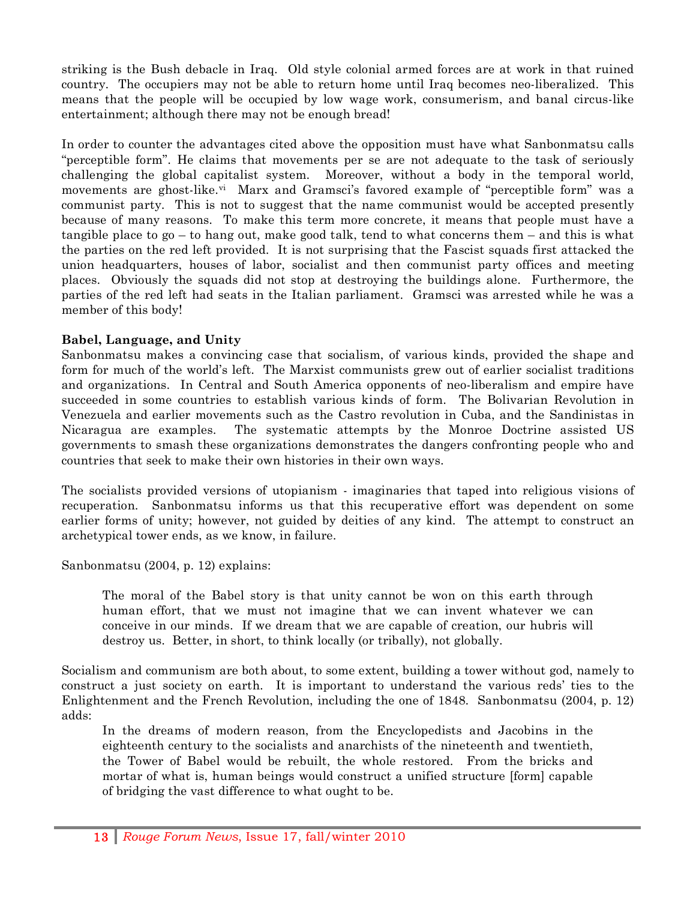striking is the Bush debacle in Iraq. Old style colonial armed forces are at work in that ruined country. The occupiers may not be able to return home until Iraq becomes neo-liberalized. This means that the people will be occupied by low wage work, consumerism, and banal circus-like entertainment; although there may not be enough bread!

In order to counter the advantages cited above the opposition must have what Sanbonmatsu calls "perceptible form". He claims that movements per se are not adequate to the task of seriously challenging the global capitalist system. Moreover, without a body in the temporal world, movements are ghost-like.[vi] Marx and Gramsci's favored example of "perceptible form" was a communist party. This is not to suggest that the name communist would be accepted presently because of many reasons. To make this term more concrete, it means that people must have a tangible place to go – to hang out, make good talk, tend to what concerns them – and this is what the parties on the red left provided. It is not surprising that the Fascist squads first attacked the union headquarters, houses of labor, socialist and then communist party offices and meeting places. Obviously the squads did not stop at destroying the buildings alone. Furthermore, the parties of the red left had seats in the Italian parliament. Gramsci was arrested while he was a member of this body!

**Babel, Language, and Unity**

Sanbonmatsu makes a convincing case that socialism, of various kinds, provided the shape and form for much of the world's left. The Marxist communists grew out of earlier socialist traditions and organizations. In Central and South America opponents of neo-liberalism and empire have succeeded in some countries to establish various kinds of form. The Bolivarian Revolution in Venezuela and earlier movements such as the Castro revolution in Cuba, and the Sandinistas in Nicaragua are examples. The systematic attempts by the Monroe Doctrine assisted US governments to smash these organizations demonstrates the dangers confronting people who and countries that seek to make their own histories in their own ways.

The socialists provided versions of utopianism - imaginaries that taped into religious visions of recuperation. Sanbonmatsu informs us that this recuperative effort was dependent on some earlier forms of unity; however, not guided by deities of any kind. The attempt to construct an archetypical tower ends, as we know, in failure.

Sanbonmatsu (2004, p. 12) explains:

> The moral of the Babel story is that unity cannot be won on this earth through human effort, that we must not imagine that we can invent whatever we can conceive in our minds. If we dream that we are capable of creation, our hubris will destroy us. Better, in short, to think locally (or tribally), not globally.

Socialism and communism are both about, to some extent, building a tower without god, namely to construct a just society on earth. It is important to understand the various reds' ties to the Enlightenment and the French Revolution, including the one of 1848. Sanbonmatsu (2004, p. 12) adds:

> In the dreams of modern reason, from the Encyclopedists and Jacobins in the eighteenth century to the socialists and anarchists of the nineteenth and twentieth, the Tower of Babel would be rebuilt, the whole restored. From the bricks and mortar of what is, human beings would construct a unified structure [form] capable of bridging the vast difference to what ought to be.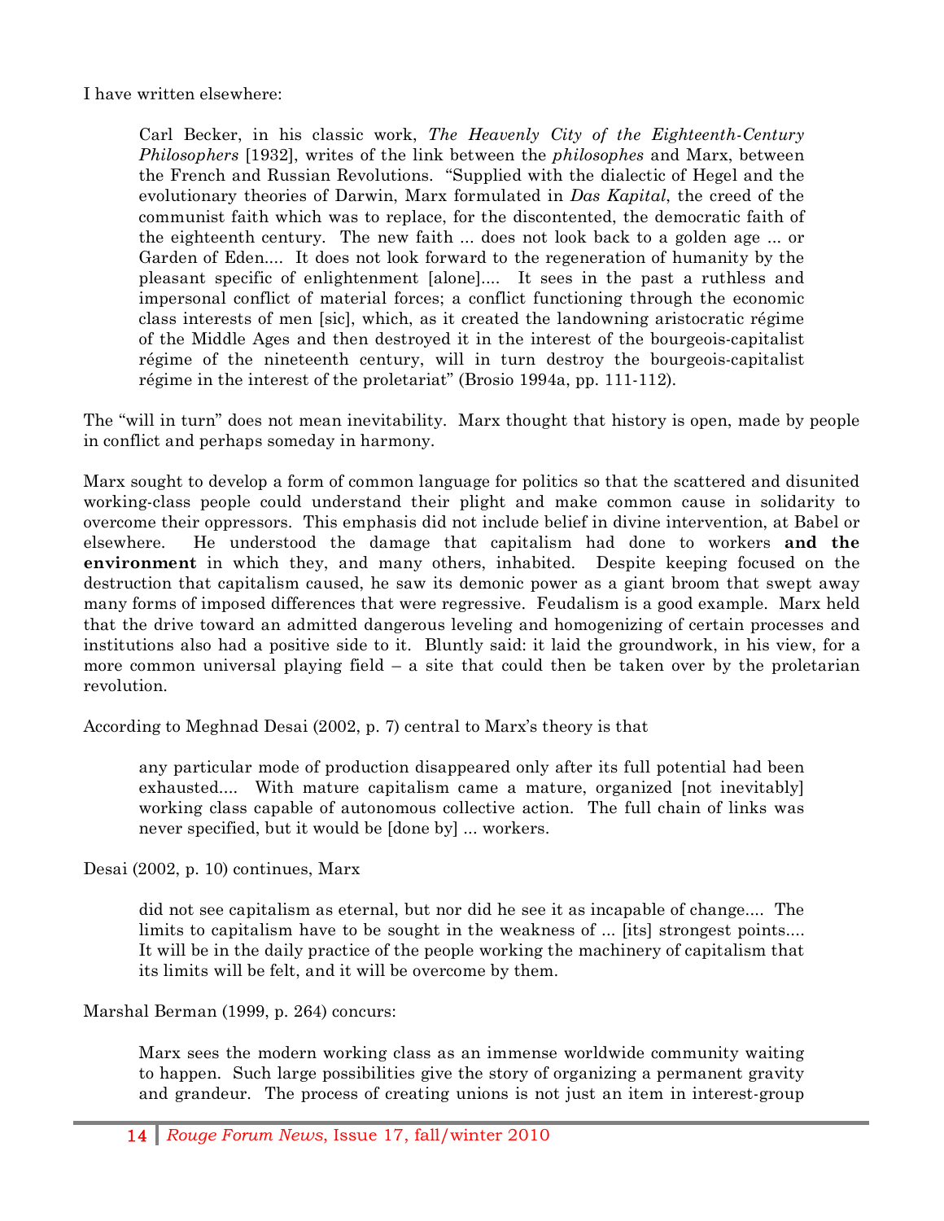I have written elsewhere:

> Carl Becker, in his classic work, *The Heavenly City of the Eighteenth-Century Philosophers* [1932], writes of the link between the *philosophes* and Marx, between the French and Russian Revolutions. "Supplied with the dialectic of Hegel and the evolutionary theories of Darwin, Marx formulated in *Das Kapital*, the creed of the communist faith which was to replace, for the discontented, the democratic faith of the eighteenth century. The new faith ... does not look back to a golden age ... or Garden of Eden.... It does not look forward to the regeneration of humanity by the pleasant specific of enlightenment [alone].... It sees in the past a ruthless and impersonal conflict of material forces; a conflict functioning through the economic class interests of men [sic], which, as it created the landowning aristocratic régime of the Middle Ages and then destroyed it in the interest of the bourgeois-capitalist régime of the nineteenth century, will in turn destroy the bourgeois-capitalist régime in the interest of the proletariat" (Brosio 1994a, pp. 111-112).

The "will in turn" does not mean inevitability. Marx thought that history is open, made by people in conflict and perhaps someday in harmony.

Marx sought to develop a form of common language for politics so that the scattered and disunited working-class people could understand their plight and make common cause in solidarity to overcome their oppressors. This emphasis did not include belief in divine intervention, at Babel or elsewhere. He understood the damage that capitalism had done to workers **and the environment** in which they, and many others, inhabited. Despite keeping focused on the destruction that capitalism caused, he saw its demonic power as a giant broom that swept away many forms of imposed differences that were regressive. Feudalism is a good example. Marx held that the drive toward an admitted dangerous leveling and homogenizing of certain processes and institutions also had a positive side to it. Bluntly said: it laid the groundwork, in his view, for a more common universal playing field – a site that could then be taken over by the proletarian revolution.

According to Meghnad Desai (2002, p. 7) central to Marx's theory is that

> any particular mode of production disappeared only after its full potential had been exhausted.... With mature capitalism came a mature, organized [not inevitably] working class capable of autonomous collective action. The full chain of links was never specified, but it would be [done by] ... workers.

Desai (2002, p. 10) continues, Marx

> did not see capitalism as eternal, but nor did he see it as incapable of change.... The limits to capitalism have to be sought in the weakness of ... [its] strongest points.... It will be in the daily practice of the people working the machinery of capitalism that its limits will be felt, and it will be overcome by them.

Marshal Berman (1999, p. 264) concurs:

> Marx sees the modern working class as an immense worldwide community waiting to happen. Such large possibilities give the story of organizing a permanent gravity and grandeur. The process of creating unions is not just an item in interest-group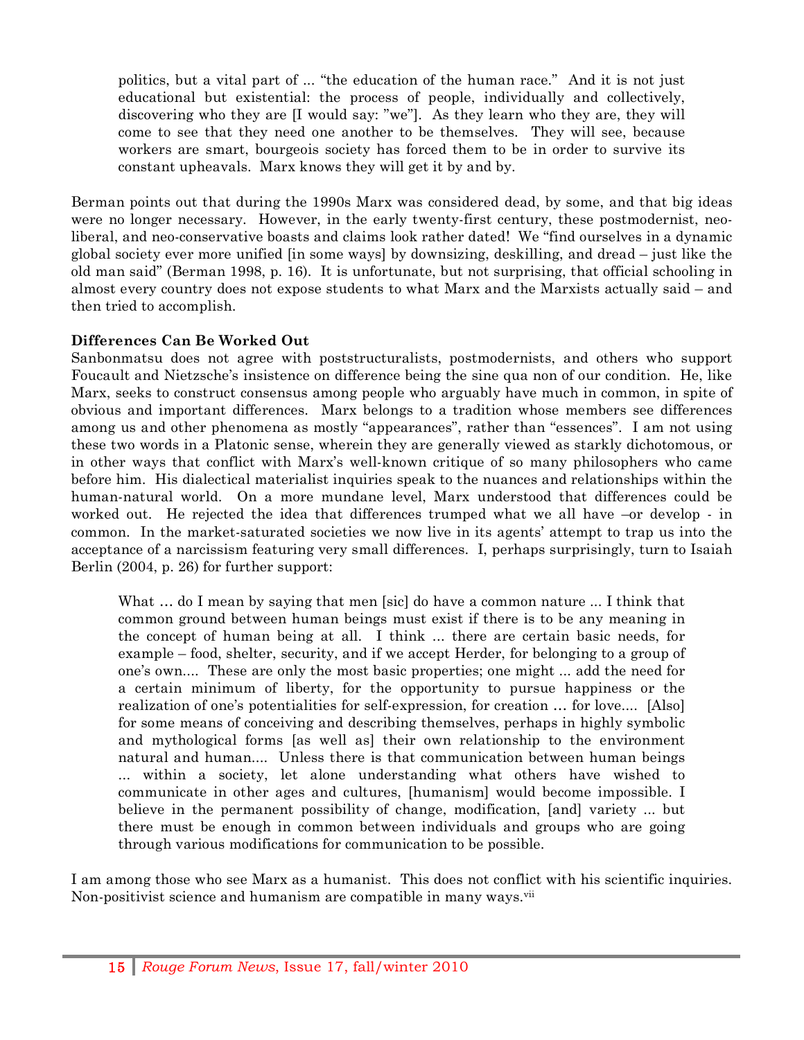> politics, but a vital part of ... "the education of the human race." And it is not just educational but existential: the process of people, individually and collectively, discovering who they are [I would say: "we"]. As they learn who they are, they will come to see that they need one another to be themselves. They will see, because workers are smart, bourgeois society has forced them to be in order to survive its constant upheavals. Marx knows they will get it by and by.

Berman points out that during the 1990s Marx was considered dead, by some, and that big ideas were no longer necessary. However, in the early twenty-first century, these postmodernist, neo-liberal, and neo-conservative boasts and claims look rather dated! We "find ourselves in a dynamic global society ever more unified [in some ways] by downsizing, deskilling, and dread – just like the old man said" (Berman 1998, p. 16). It is unfortunate, but not surprising, that official schooling in almost every country does not expose students to what Marx and the Marxists actually said – and then tried to accomplish.

**Differences Can Be Worked Out**

Sanbonmatsu does not agree with poststructuralists, postmodernists, and others who support Foucault and Nietzsche's insistence on difference being the sine qua non of our condition. He, like Marx, seeks to construct consensus among people who arguably have much in common, in spite of obvious and important differences. Marx belongs to a tradition whose members see differences among us and other phenomena as mostly "appearances", rather than "essences". I am not using these two words in a Platonic sense, wherein they are generally viewed as starkly dichotomous, or in other ways that conflict with Marx's well-known critique of so many philosophers who came before him. His dialectical materialist inquiries speak to the nuances and relationships within the human-natural world. On a more mundane level, Marx understood that differences could be worked out. He rejected the idea that differences trumped what we all have –or develop - in common. In the market-saturated societies we now live in its agents' attempt to trap us into the acceptance of a narcissism featuring very small differences. I, perhaps surprisingly, turn to Isaiah Berlin (2004, p. 26) for further support:

> What … do I mean by saying that men [sic] do have a common nature ... I think that common ground between human beings must exist if there is to be any meaning in the concept of human being at all. I think ... there are certain basic needs, for example – food, shelter, security, and if we accept Herder, for belonging to a group of one's own.... These are only the most basic properties; one might ... add the need for a certain minimum of liberty, for the opportunity to pursue happiness or the realization of one's potentialities for self-expression, for creation … for love.... [Also] for some means of conceiving and describing themselves, perhaps in highly symbolic and mythological forms [as well as] their own relationship to the environment natural and human.... Unless there is that communication between human beings ... within a society, let alone understanding what others have wished to communicate in other ages and cultures, [humanism] would become impossible. I believe in the permanent possibility of change, modification, [and] variety ... but there must be enough in common between individuals and groups who are going through various modifications for communication to be possible.

I am among those who see Marx as a humanist. This does not conflict with his scientific inquiries. Non-positivist science and humanism are compatible in many ways.[vii]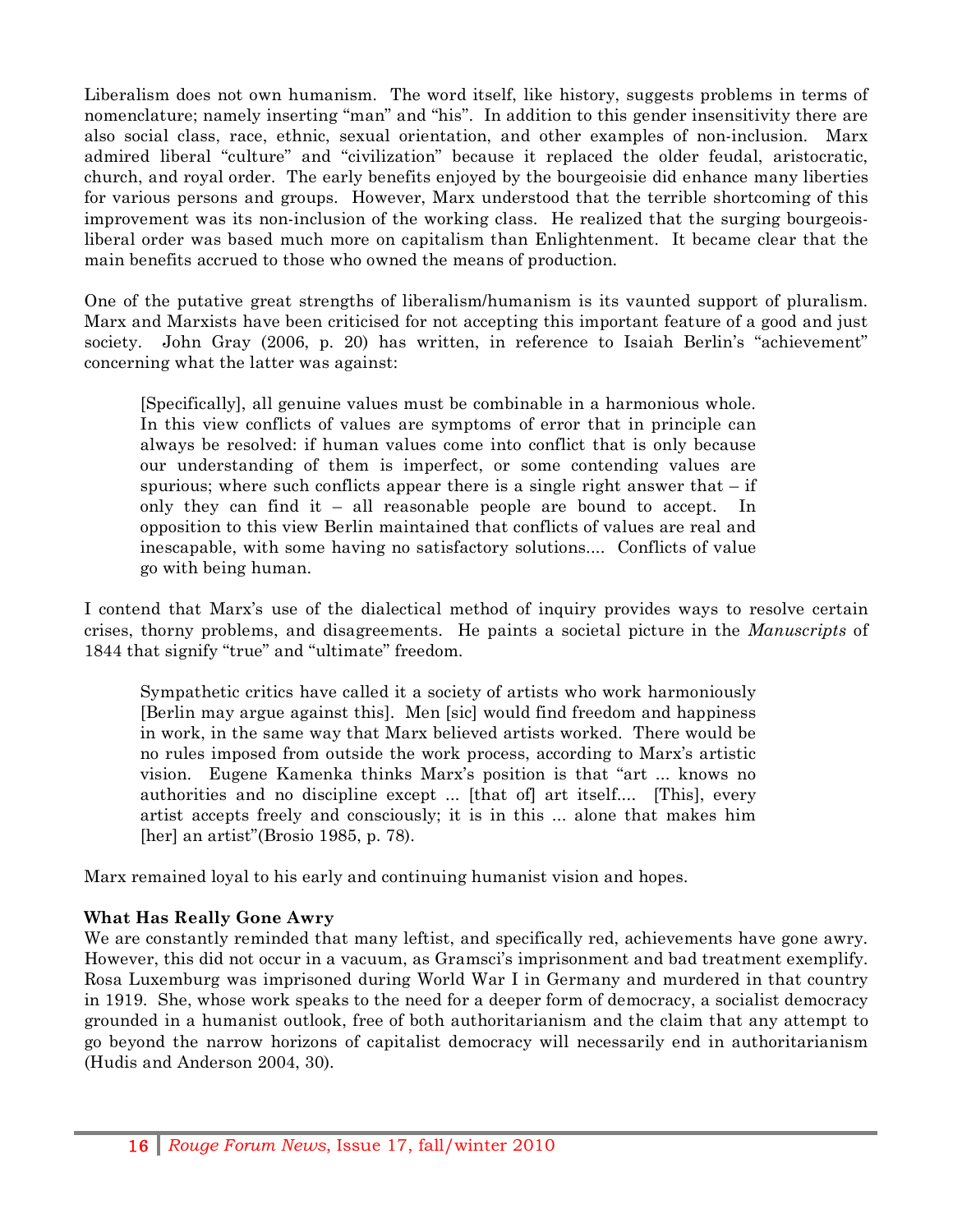Liberalism does not own humanism. The word itself, like history, suggests problems in terms of nomenclature; namely inserting "man" and "his". In addition to this gender insensitivity there are also social class, race, ethnic, sexual orientation, and other examples of non-inclusion. Marx admired liberal "culture" and "civilization" because it replaced the older feudal, aristocratic, church, and royal order. The early benefits enjoyed by the bourgeoisie did enhance many liberties for various persons and groups. However, Marx understood that the terrible shortcoming of this improvement was its non-inclusion of the working class. He realized that the surging bourgeois-liberal order was based much more on capitalism than Enlightenment. It became clear that the main benefits accrued to those who owned the means of production.

One of the putative great strengths of liberalism/humanism is its vaunted support of pluralism. Marx and Marxists have been criticised for not accepting this important feature of a good and just society. John Gray (2006, p. 20) has written, in reference to Isaiah Berlin's "achievement" concerning what the latter was against:

> [Specifically], all genuine values must be combinable in a harmonious whole. In this view conflicts of values are symptoms of error that in principle can always be resolved: if human values come into conflict that is only because our understanding of them is imperfect, or some contending values are spurious; where such conflicts appear there is a single right answer that – if only they can find it – all reasonable people are bound to accept. In opposition to this view Berlin maintained that conflicts of values are real and inescapable, with some having no satisfactory solutions.... Conflicts of value go with being human.

I contend that Marx's use of the dialectical method of inquiry provides ways to resolve certain crises, thorny problems, and disagreements. He paints a societal picture in the *Manuscripts* of 1844 that signify "true" and "ultimate" freedom.

> Sympathetic critics have called it a society of artists who work harmoniously [Berlin may argue against this]. Men [sic] would find freedom and happiness in work, in the same way that Marx believed artists worked. There would be no rules imposed from outside the work process, according to Marx's artistic vision. Eugene Kamenka thinks Marx's position is that "art ... knows no authorities and no discipline except ... [that of] art itself.... [This], every artist accepts freely and consciously; it is in this ... alone that makes him [her] an artist"(Brosio 1985, p. 78).

Marx remained loyal to his early and continuing humanist vision and hopes.

**What Has Really Gone Awry**

We are constantly reminded that many leftist, and specifically red, achievements have gone awry. However, this did not occur in a vacuum, as Gramsci's imprisonment and bad treatment exemplify. Rosa Luxemburg was imprisoned during World War I in Germany and murdered in that country in 1919. She, whose work speaks to the need for a deeper form of democracy, a socialist democracy grounded in a humanist outlook, free of both authoritarianism and the claim that any attempt to go beyond the narrow horizons of capitalist democracy will necessarily end in authoritarianism (Hudis and Anderson 2004, 30).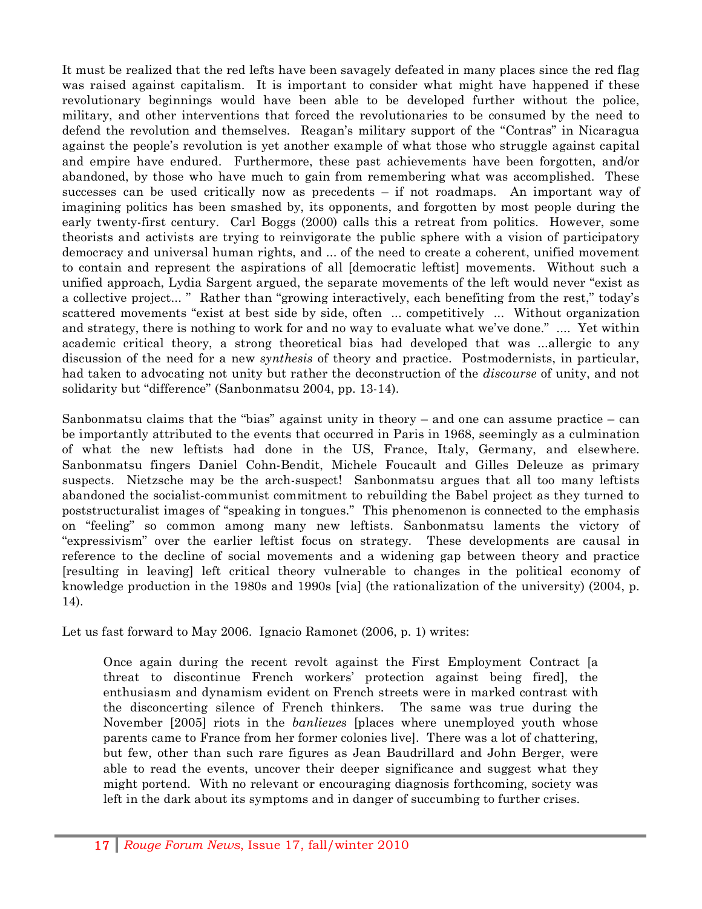It must be realized that the red lefts have been savagely defeated in many places since the red flag was raised against capitalism. It is important to consider what might have happened if these revolutionary beginnings would have been able to be developed further without the police, military, and other interventions that forced the revolutionaries to be consumed by the need to defend the revolution and themselves. Reagan's military support of the "Contras" in Nicaragua against the people's revolution is yet another example of what those who struggle against capital and empire have endured. Furthermore, these past achievements have been forgotten, and/or abandoned, by those who have much to gain from remembering what was accomplished. These successes can be used critically now as precedents – if not roadmaps. An important way of imagining politics has been smashed by, its opponents, and forgotten by most people during the early twenty-first century. Carl Boggs (2000) calls this a retreat from politics. However, some theorists and activists are trying to reinvigorate the public sphere with a vision of participatory democracy and universal human rights, and ... of the need to create a coherent, unified movement to contain and represent the aspirations of all [democratic leftist] movements. Without such a unified approach, Lydia Sargent argued, the separate movements of the left would never "exist as a collective project... " Rather than "growing interactively, each benefiting from the rest," today's scattered movements "exist at best side by side, often ... competitively ... Without organization and strategy, there is nothing to work for and no way to evaluate what we've done." .... Yet within academic critical theory, a strong theoretical bias had developed that was ...allergic to any discussion of the need for a new *synthesis* of theory and practice. Postmodernists, in particular, had taken to advocating not unity but rather the deconstruction of the *discourse* of unity, and not solidarity but "difference" (Sanbonmatsu 2004, pp. 13-14).

Sanbonmatsu claims that the "bias" against unity in theory – and one can assume practice – can be importantly attributed to the events that occurred in Paris in 1968, seemingly as a culmination of what the new leftists had done in the US, France, Italy, Germany, and elsewhere. Sanbonmatsu fingers Daniel Cohn-Bendit, Michele Foucault and Gilles Deleuze as primary suspects. Nietzsche may be the arch-suspect! Sanbonmatsu argues that all too many leftists abandoned the socialist-communist commitment to rebuilding the Babel project as they turned to poststructuralist images of "speaking in tongues." This phenomenon is connected to the emphasis on "feeling" so common among many new leftists. Sanbonmatsu laments the victory of "expressivism" over the earlier leftist focus on strategy. These developments are causal in reference to the decline of social movements and a widening gap between theory and practice [resulting in leaving] left critical theory vulnerable to changes in the political economy of knowledge production in the 1980s and 1990s [via] (the rationalization of the university) (2004, p. 14).

Let us fast forward to May 2006. Ignacio Ramonet (2006, p. 1) writes:

> Once again during the recent revolt against the First Employment Contract [a threat to discontinue French workers' protection against being fired], the enthusiasm and dynamism evident on French streets were in marked contrast with the disconcerting silence of French thinkers. The same was true during the November [2005] riots in the *banlieues* [places where unemployed youth whose parents came to France from her former colonies live]. There was a lot of chattering, but few, other than such rare figures as Jean Baudrillard and John Berger, were able to read the events, uncover their deeper significance and suggest what they might portend. With no relevant or encouraging diagnosis forthcoming, society was left in the dark about its symptoms and in danger of succumbing to further crises.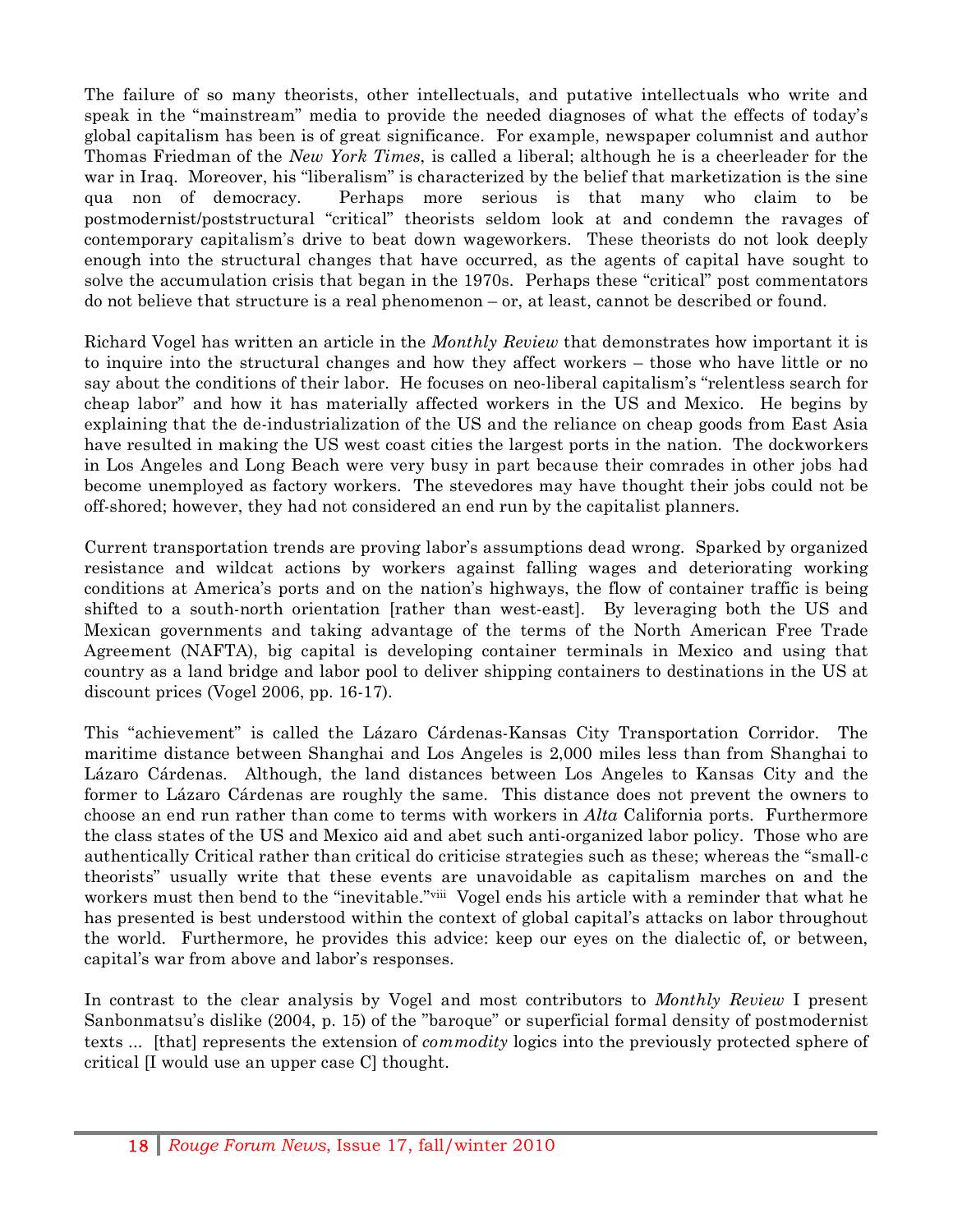The failure of so many theorists, other intellectuals, and putative intellectuals who write and speak in the "mainstream" media to provide the needed diagnoses of what the effects of today's global capitalism has been is of great significance. For example, newspaper columnist and author Thomas Friedman of the *New York Times*, is called a liberal; although he is a cheerleader for the war in Iraq. Moreover, his "liberalism" is characterized by the belief that marketization is the sine qua non of democracy. Perhaps more serious is that many who claim to be postmodernist/poststructural "critical" theorists seldom look at and condemn the ravages of contemporary capitalism's drive to beat down wageworkers. These theorists do not look deeply enough into the structural changes that have occurred, as the agents of capital have sought to solve the accumulation crisis that began in the 1970s. Perhaps these "critical" post commentators do not believe that structure is a real phenomenon – or, at least, cannot be described or found.

Richard Vogel has written an article in the *Monthly Review* that demonstrates how important it is to inquire into the structural changes and how they affect workers – those who have little or no say about the conditions of their labor. He focuses on neo-liberal capitalism's "relentless search for cheap labor" and how it has materially affected workers in the US and Mexico. He begins by explaining that the de-industrialization of the US and the reliance on cheap goods from East Asia have resulted in making the US west coast cities the largest ports in the nation. The dockworkers in Los Angeles and Long Beach were very busy in part because their comrades in other jobs had become unemployed as factory workers. The stevedores may have thought their jobs could not be off-shored; however, they had not considered an end run by the capitalist planners.

Current transportation trends are proving labor's assumptions dead wrong. Sparked by organized resistance and wildcat actions by workers against falling wages and deteriorating working conditions at America's ports and on the nation's highways, the flow of container traffic is being shifted to a south-north orientation [rather than west-east]. By leveraging both the US and Mexican governments and taking advantage of the terms of the North American Free Trade Agreement (NAFTA), big capital is developing container terminals in Mexico and using that country as a land bridge and labor pool to deliver shipping containers to destinations in the US at discount prices (Vogel 2006, pp. 16-17).

This "achievement" is called the Lázaro Cárdenas-Kansas City Transportation Corridor. The maritime distance between Shanghai and Los Angeles is 2,000 miles less than from Shanghai to Lázaro Cárdenas. Although, the land distances between Los Angeles to Kansas City and the former to Lázaro Cárdenas are roughly the same. This distance does not prevent the owners to choose an end run rather than come to terms with workers in *Alta* California ports. Furthermore the class states of the US and Mexico aid and abet such anti-organized labor policy. Those who are authentically Critical rather than critical do criticise strategies such as these; whereas the "small-c theorists" usually write that these events are unavoidable as capitalism marches on and the workers must then bend to the "inevitable."[viii] Vogel ends his article with a reminder that what he has presented is best understood within the context of global capital's attacks on labor throughout the world. Furthermore, he provides this advice: keep our eyes on the dialectic of, or between, capital's war from above and labor's responses.

In contrast to the clear analysis by Vogel and most contributors to *Monthly Review* I present Sanbonmatsu's dislike (2004, p. 15) of the "baroque" or superficial formal density of postmodernist texts ... [that] represents the extension of *commodity* logics into the previously protected sphere of critical [I would use an upper case C] thought.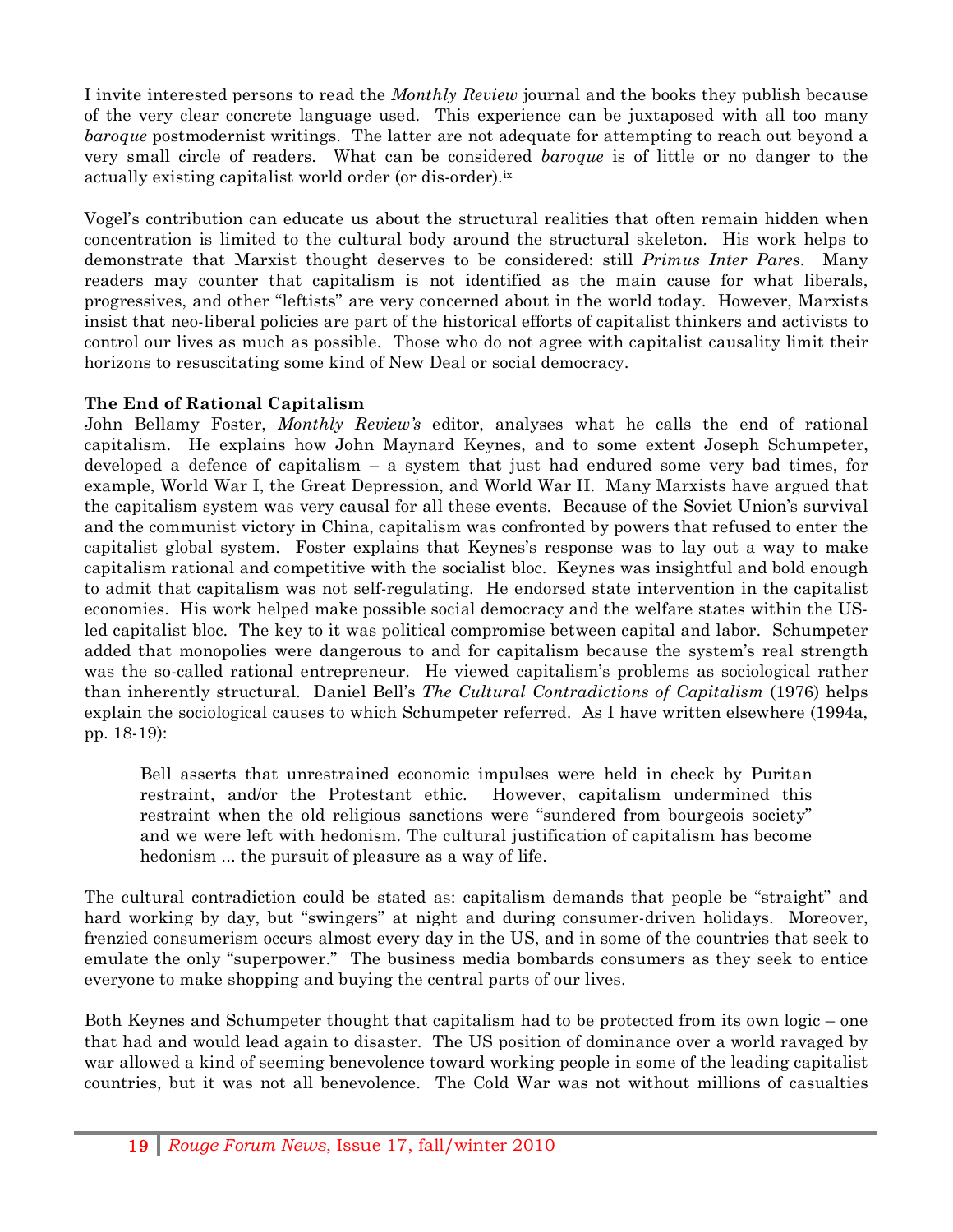I invite interested persons to read the *Monthly Review* journal and the books they publish because of the very clear concrete language used. This experience can be juxtaposed with all too many *baroque* postmodernist writings. The latter are not adequate for attempting to reach out beyond a very small circle of readers. What can be considered *baroque* is of little or no danger to the actually existing capitalist world order (or dis-order).[ix]

Vogel's contribution can educate us about the structural realities that often remain hidden when concentration is limited to the cultural body around the structural skeleton. His work helps to demonstrate that Marxist thought deserves to be considered: still *Primus Inter Pares*. Many readers may counter that capitalism is not identified as the main cause for what liberals, progressives, and other "leftists" are very concerned about in the world today. However, Marxists insist that neo-liberal policies are part of the historical efforts of capitalist thinkers and activists to control our lives as much as possible. Those who do not agree with capitalist causality limit their horizons to resuscitating some kind of New Deal or social democracy.

**The End of Rational Capitalism**

John Bellamy Foster, *Monthly Review's* editor, analyses what he calls the end of rational capitalism. He explains how John Maynard Keynes, and to some extent Joseph Schumpeter, developed a defence of capitalism – a system that just had endured some very bad times, for example, World War I, the Great Depression, and World War II. Many Marxists have argued that the capitalism system was very causal for all these events. Because of the Soviet Union's survival and the communist victory in China, capitalism was confronted by powers that refused to enter the capitalist global system. Foster explains that Keynes's response was to lay out a way to make capitalism rational and competitive with the socialist bloc. Keynes was insightful and bold enough to admit that capitalism was not self-regulating. He endorsed state intervention in the capitalist economies. His work helped make possible social democracy and the welfare states within the US-led capitalist bloc. The key to it was political compromise between capital and labor. Schumpeter added that monopolies were dangerous to and for capitalism because the system's real strength was the so-called rational entrepreneur. He viewed capitalism's problems as sociological rather than inherently structural. Daniel Bell's *The Cultural Contradictions of Capitalism* (1976) helps explain the sociological causes to which Schumpeter referred. As I have written elsewhere (1994a, pp. 18-19):

> Bell asserts that unrestrained economic impulses were held in check by Puritan restraint, and/or the Protestant ethic. However, capitalism undermined this restraint when the old religious sanctions were "sundered from bourgeois society" and we were left with hedonism. The cultural justification of capitalism has become hedonism ... the pursuit of pleasure as a way of life.

The cultural contradiction could be stated as: capitalism demands that people be "straight" and hard working by day, but "swingers" at night and during consumer-driven holidays. Moreover, frenzied consumerism occurs almost every day in the US, and in some of the countries that seek to emulate the only "superpower." The business media bombards consumers as they seek to entice everyone to make shopping and buying the central parts of our lives.

Both Keynes and Schumpeter thought that capitalism had to be protected from its own logic – one that had and would lead again to disaster. The US position of dominance over a world ravaged by war allowed a kind of seeming benevolence toward working people in some of the leading capitalist countries, but it was not all benevolence. The Cold War was not without millions of casualties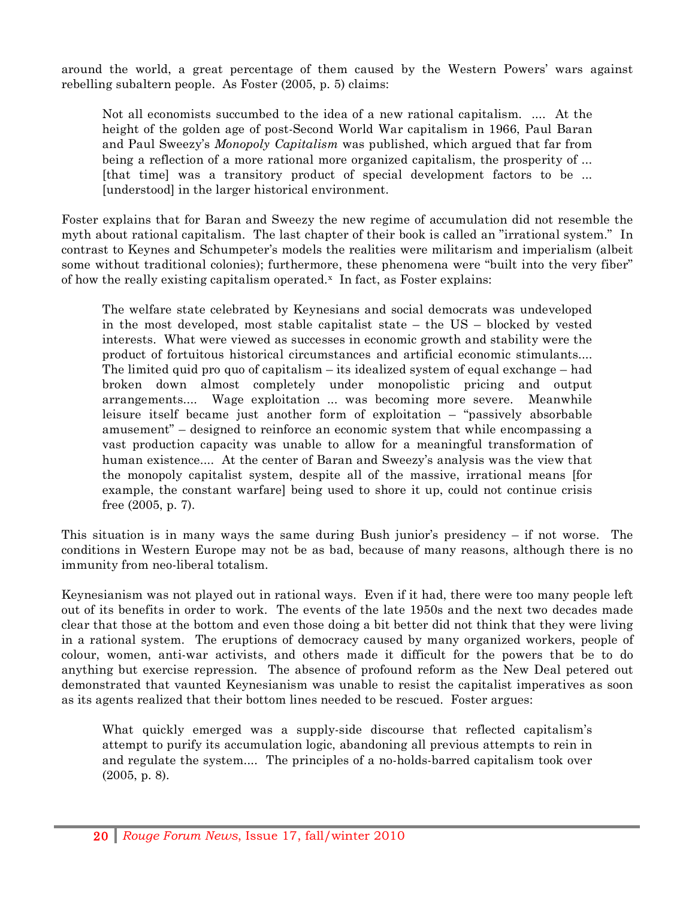around the world, a great percentage of them caused by the Western Powers' wars against rebelling subaltern people. As Foster (2005, p. 5) claims:

> Not all economists succumbed to the idea of a new rational capitalism. .... At the height of the golden age of post-Second World War capitalism in 1966, Paul Baran and Paul Sweezy's *Monopoly Capitalism* was published, which argued that far from being a reflection of a more rational more organized capitalism, the prosperity of ... [that time] was a transitory product of special development factors to be ... [understood] in the larger historical environment.

Foster explains that for Baran and Sweezy the new regime of accumulation did not resemble the myth about rational capitalism. The last chapter of their book is called an "irrational system." In contrast to Keynes and Schumpeter's models the realities were militarism and imperialism (albeit some without traditional colonies); furthermore, these phenomena were "built into the very fiber" of how the really existing capitalism operated.[x] In fact, as Foster explains:

> The welfare state celebrated by Keynesians and social democrats was undeveloped in the most developed, most stable capitalist state – the US – blocked by vested interests. What were viewed as successes in economic growth and stability were the product of fortuitous historical circumstances and artificial economic stimulants.... The limited quid pro quo of capitalism – its idealized system of equal exchange – had broken down almost completely under monopolistic pricing and output arrangements.... Wage exploitation ... was becoming more severe. Meanwhile leisure itself became just another form of exploitation – "passively absorbable amusement" – designed to reinforce an economic system that while encompassing a vast production capacity was unable to allow for a meaningful transformation of human existence.... At the center of Baran and Sweezy's analysis was the view that the monopoly capitalist system, despite all of the massive, irrational means [for example, the constant warfare] being used to shore it up, could not continue crisis free (2005, p. 7).

This situation is in many ways the same during Bush junior's presidency – if not worse. The conditions in Western Europe may not be as bad, because of many reasons, although there is no immunity from neo-liberal totalism.

Keynesianism was not played out in rational ways. Even if it had, there were too many people left out of its benefits in order to work. The events of the late 1950s and the next two decades made clear that those at the bottom and even those doing a bit better did not think that they were living in a rational system. The eruptions of democracy caused by many organized workers, people of colour, women, anti-war activists, and others made it difficult for the powers that be to do anything but exercise repression. The absence of profound reform as the New Deal petered out demonstrated that vaunted Keynesianism was unable to resist the capitalist imperatives as soon as its agents realized that their bottom lines needed to be rescued. Foster argues:

> What quickly emerged was a supply-side discourse that reflected capitalism's attempt to purify its accumulation logic, abandoning all previous attempts to rein in and regulate the system.... The principles of a no-holds-barred capitalism took over (2005, p. 8).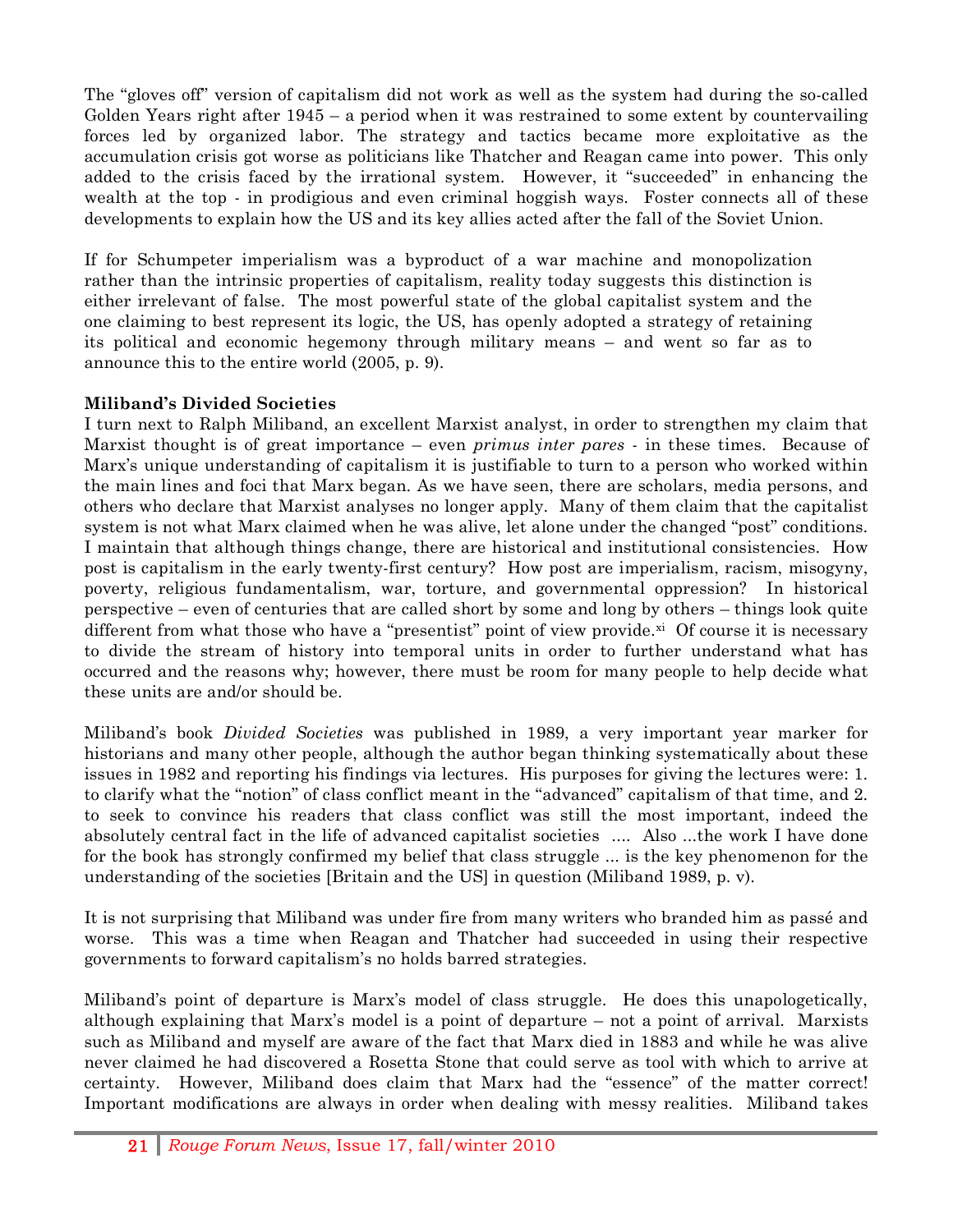The "gloves off" version of capitalism did not work as well as the system had during the so-called Golden Years right after 1945 – a period when it was restrained to some extent by countervailing forces led by organized labor. The strategy and tactics became more exploitative as the accumulation crisis got worse as politicians like Thatcher and Reagan came into power. This only added to the crisis faced by the irrational system. However, it "succeeded" in enhancing the wealth at the top - in prodigious and even criminal hoggish ways. Foster connects all of these developments to explain how the US and its key allies acted after the fall of the Soviet Union.

> If for Schumpeter imperialism was a byproduct of a war machine and monopolization rather than the intrinsic properties of capitalism, reality today suggests this distinction is either irrelevant of false. The most powerful state of the global capitalist system and the one claiming to best represent its logic, the US, has openly adopted a strategy of retaining its political and economic hegemony through military means – and went so far as to announce this to the entire world (2005, p. 9).

**Miliband's Divided Societies**

I turn next to Ralph Miliband, an excellent Marxist analyst, in order to strengthen my claim that Marxist thought is of great importance – even *primus inter pares* - in these times. Because of Marx's unique understanding of capitalism it is justifiable to turn to a person who worked within the main lines and foci that Marx began. As we have seen, there are scholars, media persons, and others who declare that Marxist analyses no longer apply. Many of them claim that the capitalist system is not what Marx claimed when he was alive, let alone under the changed "post" conditions. I maintain that although things change, there are historical and institutional consistencies. How post is capitalism in the early twenty-first century? How post are imperialism, racism, misogyny, poverty, religious fundamentalism, war, torture, and governmental oppression? In historical perspective – even of centuries that are called short by some and long by others – things look quite different from what those who have a "presentist" point of view provide.[xi] Of course it is necessary to divide the stream of history into temporal units in order to further understand what has occurred and the reasons why; however, there must be room for many people to help decide what these units are and/or should be.

Miliband's book *Divided Societies* was published in 1989, a very important year marker for historians and many other people, although the author began thinking systematically about these issues in 1982 and reporting his findings via lectures. His purposes for giving the lectures were: 1. to clarify what the "notion" of class conflict meant in the "advanced" capitalism of that time, and 2. to seek to convince his readers that class conflict was still the most important, indeed the absolutely central fact in the life of advanced capitalist societies .... Also ...the work I have done for the book has strongly confirmed my belief that class struggle ... is the key phenomenon for the understanding of the societies [Britain and the US] in question (Miliband 1989, p. v).

It is not surprising that Miliband was under fire from many writers who branded him as passé and worse. This was a time when Reagan and Thatcher had succeeded in using their respective governments to forward capitalism's no holds barred strategies.

Miliband's point of departure is Marx's model of class struggle. He does this unapologetically, although explaining that Marx's model is a point of departure – not a point of arrival. Marxists such as Miliband and myself are aware of the fact that Marx died in 1883 and while he was alive never claimed he had discovered a Rosetta Stone that could serve as tool with which to arrive at certainty. However, Miliband does claim that Marx had the "essence" of the matter correct! Important modifications are always in order when dealing with messy realities. Miliband takes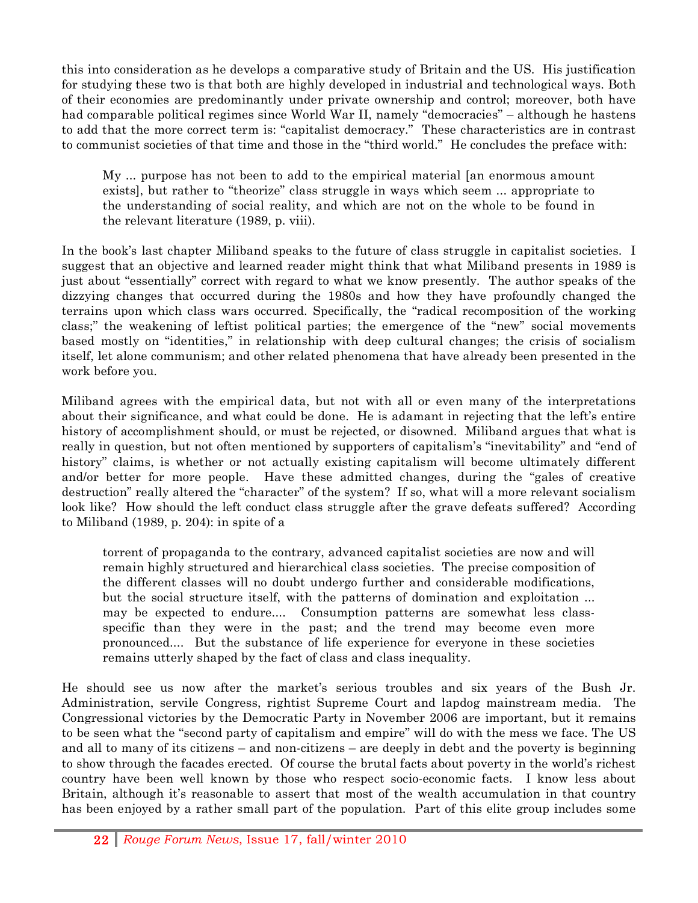this into consideration as he develops a comparative study of Britain and the US. His justification for studying these two is that both are highly developed in industrial and technological ways. Both of their economies are predominantly under private ownership and control; moreover, both have had comparable political regimes since World War II, namely "democracies" – although he hastens to add that the more correct term is: "capitalist democracy." These characteristics are in contrast to communist societies of that time and those in the "third world." He concludes the preface with:

> My ... purpose has not been to add to the empirical material [an enormous amount exists], but rather to "theorize" class struggle in ways which seem ... appropriate to the understanding of social reality, and which are not on the whole to be found in the relevant literature (1989, p. viii).

In the book's last chapter Miliband speaks to the future of class struggle in capitalist societies. I suggest that an objective and learned reader might think that what Miliband presents in 1989 is just about "essentially" correct with regard to what we know presently. The author speaks of the dizzying changes that occurred during the 1980s and how they have profoundly changed the terrains upon which class wars occurred. Specifically, the "radical recomposition of the working class;" the weakening of leftist political parties; the emergence of the "new" social movements based mostly on "identities," in relationship with deep cultural changes; the crisis of socialism itself, let alone communism; and other related phenomena that have already been presented in the work before you.

Miliband agrees with the empirical data, but not with all or even many of the interpretations about their significance, and what could be done. He is adamant in rejecting that the left's entire history of accomplishment should, or must be rejected, or disowned. Miliband argues that what is really in question, but not often mentioned by supporters of capitalism's "inevitability" and "end of history" claims, is whether or not actually existing capitalism will become ultimately different and/or better for more people. Have these admitted changes, during the "gales of creative destruction" really altered the "character" of the system? If so, what will a more relevant socialism look like? How should the left conduct class struggle after the grave defeats suffered? According to Miliband (1989, p. 204): in spite of a

> torrent of propaganda to the contrary, advanced capitalist societies are now and will remain highly structured and hierarchical class societies. The precise composition of the different classes will no doubt undergo further and considerable modifications, but the social structure itself, with the patterns of domination and exploitation ... may be expected to endure.... Consumption patterns are somewhat less class-specific than they were in the past; and the trend may become even more pronounced.... But the substance of life experience for everyone in these societies remains utterly shaped by the fact of class and class inequality.

He should see us now after the market's serious troubles and six years of the Bush Jr. Administration, servile Congress, rightist Supreme Court and lapdog mainstream media. The Congressional victories by the Democratic Party in November 2006 are important, but it remains to be seen what the "second party of capitalism and empire" will do with the mess we face. The US and all to many of its citizens – and non-citizens – are deeply in debt and the poverty is beginning to show through the facades erected. Of course the brutal facts about poverty in the world's richest country have been well known by those who respect socio-economic facts. I know less about Britain, although it's reasonable to assert that most of the wealth accumulation in that country has been enjoyed by a rather small part of the population. Part of this elite group includes some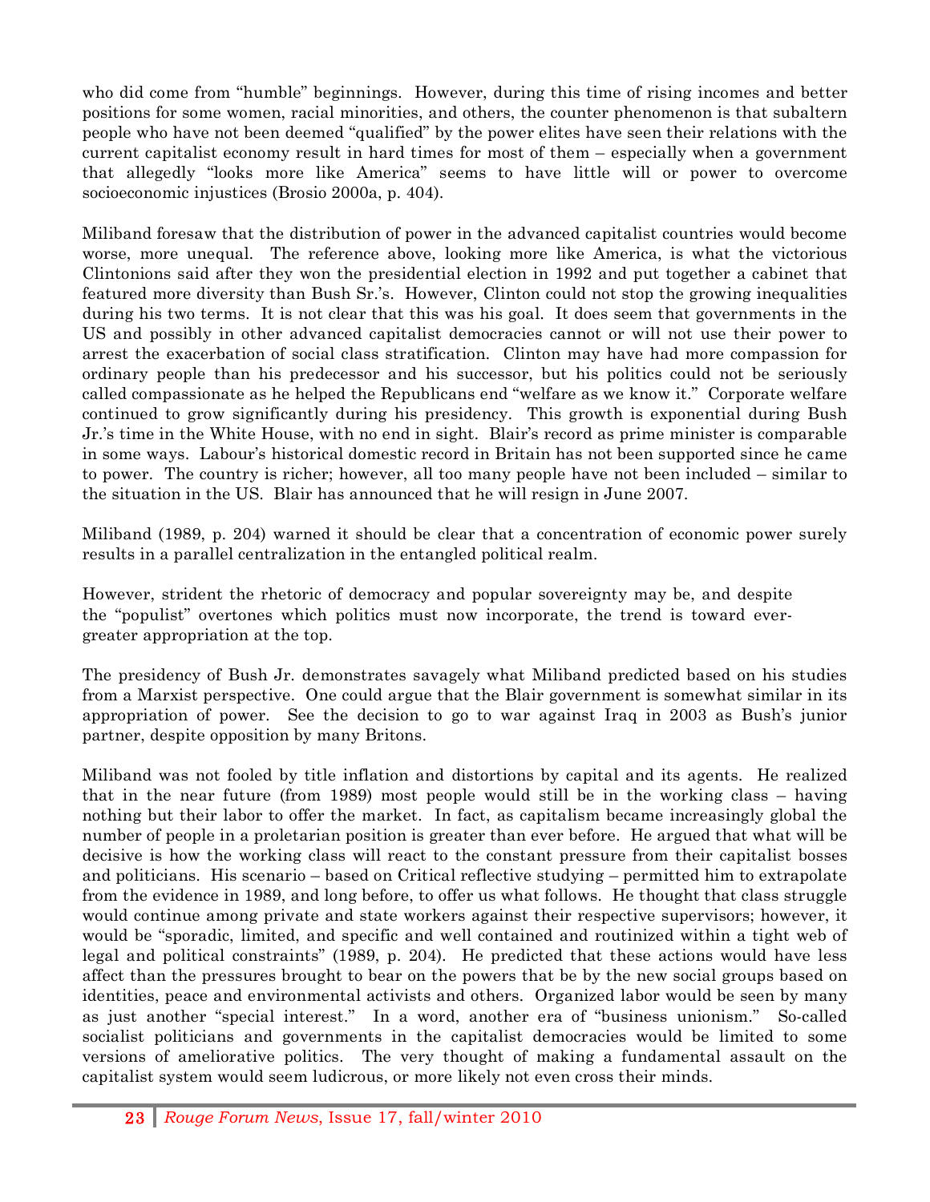who did come from "humble" beginnings. However, during this time of rising incomes and better positions for some women, racial minorities, and others, the counter phenomenon is that subaltern people who have not been deemed "qualified" by the power elites have seen their relations with the current capitalist economy result in hard times for most of them – especially when a government that allegedly "looks more like America" seems to have little will or power to overcome socioeconomic injustices (Brosio 2000a, p. 404).

Miliband foresaw that the distribution of power in the advanced capitalist countries would become worse, more unequal. The reference above, looking more like America, is what the victorious Clintonions said after they won the presidential election in 1992 and put together a cabinet that featured more diversity than Bush Sr.'s. However, Clinton could not stop the growing inequalities during his two terms. It is not clear that this was his goal. It does seem that governments in the US and possibly in other advanced capitalist democracies cannot or will not use their power to arrest the exacerbation of social class stratification. Clinton may have had more compassion for ordinary people than his predecessor and his successor, but his politics could not be seriously called compassionate as he helped the Republicans end "welfare as we know it." Corporate welfare continued to grow significantly during his presidency. This growth is exponential during Bush Jr.'s time in the White House, with no end in sight. Blair's record as prime minister is comparable in some ways. Labour's historical domestic record in Britain has not been supported since he came to power. The country is richer; however, all too many people have not been included – similar to the situation in the US. Blair has announced that he will resign in June 2007.

Miliband (1989, p. 204) warned it should be clear that a concentration of economic power surely results in a parallel centralization in the entangled political realm.

> However, strident the rhetoric of democracy and popular sovereignty may be, and despite the "populist" overtones which politics must now incorporate, the trend is toward ever-greater appropriation at the top.

The presidency of Bush Jr. demonstrates savagely what Miliband predicted based on his studies from a Marxist perspective. One could argue that the Blair government is somewhat similar in its appropriation of power. See the decision to go to war against Iraq in 2003 as Bush's junior partner, despite opposition by many Britons.

Miliband was not fooled by title inflation and distortions by capital and its agents. He realized that in the near future (from 1989) most people would still be in the working class – having nothing but their labor to offer the market. In fact, as capitalism became increasingly global the number of people in a proletarian position is greater than ever before. He argued that what will be decisive is how the working class will react to the constant pressure from their capitalist bosses and politicians. His scenario – based on Critical reflective studying – permitted him to extrapolate from the evidence in 1989, and long before, to offer us what follows. He thought that class struggle would continue among private and state workers against their respective supervisors; however, it would be "sporadic, limited, and specific and well contained and routinized within a tight web of legal and political constraints" (1989, p. 204). He predicted that these actions would have less affect than the pressures brought to bear on the powers that be by the new social groups based on identities, peace and environmental activists and others. Organized labor would be seen by many as just another "special interest." In a word, another era of "business unionism." So-called socialist politicians and governments in the capitalist democracies would be limited to some versions of ameliorative politics. The very thought of making a fundamental assault on the capitalist system would seem ludicrous, or more likely not even cross their minds.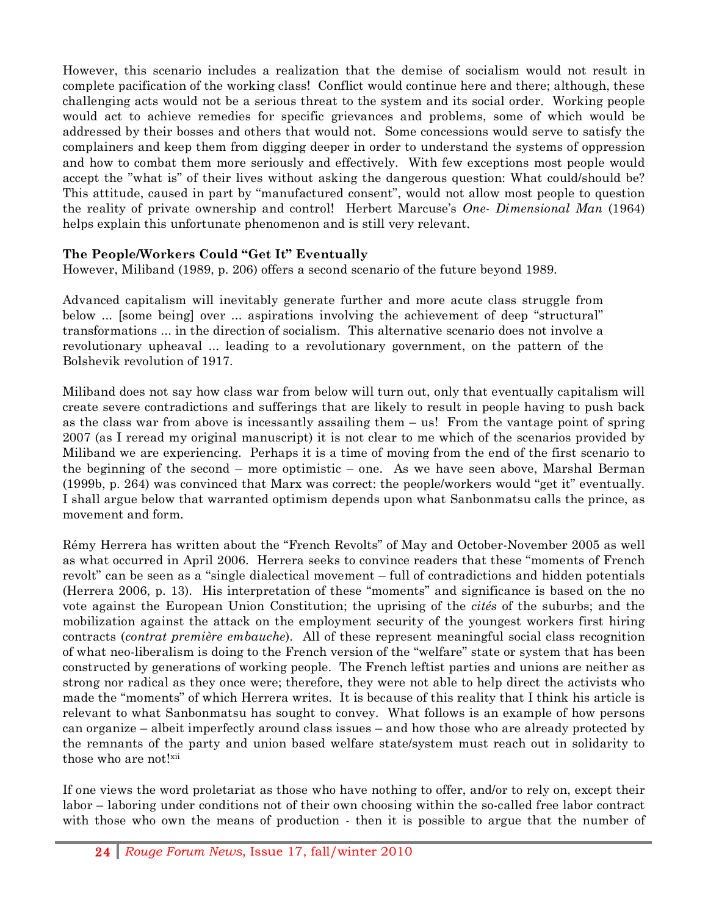However, this scenario includes a realization that the demise of socialism would not result in complete pacification of the working class! Conflict would continue here and there; although, these challenging acts would not be a serious threat to the system and its social order. Working people would act to achieve remedies for specific grievances and problems, some of which would be addressed by their bosses and others that would not. Some concessions would serve to satisfy the complainers and keep them from digging deeper in order to understand the systems of oppression and how to combat them more seriously and effectively. With few exceptions most people would accept the "what is" of their lives without asking the dangerous question: What could/should be? This attitude, caused in part by "manufactured consent", would not allow most people to question the reality of private ownership and control! Herbert Marcuse's *One- Dimensional Man* (1964) helps explain this unfortunate phenomenon and is still very relevant.

**The People/Workers Could "Get It" Eventually**

However, Miliband (1989, p. 206) offers a second scenario of the future beyond 1989.

Advanced capitalism will inevitably generate further and more acute class struggle from below ... [some being] over ... aspirations involving the achievement of deep "structural" transformations ... in the direction of socialism. This alternative scenario does not involve a revolutionary upheaval ... leading to a revolutionary government, on the pattern of the Bolshevik revolution of 1917.

Miliband does not say how class war from below will turn out, only that eventually capitalism will create severe contradictions and sufferings that are likely to result in people having to push back as the class war from above is incessantly assailing them – us! From the vantage point of spring 2007 (as I reread my original manuscript) it is not clear to me which of the scenarios provided by Miliband we are experiencing. Perhaps it is a time of moving from the end of the first scenario to the beginning of the second – more optimistic – one. As we have seen above, Marshal Berman (1999b, p. 264) was convinced that Marx was correct: the people/workers would "get it" eventually. I shall argue below that warranted optimism depends upon what Sanbonmatsu calls the prince, as movement and form.

Rémy Herrera has written about the "French Revolts" of May and October-November 2005 as well as what occurred in April 2006. Herrera seeks to convince readers that these "moments of French revolt" can be seen as a "single dialectical movement – full of contradictions and hidden potentials (Herrera 2006, p. 13). His interpretation of these "moments" and significance is based on the no vote against the European Union Constitution; the uprising of the *cités* of the suburbs; and the mobilization against the attack on the employment security of the youngest workers first hiring contracts (*contrat première embauche*). All of these represent meaningful social class recognition of what neo-liberalism is doing to the French version of the "welfare" state or system that has been constructed by generations of working people. The French leftist parties and unions are neither as strong nor radical as they once were; therefore, they were not able to help direct the activists who made the "moments" of which Herrera writes. It is because of this reality that I think his article is relevant to what Sanbonmatsu has sought to convey. What follows is an example of how persons can organize – albeit imperfectly around class issues – and how those who are already protected by the remnants of the party and union based welfare state/system must reach out in solidarity to those who are not![xii]

If one views the word proletariat as those who have nothing to offer, and/or to rely on, except their labor – laboring under conditions not of their own choosing within the so-called free labor contract with those who own the means of production - then it is possible to argue that the number of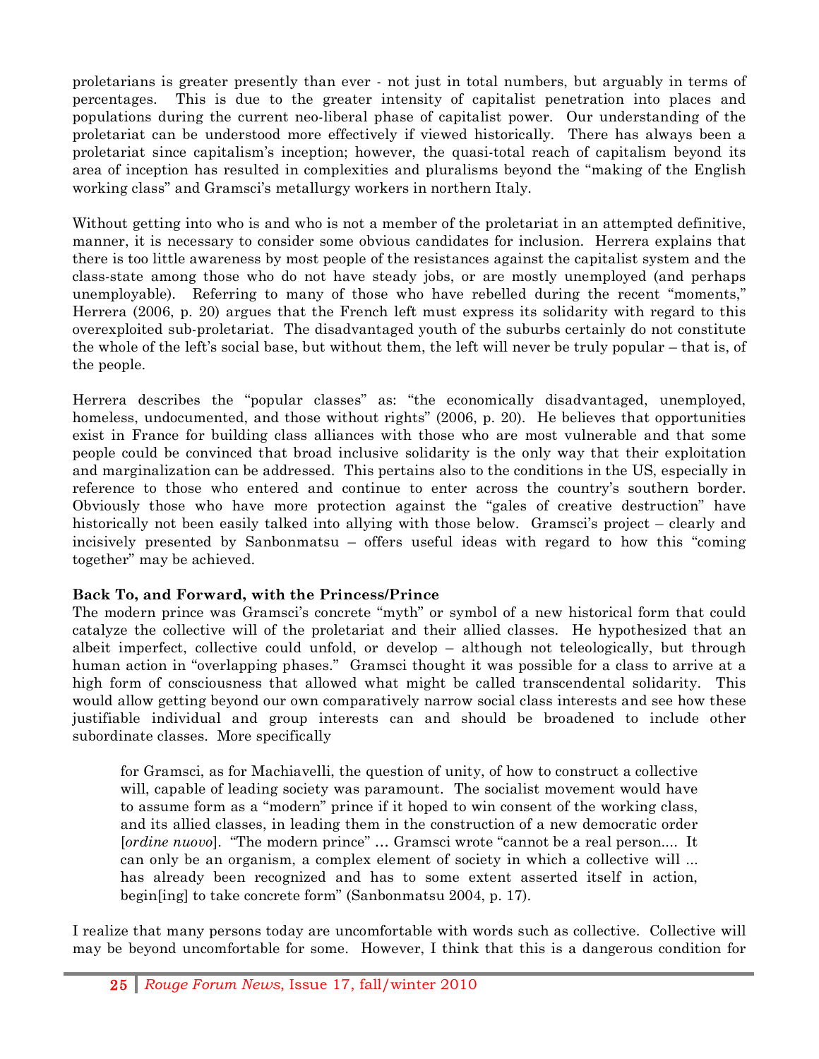proletarians is greater presently than ever - not just in total numbers, but arguably in terms of percentages. This is due to the greater intensity of capitalist penetration into places and populations during the current neo-liberal phase of capitalist power. Our understanding of the proletariat can be understood more effectively if viewed historically. There has always been a proletariat since capitalism's inception; however, the quasi-total reach of capitalism beyond its area of inception has resulted in complexities and pluralisms beyond the "making of the English working class" and Gramsci's metallurgy workers in northern Italy.

Without getting into who is and who is not a member of the proletariat in an attempted definitive, manner, it is necessary to consider some obvious candidates for inclusion. Herrera explains that there is too little awareness by most people of the resistances against the capitalist system and the class-state among those who do not have steady jobs, or are mostly unemployed (and perhaps unemployable). Referring to many of those who have rebelled during the recent "moments," Herrera (2006, p. 20) argues that the French left must express its solidarity with regard to this overexploited sub-proletariat. The disadvantaged youth of the suburbs certainly do not constitute the whole of the left's social base, but without them, the left will never be truly popular – that is, of the people.

Herrera describes the "popular classes" as: "the economically disadvantaged, unemployed, homeless, undocumented, and those without rights" (2006, p. 20). He believes that opportunities exist in France for building class alliances with those who are most vulnerable and that some people could be convinced that broad inclusive solidarity is the only way that their exploitation and marginalization can be addressed. This pertains also to the conditions in the US, especially in reference to those who entered and continue to enter across the country's southern border. Obviously those who have more protection against the "gales of creative destruction" have historically not been easily talked into allying with those below. Gramsci's project – clearly and incisively presented by Sanbonmatsu – offers useful ideas with regard to how this "coming together" may be achieved.

**Back To, and Forward, with the Princess/Prince**

The modern prince was Gramsci's concrete "myth" or symbol of a new historical form that could catalyze the collective will of the proletariat and their allied classes. He hypothesized that an albeit imperfect, collective could unfold, or develop – although not teleologically, but through human action in "overlapping phases." Gramsci thought it was possible for a class to arrive at a high form of consciousness that allowed what might be called transcendental solidarity. This would allow getting beyond our own comparatively narrow social class interests and see how these justifiable individual and group interests can and should be broadened to include other subordinate classes. More specifically

> for Gramsci, as for Machiavelli, the question of unity, of how to construct a collective will, capable of leading society was paramount. The socialist movement would have to assume form as a "modern" prince if it hoped to win consent of the working class, and its allied classes, in leading them in the construction of a new democratic order [*ordine nuovo*]. "The modern prince" … Gramsci wrote "cannot be a real person.... It can only be an organism, a complex element of society in which a collective will ... has already been recognized and has to some extent asserted itself in action, begin[ing] to take concrete form" (Sanbonmatsu 2004, p. 17).

I realize that many persons today are uncomfortable with words such as collective. Collective will may be beyond uncomfortable for some. However, I think that this is a dangerous condition for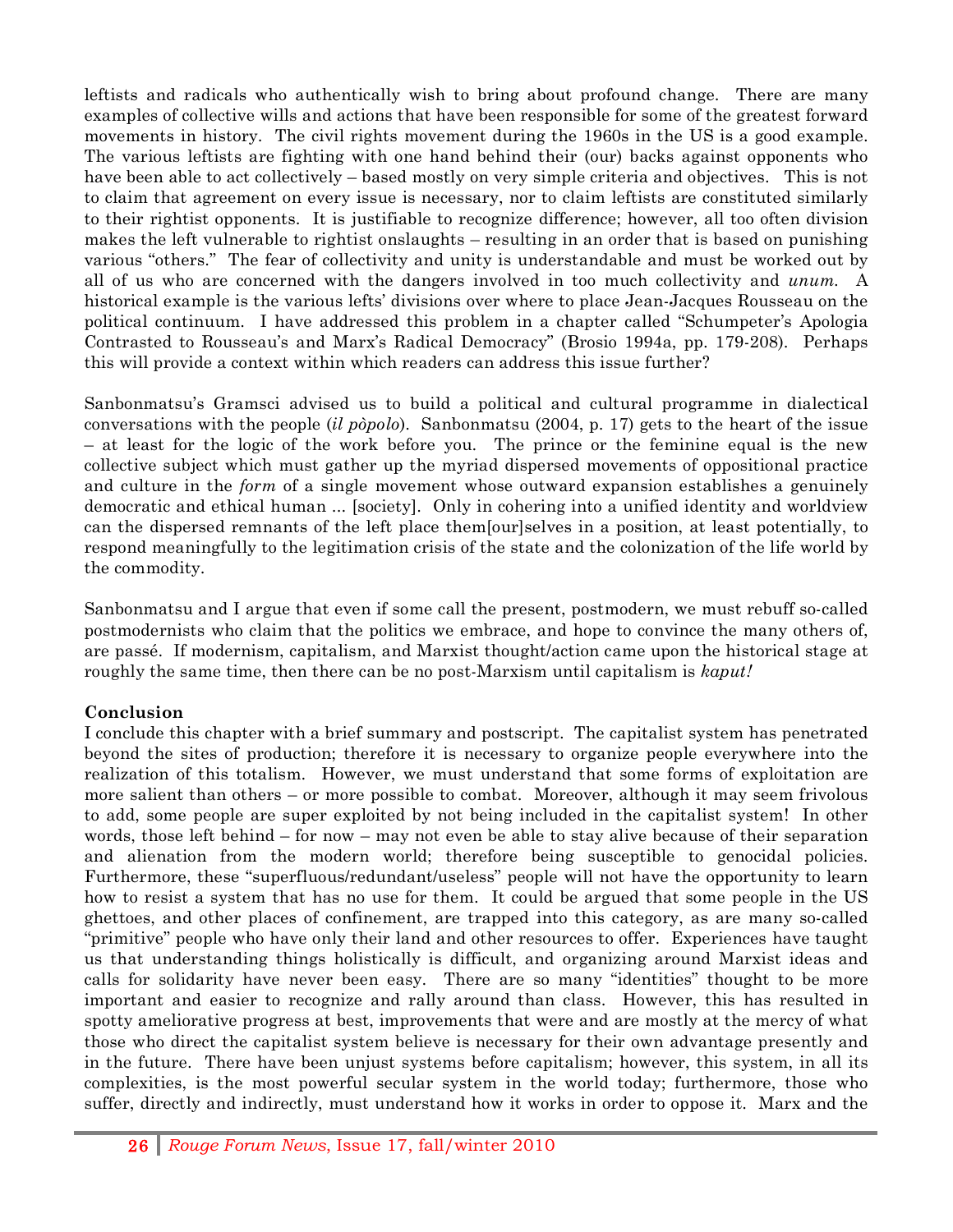leftists and radicals who authentically wish to bring about profound change. There are many examples of collective wills and actions that have been responsible for some of the greatest forward movements in history. The civil rights movement during the 1960s in the US is a good example. The various leftists are fighting with one hand behind their (our) backs against opponents who have been able to act collectively – based mostly on very simple criteria and objectives. This is not to claim that agreement on every issue is necessary, nor to claim leftists are constituted similarly to their rightist opponents. It is justifiable to recognize difference; however, all too often division makes the left vulnerable to rightist onslaughts – resulting in an order that is based on punishing various "others." The fear of collectivity and unity is understandable and must be worked out by all of us who are concerned with the dangers involved in too much collectivity and *unum*. A historical example is the various lefts' divisions over where to place Jean-Jacques Rousseau on the political continuum. I have addressed this problem in a chapter called "Schumpeter's Apologia Contrasted to Rousseau's and Marx's Radical Democracy" (Brosio 1994a, pp. 179-208). Perhaps this will provide a context within which readers can address this issue further?

Sanbonmatsu's Gramsci advised us to build a political and cultural programme in dialectical conversations with the people (*il pòpolo*). Sanbonmatsu (2004, p. 17) gets to the heart of the issue – at least for the logic of the work before you. The prince or the feminine equal is the new collective subject which must gather up the myriad dispersed movements of oppositional practice and culture in the *form* of a single movement whose outward expansion establishes a genuinely democratic and ethical human ... [society]. Only in cohering into a unified identity and worldview can the dispersed remnants of the left place them[our]selves in a position, at least potentially, to respond meaningfully to the legitimation crisis of the state and the colonization of the life world by the commodity.

Sanbonmatsu and I argue that even if some call the present, postmodern, we must rebuff so-called postmodernists who claim that the politics we embrace, and hope to convince the many others of, are passé. If modernism, capitalism, and Marxist thought/action came upon the historical stage at roughly the same time, then there can be no post-Marxism until capitalism is *kaput!*

**Conclusion**

I conclude this chapter with a brief summary and postscript. The capitalist system has penetrated beyond the sites of production; therefore it is necessary to organize people everywhere into the realization of this totalism. However, we must understand that some forms of exploitation are more salient than others – or more possible to combat. Moreover, although it may seem frivolous to add, some people are super exploited by not being included in the capitalist system! In other words, those left behind – for now – may not even be able to stay alive because of their separation and alienation from the modern world; therefore being susceptible to genocidal policies. Furthermore, these "superfluous/redundant/useless" people will not have the opportunity to learn how to resist a system that has no use for them. It could be argued that some people in the US ghettoes, and other places of confinement, are trapped into this category, as are many so-called "primitive" people who have only their land and other resources to offer. Experiences have taught us that understanding things holistically is difficult, and organizing around Marxist ideas and calls for solidarity have never been easy. There are so many "identities" thought to be more important and easier to recognize and rally around than class. However, this has resulted in spotty ameliorative progress at best, improvements that were and are mostly at the mercy of what those who direct the capitalist system believe is necessary for their own advantage presently and in the future. There have been unjust systems before capitalism; however, this system, in all its complexities, is the most powerful secular system in the world today; furthermore, those who suffer, directly and indirectly, must understand how it works in order to oppose it. Marx and the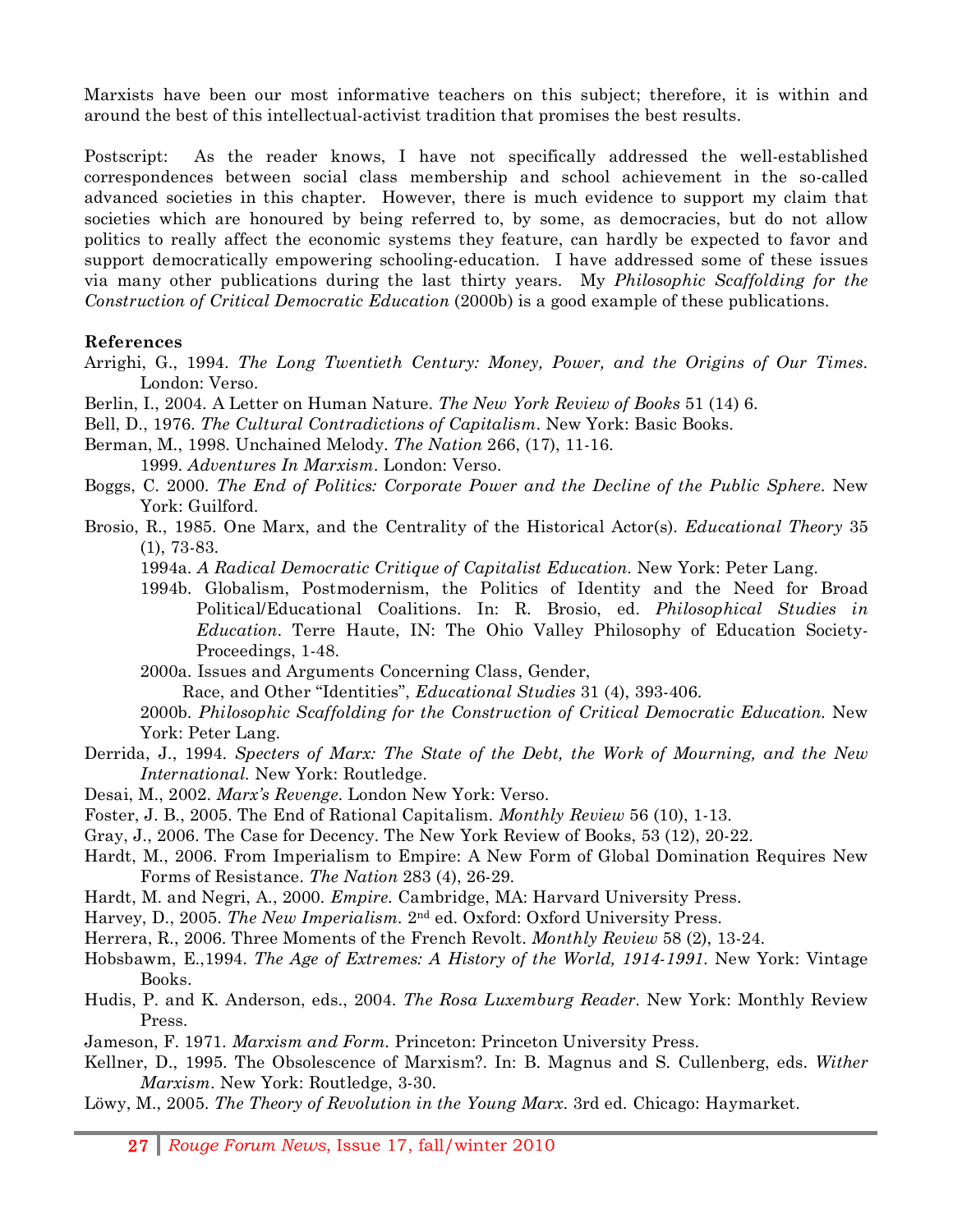Marxists have been our most informative teachers on this subject; therefore, it is within and around the best of this intellectual-activist tradition that promises the best results.

Postscript: As the reader knows, I have not specifically addressed the well-established correspondences between social class membership and school achievement in the so-called advanced societies in this chapter. However, there is much evidence to support my claim that societies which are honoured by being referred to, by some, as democracies, but do not allow politics to really affect the economic systems they feature, can hardly be expected to favor and support democratically empowering schooling-education. I have addressed some of these issues via many other publications during the last thirty years. My *Philosophic Scaffolding for the Construction of Critical Democratic Education* (2000b) is a good example of these publications.

**References**

Arrighi, G., 1994. *The Long Twentieth Century: Money, Power, and the Origins of Our Times*. London: Verso.

Berlin, I., 2004. A Letter on Human Nature. *The New York Review of Books* 51 (14) 6.

Bell, D., 1976. *The Cultural Contradictions of Capitalism*. New York: Basic Books.

Berman, M., 1998. Unchained Melody. *The Nation* 266, (17), 11-16.

1999. *Adventures In Marxism*. London: Verso.

Boggs, C. 2000. *The End of Politics: Corporate Power and the Decline of the Public Sphere*. New York: Guilford.

Brosio, R., 1985. One Marx, and the Centrality of the Historical Actor(s). *Educational Theory* 35 (1), 73-83.

1994a. *A Radical Democratic Critique of Capitalist Education*. New York: Peter Lang.

1994b. Globalism, Postmodernism, the Politics of Identity and the Need for Broad Political/Educational Coalitions. In: R. Brosio, ed. *Philosophical Studies in Education*. Terre Haute, IN: The Ohio Valley Philosophy of Education Society-Proceedings, 1-48.

2000a. Issues and Arguments Concerning Class, Gender, Race, and Other "Identities", *Educational Studies* 31 (4), 393-406.

2000b. *Philosophic Scaffolding for the Construction of Critical Democratic Education*. New York: Peter Lang.

Derrida, J., 1994. *Specters of Marx: The State of the Debt, the Work of Mourning, and the New International.* New York: Routledge.

Desai, M., 2002. *Marx's Revenge*. London New York: Verso.

Foster, J. B., 2005. The End of Rational Capitalism. *Monthly Review* 56 (10), 1-13.

Gray, J., 2006. The Case for Decency. The New York Review of Books, 53 (12), 20-22.

Hardt, M., 2006. From Imperialism to Empire: A New Form of Global Domination Requires New Forms of Resistance. *The Nation* 283 (4), 26-29.

Hardt, M. and Negri, A., 2000. *Empire.* Cambridge, MA: Harvard University Press.

Harvey, D., 2005. *The New Imperialism*. 2nd ed. Oxford: Oxford University Press.

Herrera, R., 2006. Three Moments of the French Revolt. *Monthly Review* 58 (2), 13-24.

Hobsbawm, E.,1994. *The Age of Extremes: A History of the World, 1914-1991*. New York: Vintage Books.

Hudis, P. and K. Anderson, eds., 2004. *The Rosa Luxemburg Reader*. New York: Monthly Review Press.

Jameson, F. 1971. *Marxism and Form*. Princeton: Princeton University Press.

Kellner, D., 1995. The Obsolescence of Marxism?. In: B. Magnus and S. Cullenberg, eds. *Wither Marxism*. New York: Routledge, 3-30.

Löwy, M., 2005. *The Theory of Revolution in the Young Marx*. 3rd ed. Chicago: Haymarket.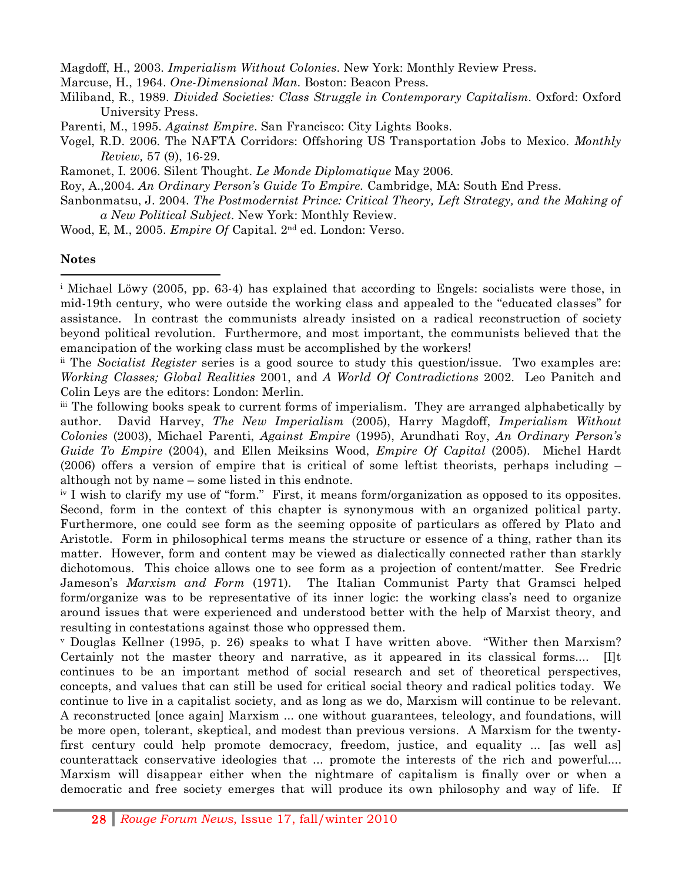Magdoff, H., 2003. *Imperialism Without Colonies*. New York: Monthly Review Press.

Marcuse, H., 1964. *One-Dimensional Man*. Boston: Beacon Press.

Miliband, R., 1989. *Divided Societies: Class Struggle in Contemporary Capitalism*. Oxford: Oxford University Press.

Parenti, M., 1995. *Against Empire*. San Francisco: City Lights Books.

Vogel, R.D. 2006. The NAFTA Corridors: Offshoring US Transportation Jobs to Mexico. *Monthly Review,* 57 (9), 16-29.

Ramonet, I. 2006. Silent Thought. *Le Monde Diplomatique* May 2006.

Roy, A.,2004. *An Ordinary Person's Guide To Empire.* Cambridge, MA: South End Press.

Sanbonmatsu, J. 2004. *The Postmodernist Prince: Critical Theory, Left Strategy, and the Making of a New Political Subject*. New York: Monthly Review.

Wood, E, M., 2005. *Empire Of* Capital. 2nd ed. London: Verso.

**Notes**

---

[i] Michael Löwy (2005, pp. 63-4) has explained that according to Engels: socialists were those, in mid-19th century, who were outside the working class and appealed to the "educated classes" for assistance. In contrast the communists already insisted on a radical reconstruction of society beyond political revolution. Furthermore, and most important, the communists believed that the emancipation of the working class must be accomplished by the workers!

[ii] The *Socialist Register* series is a good source to study this question/issue. Two examples are: *Working Classes; Global Realities* 2001, and *A World Of Contradictions* 2002. Leo Panitch and Colin Leys are the editors: London: Merlin.

[iii] The following books speak to current forms of imperialism. They are arranged alphabetically by author. David Harvey, *The New Imperialism* (2005), Harry Magdoff, *Imperialism Without Colonies* (2003), Michael Parenti, *Against Empire* (1995), Arundhati Roy, *An Ordinary Person's Guide To Empire* (2004), and Ellen Meiksins Wood, *Empire Of Capital* (2005). Michel Hardt (2006) offers a version of empire that is critical of some leftist theorists, perhaps including – although not by name – some listed in this endnote.

[iv] I wish to clarify my use of "form." First, it means form/organization as opposed to its opposites. Second, form in the context of this chapter is synonymous with an organized political party. Furthermore, one could see form as the seeming opposite of particulars as offered by Plato and Aristotle. Form in philosophical terms means the structure or essence of a thing, rather than its matter. However, form and content may be viewed as dialectically connected rather than starkly dichotomous. This choice allows one to see form as a projection of content/matter. See Fredric Jameson's *Marxism and Form* (1971). The Italian Communist Party that Gramsci helped form/organize was to be representative of its inner logic: the working class's need to organize around issues that were experienced and understood better with the help of Marxist theory, and resulting in contestations against those who oppressed them.

[v] Douglas Kellner (1995, p. 26) speaks to what I have written above. "Wither then Marxism? Certainly not the master theory and narrative, as it appeared in its classical forms.... [I]t continues to be an important method of social research and set of theoretical perspectives, concepts, and values that can still be used for critical social theory and radical politics today. We continue to live in a capitalist society, and as long as we do, Marxism will continue to be relevant. A reconstructed [once again] Marxism ... one without guarantees, teleology, and foundations, will be more open, tolerant, skeptical, and modest than previous versions. A Marxism for the twenty-first century could help promote democracy, freedom, justice, and equality ... [as well as] counterattack conservative ideologies that ... promote the interests of the rich and powerful.... Marxism will disappear either when the nightmare of capitalism is finally over or when a democratic and free society emerges that will produce its own philosophy and way of life. If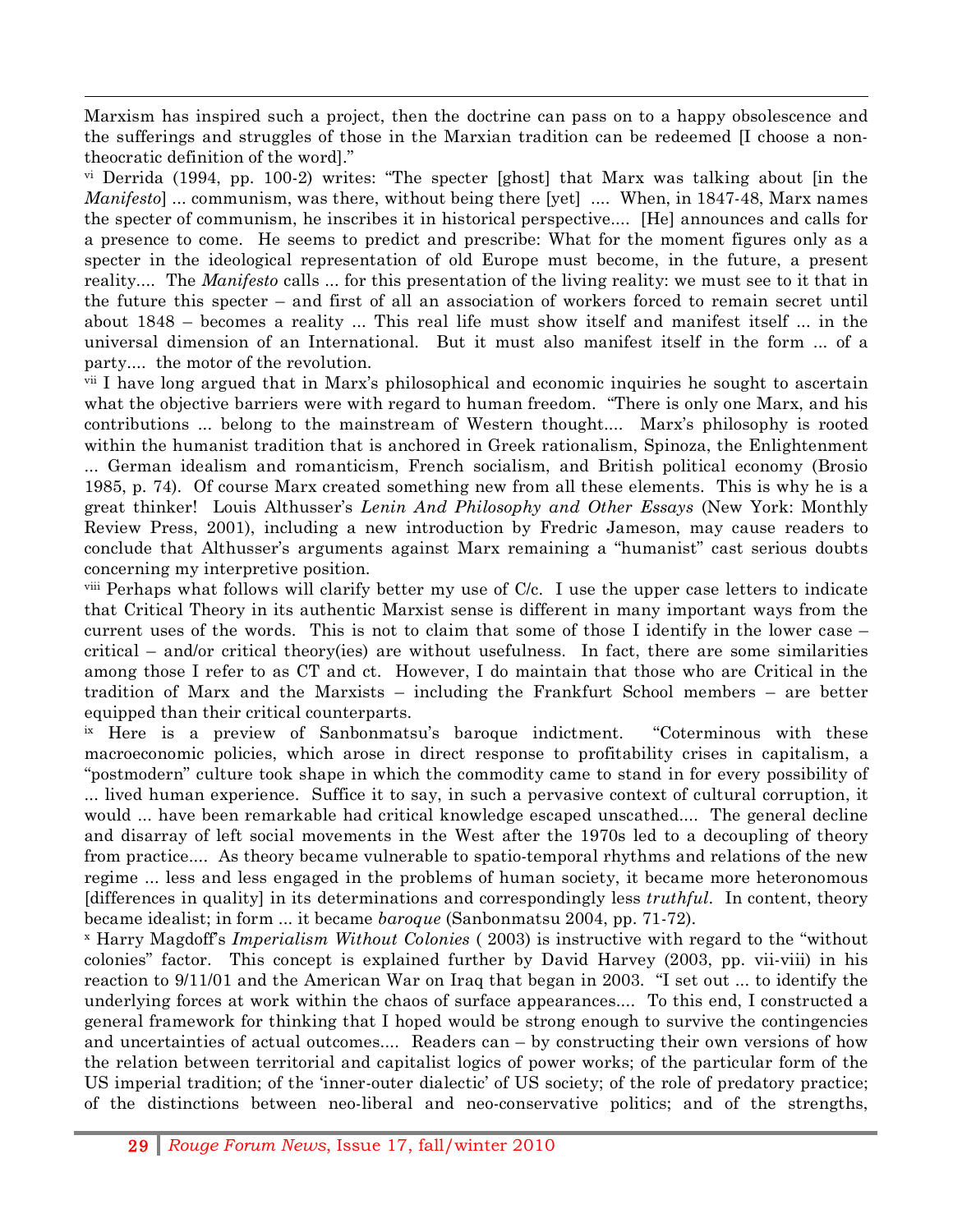Marxism has inspired such a project, then the doctrine can pass on to a happy obsolescence and the sufferings and struggles of those in the Marxian tradition can be redeemed [I choose a non-theocratic definition of the word]."

[vi] Derrida (1994, pp. 100-2) writes: "The specter [ghost] that Marx was talking about [in the *Manifesto*] ... communism, was there, without being there [yet] .... When, in 1847-48, Marx names the specter of communism, he inscribes it in historical perspective.... [He] announces and calls for a presence to come. He seems to predict and prescribe: What for the moment figures only as a specter in the ideological representation of old Europe must become, in the future, a present reality.... The *Manifesto* calls ... for this presentation of the living reality: we must see to it that in the future this specter – and first of all an association of workers forced to remain secret until about 1848 – becomes a reality ... This real life must show itself and manifest itself ... in the universal dimension of an International. But it must also manifest itself in the form ... of a party.... the motor of the revolution.

[vii] I have long argued that in Marx's philosophical and economic inquiries he sought to ascertain what the objective barriers were with regard to human freedom. "There is only one Marx, and his contributions ... belong to the mainstream of Western thought.... Marx's philosophy is rooted within the humanist tradition that is anchored in Greek rationalism, Spinoza, the Enlightenment ... German idealism and romanticism, French socialism, and British political economy (Brosio 1985, p. 74). Of course Marx created something new from all these elements. This is why he is a great thinker! Louis Althusser's *Lenin And Philosophy and Other Essays* (New York: Monthly Review Press, 2001), including a new introduction by Fredric Jameson, may cause readers to conclude that Althusser's arguments against Marx remaining a "humanist" cast serious doubts concerning my interpretive position.

[viii] Perhaps what follows will clarify better my use of C/c. I use the upper case letters to indicate that Critical Theory in its authentic Marxist sense is different in many important ways from the current uses of the words. This is not to claim that some of those I identify in the lower case – critical – and/or critical theory(ies) are without usefulness. In fact, there are some similarities among those I refer to as CT and ct. However, I do maintain that those who are Critical in the tradition of Marx and the Marxists – including the Frankfurt School members – are better equipped than their critical counterparts.

[ix] Here is a preview of Sanbonmatsu's baroque indictment. "Coterminous with these macroeconomic policies, which arose in direct response to profitability crises in capitalism, a "postmodern" culture took shape in which the commodity came to stand in for every possibility of ... lived human experience. Suffice it to say, in such a pervasive context of cultural corruption, it would ... have been remarkable had critical knowledge escaped unscathed.... The general decline and disarray of left social movements in the West after the 1970s led to a decoupling of theory from practice.... As theory became vulnerable to spatio-temporal rhythms and relations of the new regime ... less and less engaged in the problems of human society, it became more heteronomous [differences in quality] in its determinations and correspondingly less *truthful*. In content, theory became idealist; in form ... it became *baroque* (Sanbonmatsu 2004, pp. 71-72).

[x] Harry Magdoff's *Imperialism Without Colonies* ( 2003) is instructive with regard to the "without colonies" factor. This concept is explained further by David Harvey (2003, pp. vii-viii) in his reaction to 9/11/01 and the American War on Iraq that began in 2003. "I set out ... to identify the underlying forces at work within the chaos of surface appearances.... To this end, I constructed a general framework for thinking that I hoped would be strong enough to survive the contingencies and uncertainties of actual outcomes.... Readers can – by constructing their own versions of how the relation between territorial and capitalist logics of power works; of the particular form of the US imperial tradition; of the 'inner-outer dialectic' of US society; of the role of predatory practice; of the distinctions between neo-liberal and neo-conservative politics; and of the strengths,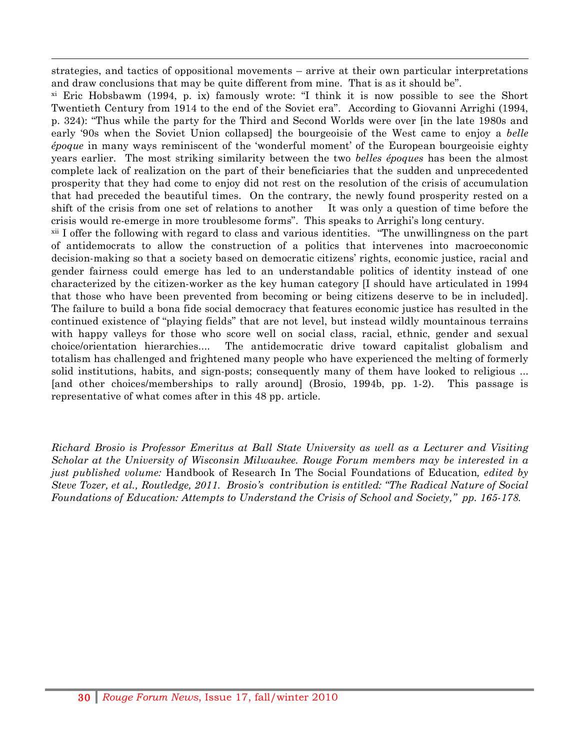strategies, and tactics of oppositional movements – arrive at their own particular interpretations and draw conclusions that may be quite different from mine. That is as it should be".

[xi] Eric Hobsbawm (1994, p. ix) famously wrote: "I think it is now possible to see the Short Twentieth Century from 1914 to the end of the Soviet era". According to Giovanni Arrighi (1994, p. 324): "Thus while the party for the Third and Second Worlds were over [in the late 1980s and early '90s when the Soviet Union collapsed] the bourgeoisie of the West came to enjoy a *belle époque* in many ways reminiscent of the 'wonderful moment' of the European bourgeoisie eighty years earlier. The most striking similarity between the two *belles époques* has been the almost complete lack of realization on the part of their beneficiaries that the sudden and unprecedented prosperity that they had come to enjoy did not rest on the resolution of the crisis of accumulation that had preceded the beautiful times. On the contrary, the newly found prosperity rested on a shift of the crisis from one set of relations to another It was only a question of time before the crisis would re-emerge in more troublesome forms". This speaks to Arrighi's long century.

[xii] I offer the following with regard to class and various identities. "The unwillingness on the part of antidemocrats to allow the construction of a politics that intervenes into macroeconomic decision-making so that a society based on democratic citizens' rights, economic justice, racial and gender fairness could emerge has led to an understandable politics of identity instead of one characterized by the citizen-worker as the key human category [I should have articulated in 1994 that those who have been prevented from becoming or being citizens deserve to be in included]. The failure to build a bona fide social democracy that features economic justice has resulted in the continued existence of "playing fields" that are not level, but instead wildly mountainous terrains with happy valleys for those who score well on social class, racial, ethnic, gender and sexual choice/orientation hierarchies.... The antidemocratic drive toward capitalist globalism and totalism has challenged and frightened many people who have experienced the melting of formerly solid institutions, habits, and sign-posts; consequently many of them have looked to religious ... [and other choices/memberships to rally around] (Brosio, 1994b, pp. 1-2). This passage is representative of what comes after in this 48 pp. article.

*Richard Brosio is Professor Emeritus at Ball State University as well as a Lecturer and Visiting Scholar at the University of Wisconsin Milwaukee. Rouge Forum members may be interested in a just published volume:* Handbook of Research In The Social Foundations of Education*, edited by Steve Tozer, et al., Routledge, 2011. Brosio's contribution is entitled: "The Radical Nature of Social Foundations of Education: Attempts to Understand the Crisis of School and Society," pp. 165-178.*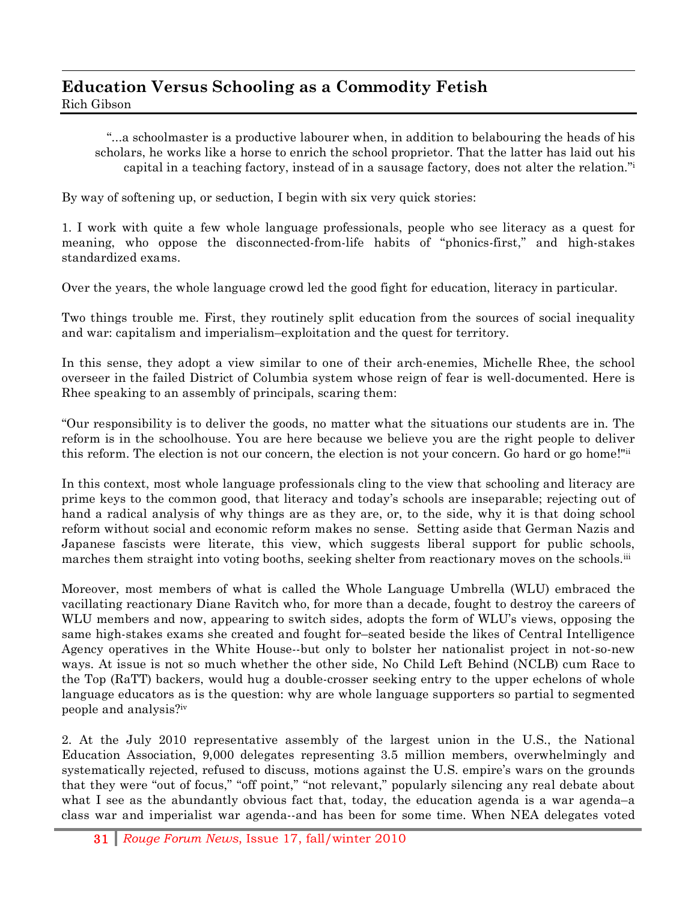## Education Versus Schooling as a Commodity Fetish

Rich Gibson

> "...a schoolmaster is a productive labourer when, in addition to belabouring the heads of his scholars, he works like a horse to enrich the school proprietor. That the latter has laid out his capital in a teaching factory, instead of in a sausage factory, does not alter the relation."[i]

By way of softening up, or seduction, I begin with six very quick stories:

1. I work with quite a few whole language professionals, people who see literacy as a quest for meaning, who oppose the disconnected-from-life habits of "phonics-first," and high-stakes standardized exams.

Over the years, the whole language crowd led the good fight for education, literacy in particular.

Two things trouble me. First, they routinely split education from the sources of social inequality and war: capitalism and imperialism–exploitation and the quest for territory.

In this sense, they adopt a view similar to one of their arch-enemies, Michelle Rhee, the school overseer in the failed District of Columbia system whose reign of fear is well-documented. Here is Rhee speaking to an assembly of principals, scaring them:

"Our responsibility is to deliver the goods, no matter what the situations our students are in. The reform is in the schoolhouse. You are here because we believe you are the right people to deliver this reform. The election is not our concern, the election is not your concern. Go hard or go home!"[ii]

In this context, most whole language professionals cling to the view that schooling and literacy are prime keys to the common good, that literacy and today's schools are inseparable; rejecting out of hand a radical analysis of why things are as they are, or, to the side, why it is that doing school reform without social and economic reform makes no sense. Setting aside that German Nazis and Japanese fascists were literate, this view, which suggests liberal support for public schools, marches them straight into voting booths, seeking shelter from reactionary moves on the schools.[iii]

Moreover, most members of what is called the Whole Language Umbrella (WLU) embraced the vacillating reactionary Diane Ravitch who, for more than a decade, fought to destroy the careers of WLU members and now, appearing to switch sides, adopts the form of WLU's views, opposing the same high-stakes exams she created and fought for–seated beside the likes of Central Intelligence Agency operatives in the White House--but only to bolster her nationalist project in not-so-new ways. At issue is not so much whether the other side, No Child Left Behind (NCLB) cum Race to the Top (RaTT) backers, would hug a double-crosser seeking entry to the upper echelons of whole language educators as is the question: why are whole language supporters so partial to segmented people and analysis?[iv]

2. At the July 2010 representative assembly of the largest union in the U.S., the National Education Association, 9,000 delegates representing 3.5 million members, overwhelmingly and systematically rejected, refused to discuss, motions against the U.S. empire's wars on the grounds that they were "out of focus," "off point," "not relevant," popularly silencing any real debate about what I see as the abundantly obvious fact that, today, the education agenda is a war agenda–a class war and imperialist war agenda--and has been for some time. When NEA delegates voted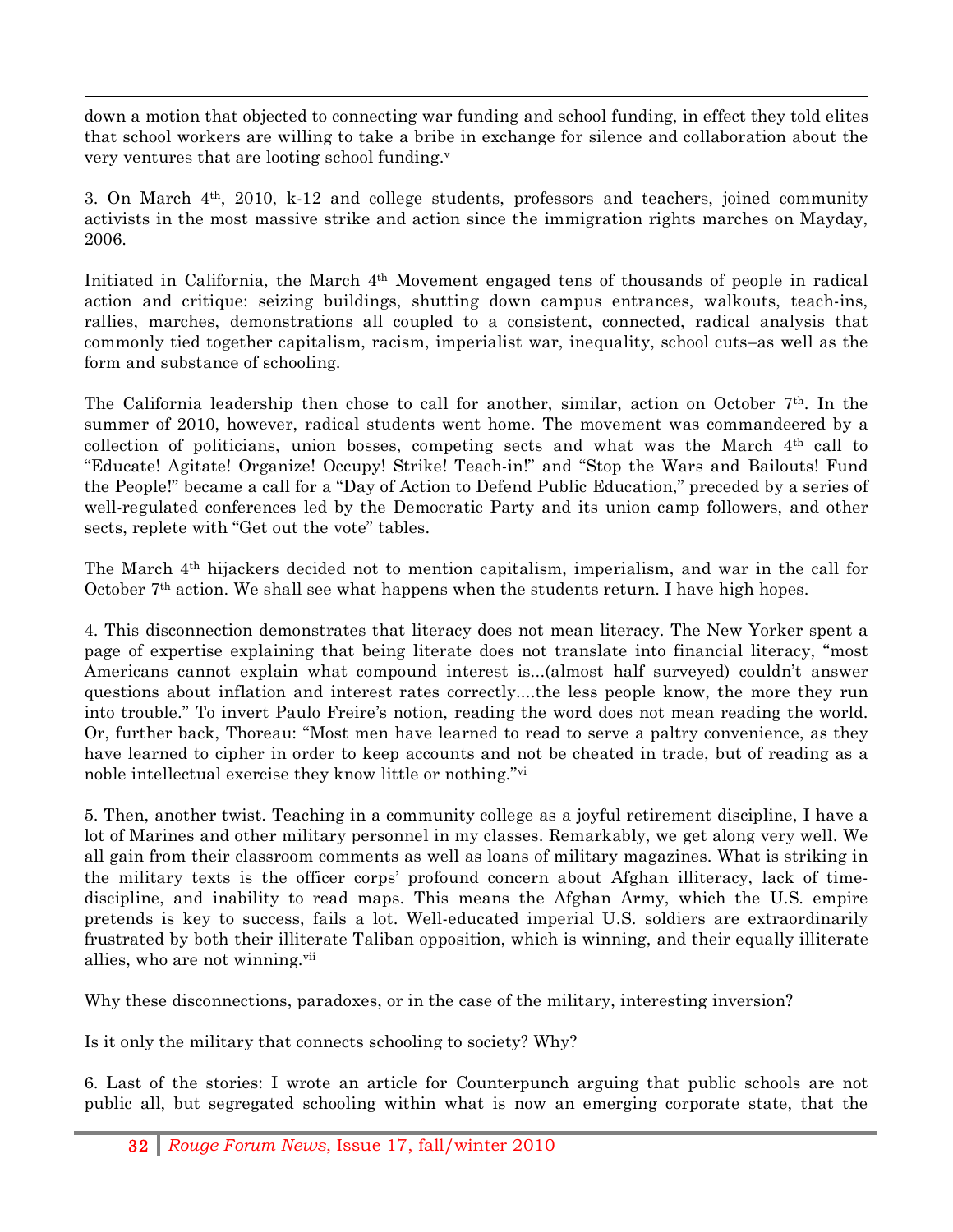down a motion that objected to connecting war funding and school funding, in effect they told elites that school workers are willing to take a bribe in exchange for silence and collaboration about the very ventures that are looting school funding.[v]

3. On March 4th, 2010, k-12 and college students, professors and teachers, joined community activists in the most massive strike and action since the immigration rights marches on Mayday, 2006.

Initiated in California, the March 4th Movement engaged tens of thousands of people in radical action and critique: seizing buildings, shutting down campus entrances, walkouts, teach-ins, rallies, marches, demonstrations all coupled to a consistent, connected, radical analysis that commonly tied together capitalism, racism, imperialist war, inequality, school cuts–as well as the form and substance of schooling.

The California leadership then chose to call for another, similar, action on October 7th. In the summer of 2010, however, radical students went home. The movement was commandeered by a collection of politicians, union bosses, competing sects and what was the March 4th call to "Educate! Agitate! Organize! Occupy! Strike! Teach-in!" and "Stop the Wars and Bailouts! Fund the People!" became a call for a "Day of Action to Defend Public Education," preceded by a series of well-regulated conferences led by the Democratic Party and its union camp followers, and other sects, replete with "Get out the vote" tables.

The March 4th hijackers decided not to mention capitalism, imperialism, and war in the call for October 7th action. We shall see what happens when the students return. I have high hopes.

4. This disconnection demonstrates that literacy does not mean literacy. The New Yorker spent a page of expertise explaining that being literate does not translate into financial literacy, "most Americans cannot explain what compound interest is...(almost half surveyed) couldn't answer questions about inflation and interest rates correctly....the less people know, the more they run into trouble." To invert Paulo Freire's notion, reading the word does not mean reading the world. Or, further back, Thoreau: "Most men have learned to read to serve a paltry convenience, as they have learned to cipher in order to keep accounts and not be cheated in trade, but of reading as a noble intellectual exercise they know little or nothing."[vi]

5. Then, another twist. Teaching in a community college as a joyful retirement discipline, I have a lot of Marines and other military personnel in my classes. Remarkably, we get along very well. We all gain from their classroom comments as well as loans of military magazines. What is striking in the military texts is the officer corps' profound concern about Afghan illiteracy, lack of time-discipline, and inability to read maps. This means the Afghan Army, which the U.S. empire pretends is key to success, fails a lot. Well-educated imperial U.S. soldiers are extraordinarily frustrated by both their illiterate Taliban opposition, which is winning, and their equally illiterate allies, who are not winning.[vii]

Why these disconnections, paradoxes, or in the case of the military, interesting inversion?

Is it only the military that connects schooling to society? Why?

6. Last of the stories: I wrote an article for Counterpunch arguing that public schools are not public all, but segregated schooling within what is now an emerging corporate state, that the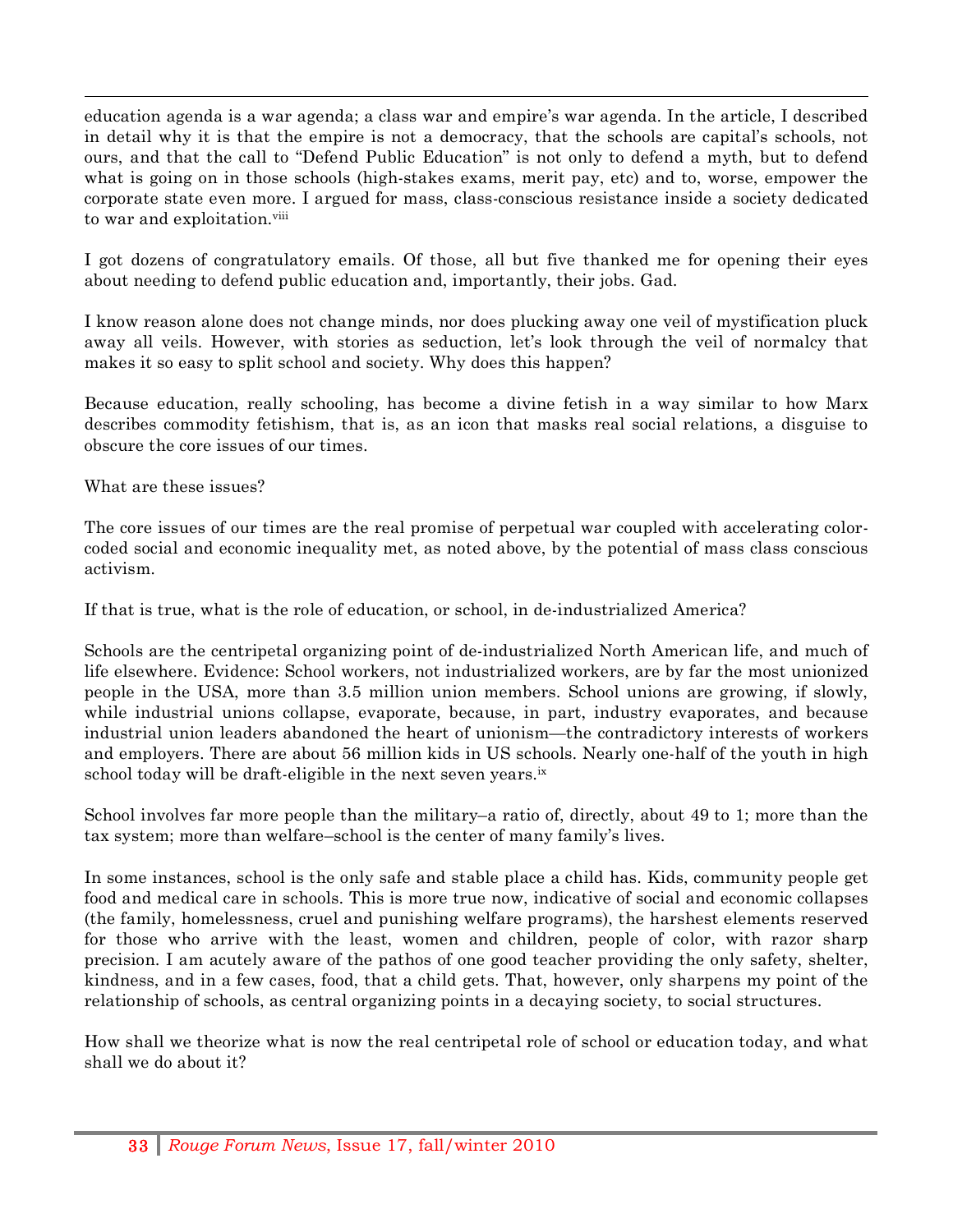education agenda is a war agenda; a class war and empire's war agenda. In the article, I described in detail why it is that the empire is not a democracy, that the schools are capital's schools, not ours, and that the call to "Defend Public Education" is not only to defend a myth, but to defend what is going on in those schools (high-stakes exams, merit pay, etc) and to, worse, empower the corporate state even more. I argued for mass, class-conscious resistance inside a society dedicated to war and exploitation.[viii]

I got dozens of congratulatory emails. Of those, all but five thanked me for opening their eyes about needing to defend public education and, importantly, their jobs. Gad.

I know reason alone does not change minds, nor does plucking away one veil of mystification pluck away all veils. However, with stories as seduction, let's look through the veil of normalcy that makes it so easy to split school and society. Why does this happen?

Because education, really schooling, has become a divine fetish in a way similar to how Marx describes commodity fetishism, that is, as an icon that masks real social relations, a disguise to obscure the core issues of our times.

What are these issues?

The core issues of our times are the real promise of perpetual war coupled with accelerating color-coded social and economic inequality met, as noted above, by the potential of mass class conscious activism.

If that is true, what is the role of education, or school, in de-industrialized America?

Schools are the centripetal organizing point of de-industrialized North American life, and much of life elsewhere. Evidence: School workers, not industrialized workers, are by far the most unionized people in the USA, more than 3.5 million union members. School unions are growing, if slowly, while industrial unions collapse, evaporate, because, in part, industry evaporates, and because industrial union leaders abandoned the heart of unionism—the contradictory interests of workers and employers. There are about 56 million kids in US schools. Nearly one-half of the youth in high school today will be draft-eligible in the next seven years.[ix]

School involves far more people than the military–a ratio of, directly, about 49 to 1; more than the tax system; more than welfare–school is the center of many family's lives.

In some instances, school is the only safe and stable place a child has. Kids, community people get food and medical care in schools. This is more true now, indicative of social and economic collapses (the family, homelessness, cruel and punishing welfare programs), the harshest elements reserved for those who arrive with the least, women and children, people of color, with razor sharp precision. I am acutely aware of the pathos of one good teacher providing the only safety, shelter, kindness, and in a few cases, food, that a child gets. That, however, only sharpens my point of the relationship of schools, as central organizing points in a decaying society, to social structures.

How shall we theorize what is now the real centripetal role of school or education today, and what shall we do about it?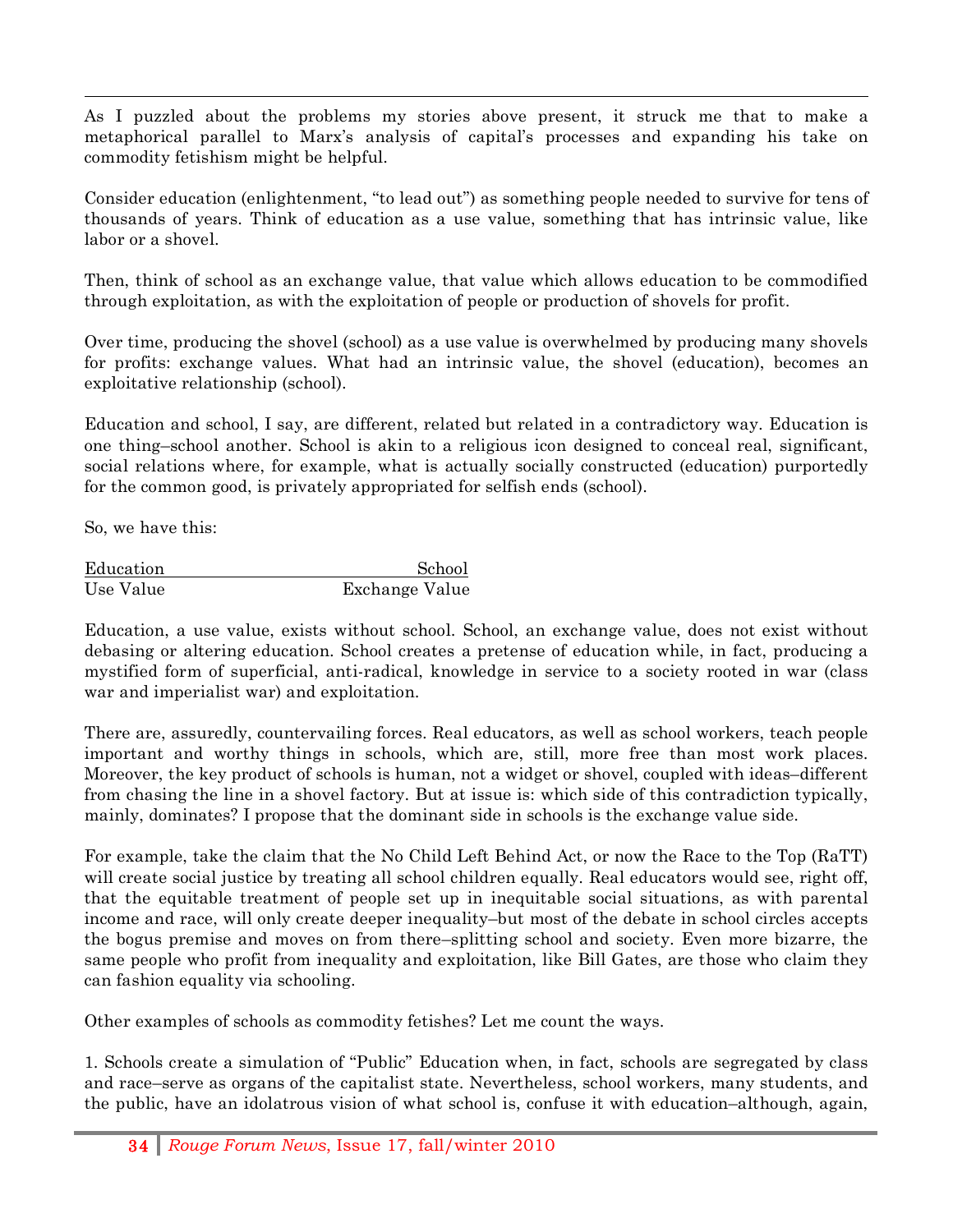As I puzzled about the problems my stories above present, it struck me that to make a metaphorical parallel to Marx's analysis of capital's processes and expanding his take on commodity fetishism might be helpful.

Consider education (enlightenment, "to lead out") as something people needed to survive for tens of thousands of years. Think of education as a use value, something that has intrinsic value, like labor or a shovel.

Then, think of school as an exchange value, that value which allows education to be commodified through exploitation, as with the exploitation of people or production of shovels for profit.

Over time, producing the shovel (school) as a use value is overwhelmed by producing many shovels for profits: exchange values. What had an intrinsic value, the shovel (education), becomes an exploitative relationship (school).

Education and school, I say, are different, related but related in a contradictory way. Education is one thing–school another. School is akin to a religious icon designed to conceal real, significant, social relations where, for example, what is actually socially constructed (education) purportedly for the common good, is privately appropriated for selfish ends (school).

So, we have this:

| Education | School |
|---|---|
| Use Value | Exchange Value |

Education, a use value, exists without school. School, an exchange value, does not exist without debasing or altering education. School creates a pretense of education while, in fact, producing a mystified form of superficial, anti-radical, knowledge in service to a society rooted in war (class war and imperialist war) and exploitation.

There are, assuredly, countervailing forces. Real educators, as well as school workers, teach people important and worthy things in schools, which are, still, more free than most work places. Moreover, the key product of schools is human, not a widget or shovel, coupled with ideas–different from chasing the line in a shovel factory. But at issue is: which side of this contradiction typically, mainly, dominates? I propose that the dominant side in schools is the exchange value side.

For example, take the claim that the No Child Left Behind Act, or now the Race to the Top (RaTT) will create social justice by treating all school children equally. Real educators would see, right off, that the equitable treatment of people set up in inequitable social situations, as with parental income and race, will only create deeper inequality–but most of the debate in school circles accepts the bogus premise and moves on from there–splitting school and society. Even more bizarre, the same people who profit from inequality and exploitation, like Bill Gates, are those who claim they can fashion equality via schooling.

Other examples of schools as commodity fetishes? Let me count the ways.

1. Schools create a simulation of "Public" Education when, in fact, schools are segregated by class and race–serve as organs of the capitalist state. Nevertheless, school workers, many students, and the public, have an idolatrous vision of what school is, confuse it with education–although, again,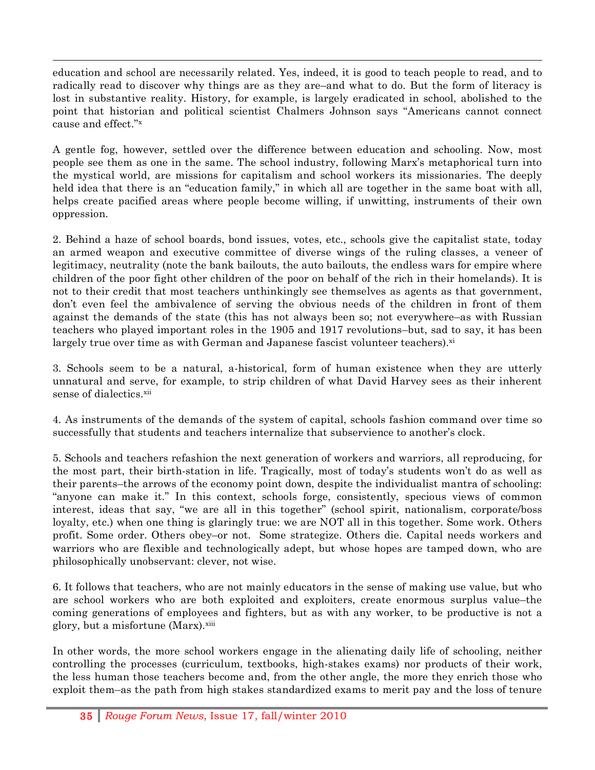education and school are necessarily related. Yes, indeed, it is good to teach people to read, and to radically read to discover why things are as they are–and what to do. But the form of literacy is lost in substantive reality. History, for example, is largely eradicated in school, abolished to the point that historian and political scientist Chalmers Johnson says "Americans cannot connect cause and effect."[x]

A gentle fog, however, settled over the difference between education and schooling. Now, most people see them as one in the same. The school industry, following Marx's metaphorical turn into the mystical world, are missions for capitalism and school workers its missionaries. The deeply held idea that there is an "education family," in which all are together in the same boat with all, helps create pacified areas where people become willing, if unwitting, instruments of their own oppression.

2. Behind a haze of school boards, bond issues, votes, etc., schools give the capitalist state, today an armed weapon and executive committee of diverse wings of the ruling classes, a veneer of legitimacy, neutrality (note the bank bailouts, the auto bailouts, the endless wars for empire where children of the poor fight other children of the poor on behalf of the rich in their homelands). It is not to their credit that most teachers unthinkingly see themselves as agents as that government, don't even feel the ambivalence of serving the obvious needs of the children in front of them against the demands of the state (this has not always been so; not everywhere–as with Russian teachers who played important roles in the 1905 and 1917 revolutions–but, sad to say, it has been largely true over time as with German and Japanese fascist volunteer teachers).[xi]

3. Schools seem to be a natural, a-historical, form of human existence when they are utterly unnatural and serve, for example, to strip children of what David Harvey sees as their inherent sense of dialectics.[xii]

4. As instruments of the demands of the system of capital, schools fashion command over time so successfully that students and teachers internalize that subservience to another's clock.

5. Schools and teachers refashion the next generation of workers and warriors, all reproducing, for the most part, their birth-station in life. Tragically, most of today's students won't do as well as their parents–the arrows of the economy point down, despite the individualist mantra of schooling: "anyone can make it." In this context, schools forge, consistently, specious views of common interest, ideas that say, "we are all in this together" (school spirit, nationalism, corporate/boss loyalty, etc.) when one thing is glaringly true: we are NOT all in this together. Some work. Others profit. Some order. Others obey–or not. Some strategize. Others die. Capital needs workers and warriors who are flexible and technologically adept, but whose hopes are tamped down, who are philosophically unobservant: clever, not wise.

6. It follows that teachers, who are not mainly educators in the sense of making use value, but who are school workers who are both exploited and exploiters, create enormous surplus value–the coming generations of employees and fighters, but as with any worker, to be productive is not a glory, but a misfortune (Marx).[xiii]

In other words, the more school workers engage in the alienating daily life of schooling, neither controlling the processes (curriculum, textbooks, high-stakes exams) nor products of their work, the less human those teachers become and, from the other angle, the more they enrich those who exploit them–as the path from high stakes standardized exams to merit pay and the loss of tenure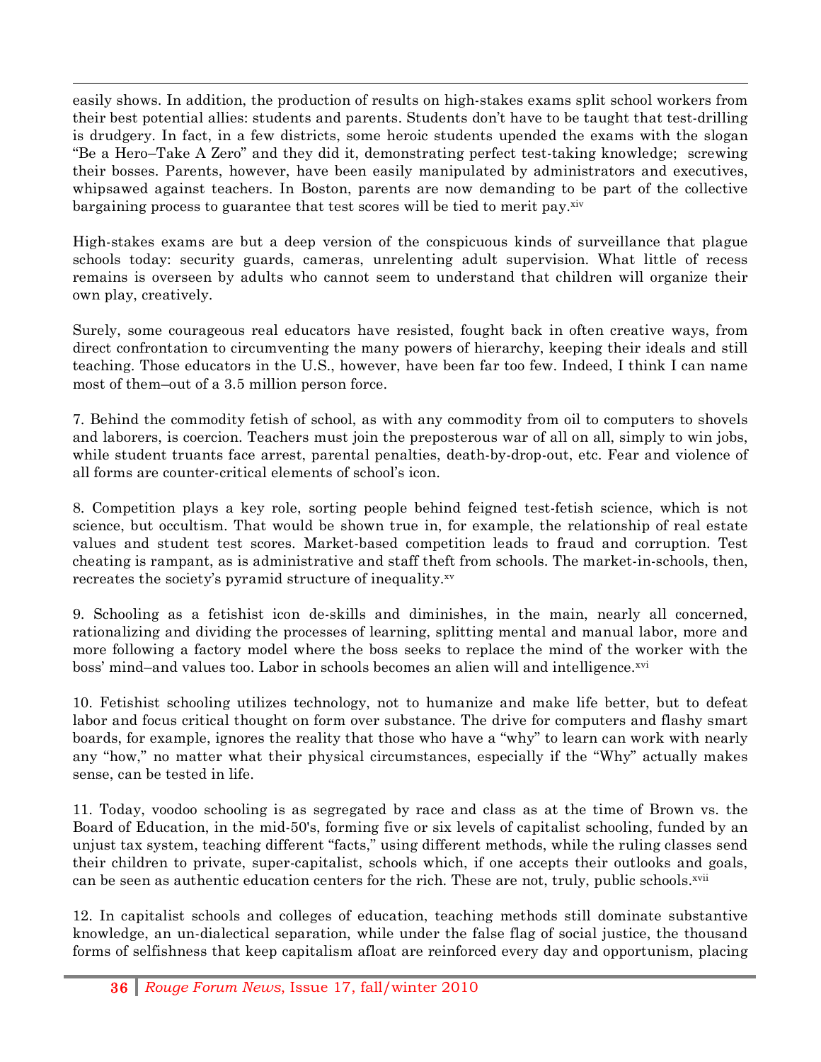easily shows. In addition, the production of results on high-stakes exams split school workers from their best potential allies: students and parents. Students don't have to be taught that test-drilling is drudgery. In fact, in a few districts, some heroic students upended the exams with the slogan "Be a Hero–Take A Zero" and they did it, demonstrating perfect test-taking knowledge; screwing their bosses. Parents, however, have been easily manipulated by administrators and executives, whipsawed against teachers. In Boston, parents are now demanding to be part of the collective bargaining process to guarantee that test scores will be tied to merit pay.[xiv]

High-stakes exams are but a deep version of the conspicuous kinds of surveillance that plague schools today: security guards, cameras, unrelenting adult supervision. What little of recess remains is overseen by adults who cannot seem to understand that children will organize their own play, creatively.

Surely, some courageous real educators have resisted, fought back in often creative ways, from direct confrontation to circumventing the many powers of hierarchy, keeping their ideals and still teaching. Those educators in the U.S., however, have been far too few. Indeed, I think I can name most of them–out of a 3.5 million person force.

7. Behind the commodity fetish of school, as with any commodity from oil to computers to shovels and laborers, is coercion. Teachers must join the preposterous war of all on all, simply to win jobs, while student truants face arrest, parental penalties, death-by-drop-out, etc. Fear and violence of all forms are counter-critical elements of school's icon.

8. Competition plays a key role, sorting people behind feigned test-fetish science, which is not science, but occultism. That would be shown true in, for example, the relationship of real estate values and student test scores. Market-based competition leads to fraud and corruption. Test cheating is rampant, as is administrative and staff theft from schools. The market-in-schools, then, recreates the society's pyramid structure of inequality.[xv]

9. Schooling as a fetishist icon de-skills and diminishes, in the main, nearly all concerned, rationalizing and dividing the processes of learning, splitting mental and manual labor, more and more following a factory model where the boss seeks to replace the mind of the worker with the boss' mind–and values too. Labor in schools becomes an alien will and intelligence.[xvi]

10. Fetishist schooling utilizes technology, not to humanize and make life better, but to defeat labor and focus critical thought on form over substance. The drive for computers and flashy smart boards, for example, ignores the reality that those who have a "why" to learn can work with nearly any "how," no matter what their physical circumstances, especially if the "Why" actually makes sense, can be tested in life.

11. Today, voodoo schooling is as segregated by race and class as at the time of Brown vs. the Board of Education, in the mid-50's, forming five or six levels of capitalist schooling, funded by an unjust tax system, teaching different "facts," using different methods, while the ruling classes send their children to private, super-capitalist, schools which, if one accepts their outlooks and goals, can be seen as authentic education centers for the rich. These are not, truly, public schools.[xvii]

12. In capitalist schools and colleges of education, teaching methods still dominate substantive knowledge, an un-dialectical separation, while under the false flag of social justice, the thousand forms of selfishness that keep capitalism afloat are reinforced every day and opportunism, placing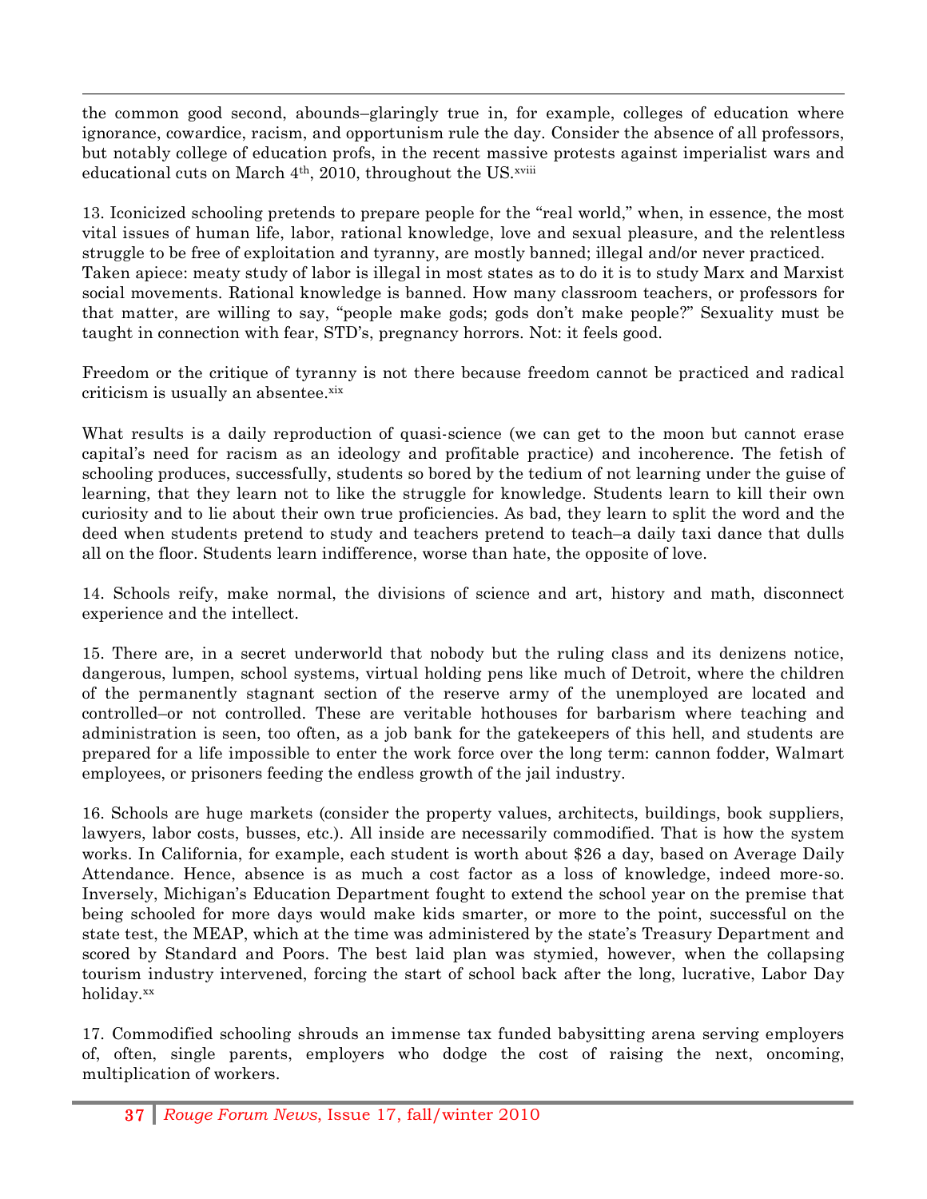the common good second, abounds–glaringly true in, for example, colleges of education where ignorance, cowardice, racism, and opportunism rule the day. Consider the absence of all professors, but notably college of education profs, in the recent massive protests against imperialist wars and educational cuts on March 4th, 2010, throughout the US.[xviii]

13. Iconicized schooling pretends to prepare people for the "real world," when, in essence, the most vital issues of human life, labor, rational knowledge, love and sexual pleasure, and the relentless struggle to be free of exploitation and tyranny, are mostly banned; illegal and/or never practiced. Taken apiece: meaty study of labor is illegal in most states as to do it is to study Marx and Marxist social movements. Rational knowledge is banned. How many classroom teachers, or professors for that matter, are willing to say, "people make gods; gods don't make people?" Sexuality must be taught in connection with fear, STD's, pregnancy horrors. Not: it feels good.

Freedom or the critique of tyranny is not there because freedom cannot be practiced and radical criticism is usually an absentee.[xix]

What results is a daily reproduction of quasi-science (we can get to the moon but cannot erase capital's need for racism as an ideology and profitable practice) and incoherence. The fetish of schooling produces, successfully, students so bored by the tedium of not learning under the guise of learning, that they learn not to like the struggle for knowledge. Students learn to kill their own curiosity and to lie about their own true proficiencies. As bad, they learn to split the word and the deed when students pretend to study and teachers pretend to teach–a daily taxi dance that dulls all on the floor. Students learn indifference, worse than hate, the opposite of love.

14. Schools reify, make normal, the divisions of science and art, history and math, disconnect experience and the intellect.

15. There are, in a secret underworld that nobody but the ruling class and its denizens notice, dangerous, lumpen, school systems, virtual holding pens like much of Detroit, where the children of the permanently stagnant section of the reserve army of the unemployed are located and controlled–or not controlled. These are veritable hothouses for barbarism where teaching and administration is seen, too often, as a job bank for the gatekeepers of this hell, and students are prepared for a life impossible to enter the work force over the long term: cannon fodder, Walmart employees, or prisoners feeding the endless growth of the jail industry.

16. Schools are huge markets (consider the property values, architects, buildings, book suppliers, lawyers, labor costs, busses, etc.). All inside are necessarily commodified. That is how the system works. In California, for example, each student is worth about $26 a day, based on Average Daily Attendance. Hence, absence is as much a cost factor as a loss of knowledge, indeed more-so. Inversely, Michigan's Education Department fought to extend the school year on the premise that being schooled for more days would make kids smarter, or more to the point, successful on the state test, the MEAP, which at the time was administered by the state's Treasury Department and scored by Standard and Poors. The best laid plan was stymied, however, when the collapsing tourism industry intervened, forcing the start of school back after the long, lucrative, Labor Day holiday.[xx]

17. Commodified schooling shrouds an immense tax funded babysitting arena serving employers of, often, single parents, employers who dodge the cost of raising the next, oncoming, multiplication of workers.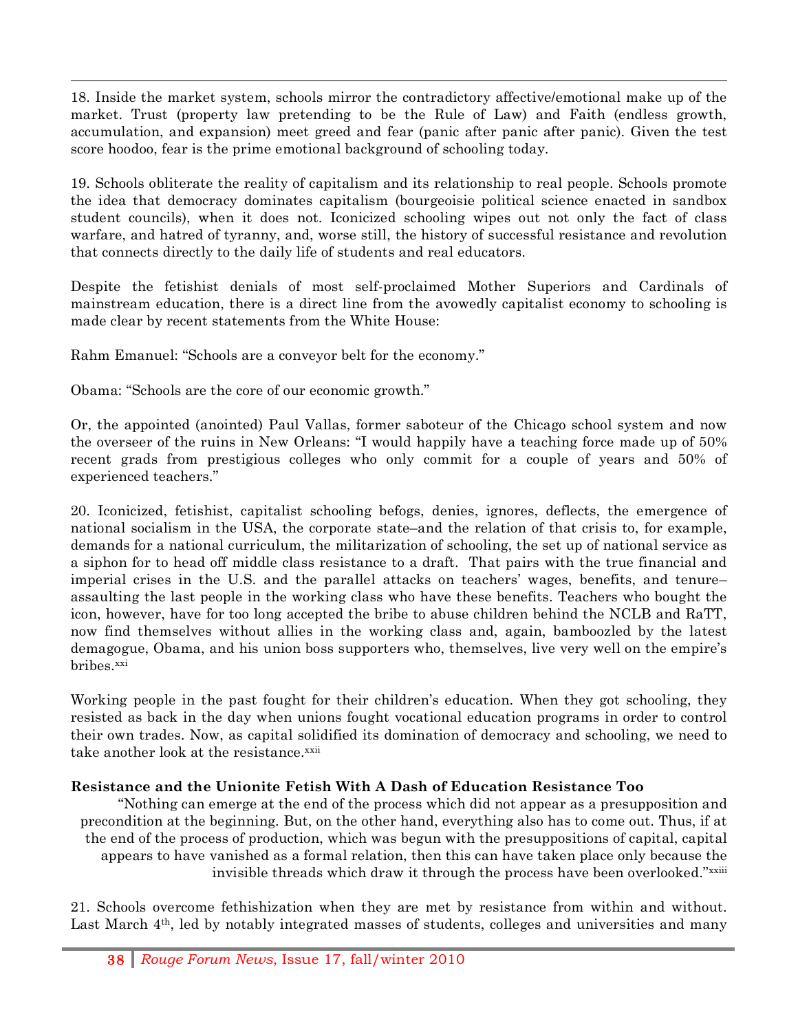18. Inside the market system, schools mirror the contradictory affective/emotional make up of the market. Trust (property law pretending to be the Rule of Law) and Faith (endless growth, accumulation, and expansion) meet greed and fear (panic after panic after panic). Given the test score hoodoo, fear is the prime emotional background of schooling today.

19. Schools obliterate the reality of capitalism and its relationship to real people. Schools promote the idea that democracy dominates capitalism (bourgeoisie political science enacted in sandbox student councils), when it does not. Iconicized schooling wipes out not only the fact of class warfare, and hatred of tyranny, and, worse still, the history of successful resistance and revolution that connects directly to the daily life of students and real educators.

Despite the fetishist denials of most self-proclaimed Mother Superiors and Cardinals of mainstream education, there is a direct line from the avowedly capitalist economy to schooling is made clear by recent statements from the White House:

Rahm Emanuel: "Schools are a conveyor belt for the economy."

Obama: "Schools are the core of our economic growth."

Or, the appointed (anointed) Paul Vallas, former saboteur of the Chicago school system and now the overseer of the ruins in New Orleans: "I would happily have a teaching force made up of 50% recent grads from prestigious colleges who only commit for a couple of years and 50% of experienced teachers."

20. Iconicized, fetishist, capitalist schooling befogs, denies, ignores, deflects, the emergence of national socialism in the USA, the corporate state–and the relation of that crisis to, for example, demands for a national curriculum, the militarization of schooling, the set up of national service as a siphon for to head off middle class resistance to a draft. That pairs with the true financial and imperial crises in the U.S. and the parallel attacks on teachers' wages, benefits, and tenure– assaulting the last people in the working class who have these benefits. Teachers who bought the icon, however, have for too long accepted the bribe to abuse children behind the NCLB and RaTT, now find themselves without allies in the working class and, again, bamboozled by the latest demagogue, Obama, and his union boss supporters who, themselves, live very well on the empire's bribes.[xxi]

Working people in the past fought for their children's education. When they got schooling, they resisted as back in the day when unions fought vocational education programs in order to control their own trades. Now, as capital solidified its domination of democracy and schooling, we need to take another look at the resistance.[xxii]

### Resistance and the Unionite Fetish With A Dash of Education Resistance Too

> "Nothing can emerge at the end of the process which did not appear as a presupposition and precondition at the beginning. But, on the other hand, everything also has to come out. Thus, if at the end of the process of production, which was begun with the presuppositions of capital, capital appears to have vanished as a formal relation, then this can have taken place only because the invisible threads which draw it through the process have been overlooked."[xxiii]

21. Schools overcome fethishization when they are met by resistance from within and without. Last March 4th, led by notably integrated masses of students, colleges and universities and many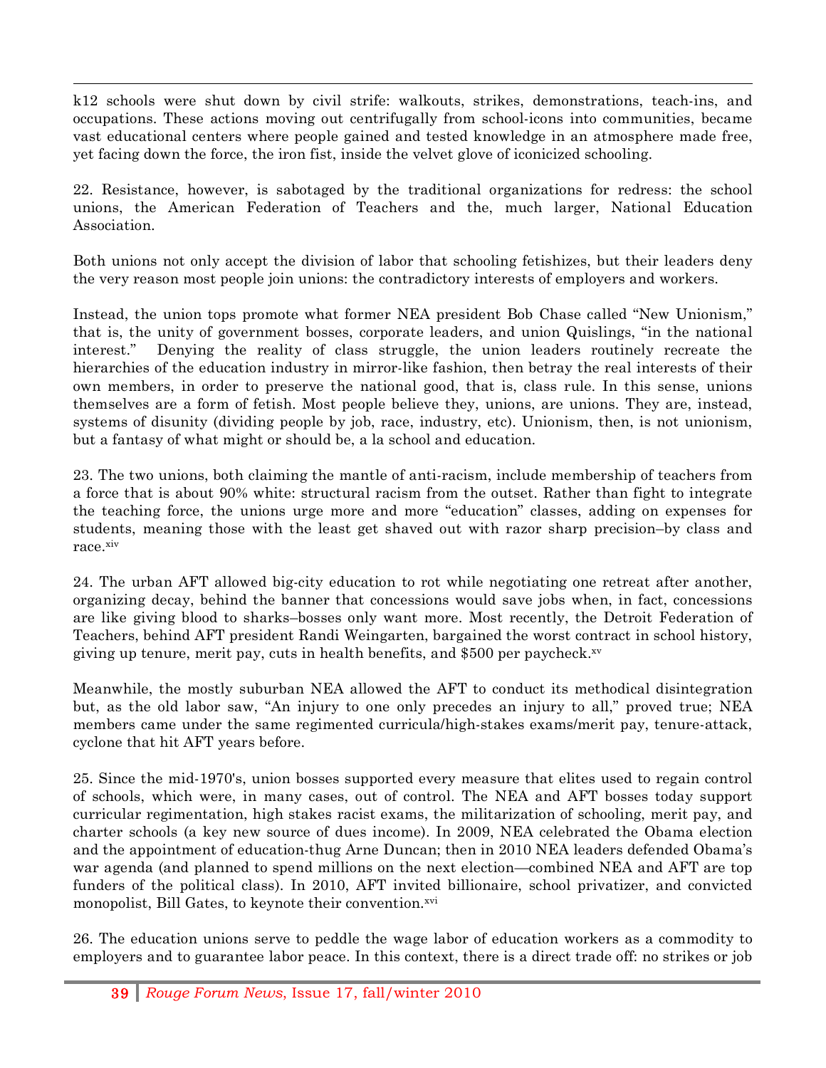k12 schools were shut down by civil strife: walkouts, strikes, demonstrations, teach-ins, and occupations. These actions moving out centrifugally from school-icons into communities, became vast educational centers where people gained and tested knowledge in an atmosphere made free, yet facing down the force, the iron fist, inside the velvet glove of iconicized schooling.

22. Resistance, however, is sabotaged by the traditional organizations for redress: the school unions, the American Federation of Teachers and the, much larger, National Education Association.

Both unions not only accept the division of labor that schooling fetishizes, but their leaders deny the very reason most people join unions: the contradictory interests of employers and workers.

Instead, the union tops promote what former NEA president Bob Chase called "New Unionism," that is, the unity of government bosses, corporate leaders, and union Quislings, "in the national interest." Denying the reality of class struggle, the union leaders routinely recreate the hierarchies of the education industry in mirror-like fashion, then betray the real interests of their own members, in order to preserve the national good, that is, class rule. In this sense, unions themselves are a form of fetish. Most people believe they, unions, are unions. They are, instead, systems of disunity (dividing people by job, race, industry, etc). Unionism, then, is not unionism, but a fantasy of what might or should be, a la school and education.

23. The two unions, both claiming the mantle of anti-racism, include membership of teachers from a force that is about 90% white: structural racism from the outset. Rather than fight to integrate the teaching force, the unions urge more and more "education" classes, adding on expenses for students, meaning those with the least get shaved out with razor sharp precision–by class and race.[xiv]

24. The urban AFT allowed big-city education to rot while negotiating one retreat after another, organizing decay, behind the banner that concessions would save jobs when, in fact, concessions are like giving blood to sharks–bosses only want more. Most recently, the Detroit Federation of Teachers, behind AFT president Randi Weingarten, bargained the worst contract in school history, giving up tenure, merit pay, cuts in health benefits, and $500 per paycheck.[xv]

Meanwhile, the mostly suburban NEA allowed the AFT to conduct its methodical disintegration but, as the old labor saw, "An injury to one only precedes an injury to all," proved true; NEA members came under the same regimented curricula/high-stakes exams/merit pay, tenure-attack, cyclone that hit AFT years before.

25. Since the mid-1970's, union bosses supported every measure that elites used to regain control of schools, which were, in many cases, out of control. The NEA and AFT bosses today support curricular regimentation, high stakes racist exams, the militarization of schooling, merit pay, and charter schools (a key new source of dues income). In 2009, NEA celebrated the Obama election and the appointment of education-thug Arne Duncan; then in 2010 NEA leaders defended Obama's war agenda (and planned to spend millions on the next election—combined NEA and AFT are top funders of the political class). In 2010, AFT invited billionaire, school privatizer, and convicted monopolist, Bill Gates, to keynote their convention.[xvi]

26. The education unions serve to peddle the wage labor of education workers as a commodity to employers and to guarantee labor peace. In this context, there is a direct trade off: no strikes or job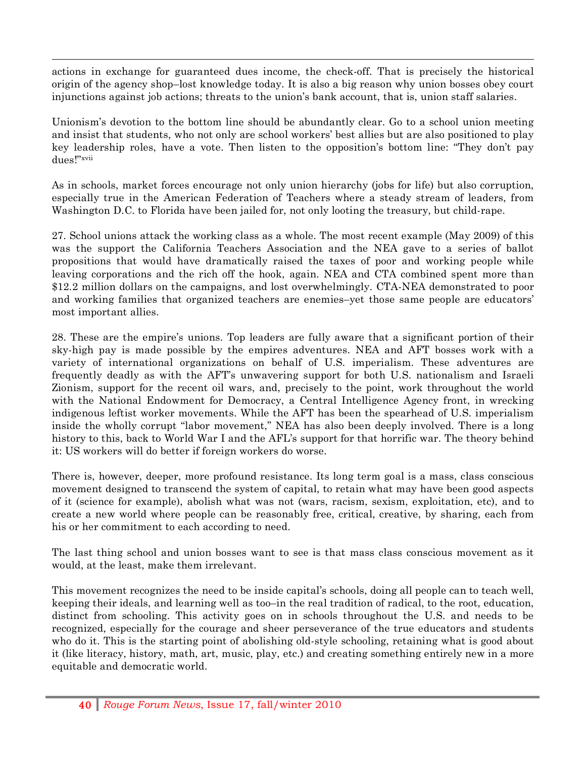actions in exchange for guaranteed dues income, the check-off. That is precisely the historical origin of the agency shop–lost knowledge today. It is also a big reason why union bosses obey court injunctions against job actions; threats to the union's bank account, that is, union staff salaries.

Unionism's devotion to the bottom line should be abundantly clear. Go to a school union meeting and insist that students, who not only are school workers' best allies but are also positioned to play key leadership roles, have a vote. Then listen to the opposition's bottom line: "They don't pay dues!"[xvii]

As in schools, market forces encourage not only union hierarchy (jobs for life) but also corruption, especially true in the American Federation of Teachers where a steady stream of leaders, from Washington D.C. to Florida have been jailed for, not only looting the treasury, but child-rape.

27. School unions attack the working class as a whole. The most recent example (May 2009) of this was the support the California Teachers Association and the NEA gave to a series of ballot propositions that would have dramatically raised the taxes of poor and working people while leaving corporations and the rich off the hook, again. NEA and CTA combined spent more than $12.2 million dollars on the campaigns, and lost overwhelmingly. CTA-NEA demonstrated to poor and working families that organized teachers are enemies–yet those same people are educators' most important allies.

28. These are the empire's unions. Top leaders are fully aware that a significant portion of their sky-high pay is made possible by the empires adventures. NEA and AFT bosses work with a variety of international organizations on behalf of U.S. imperialism. These adventures are frequently deadly as with the AFT's unwavering support for both U.S. nationalism and Israeli Zionism, support for the recent oil wars, and, precisely to the point, work throughout the world with the National Endowment for Democracy, a Central Intelligence Agency front, in wrecking indigenous leftist worker movements. While the AFT has been the spearhead of U.S. imperialism inside the wholly corrupt "labor movement," NEA has also been deeply involved. There is a long history to this, back to World War I and the AFL's support for that horrific war. The theory behind it: US workers will do better if foreign workers do worse.

There is, however, deeper, more profound resistance. Its long term goal is a mass, class conscious movement designed to transcend the system of capital, to retain what may have been good aspects of it (science for example), abolish what was not (wars, racism, sexism, exploitation, etc), and to create a new world where people can be reasonably free, critical, creative, by sharing, each from his or her commitment to each according to need.

The last thing school and union bosses want to see is that mass class conscious movement as it would, at the least, make them irrelevant.

This movement recognizes the need to be inside capital's schools, doing all people can to teach well, keeping their ideals, and learning well as too–in the real tradition of radical, to the root, education, distinct from schooling. This activity goes on in schools throughout the U.S. and needs to be recognized, especially for the courage and sheer perseverance of the true educators and students who do it. This is the starting point of abolishing old-style schooling, retaining what is good about it (like literacy, history, math, art, music, play, etc.) and creating something entirely new in a more equitable and democratic world.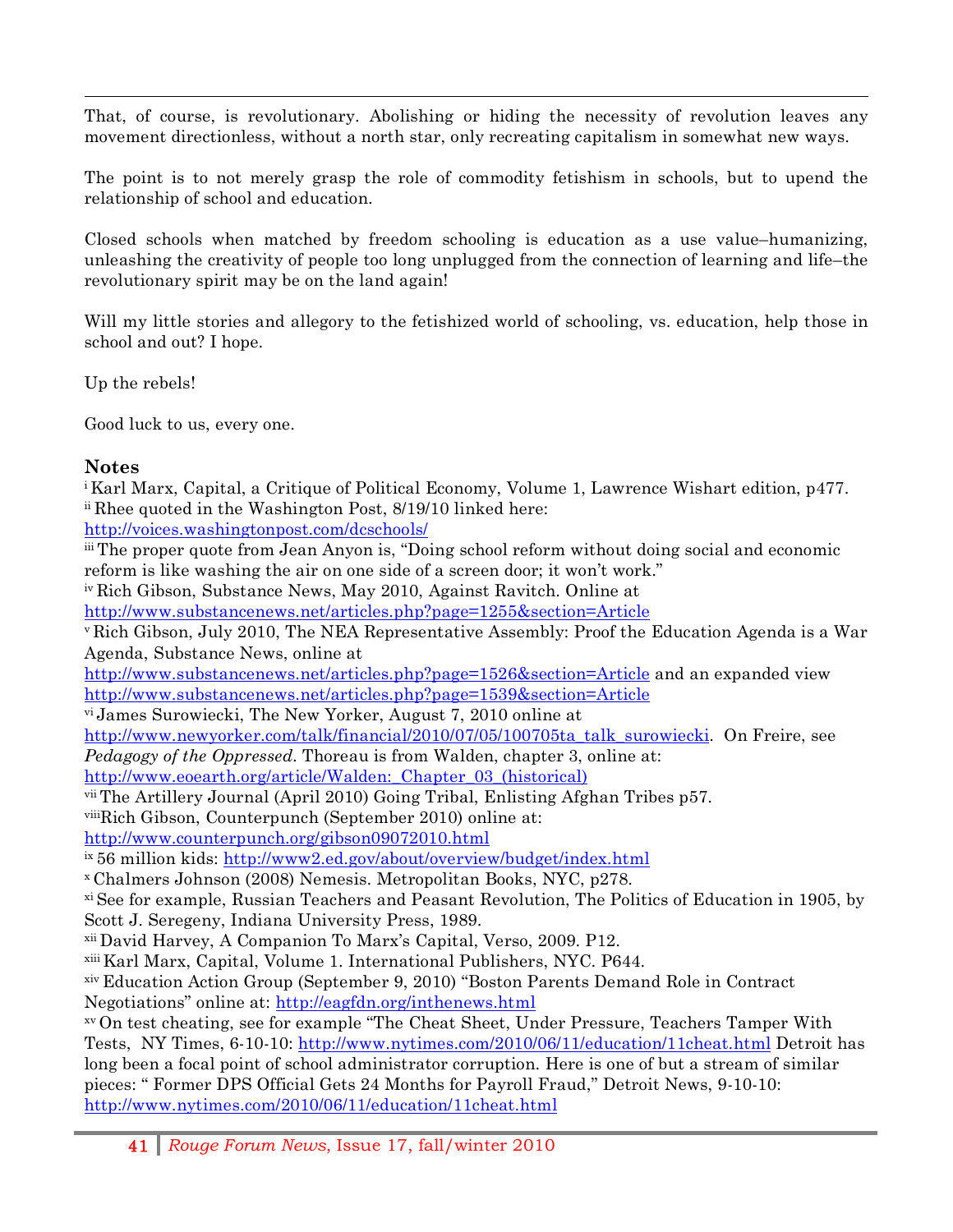That, of course, is revolutionary. Abolishing or hiding the necessity of revolution leaves any movement directionless, without a north star, only recreating capitalism in somewhat new ways.

The point is to not merely grasp the role of commodity fetishism in schools, but to upend the relationship of school and education.

Closed schools when matched by freedom schooling is education as a use value–humanizing, unleashing the creativity of people too long unplugged from the connection of learning and life–the revolutionary spirit may be on the land again!

Will my little stories and allegory to the fetishized world of schooling, vs. education, help those in school and out? I hope.

Up the rebels!

Good luck to us, every one.

### Notes

[i] Karl Marx, Capital, a Critique of Political Economy, Volume 1, Lawrence Wishart edition, p477.
[ii] Rhee quoted in the Washington Post, 8/19/10 linked here: http://voices.washingtonpost.com/dcschools/
[iii] The proper quote from Jean Anyon is, "Doing school reform without doing social and economic reform is like washing the air on one side of a screen door; it won't work."
[iv] Rich Gibson, Substance News, May 2010, Against Ravitch. Online at http://www.substancenews.net/articles.php?page=1255&section=Article
[v] Rich Gibson, July 2010, The NEA Representative Assembly: Proof the Education Agenda is a War Agenda, Substance News, online at http://www.substancenews.net/articles.php?page=1526&section=Article and an expanded view http://www.substancenews.net/articles.php?page=1539&section=Article
[vi] James Surowiecki, The New Yorker, August 7, 2010 online at http://www.newyorker.com/talk/financial/2010/07/05/100705ta_talk_surowiecki. On Freire, see *Pedagogy of the Oppressed*. Thoreau is from Walden, chapter 3, online at: http://www.eoearth.org/article/Walden:_Chapter_03_(historical)
[vii] The Artillery Journal (April 2010) Going Tribal, Enlisting Afghan Tribes p57.
[viii] Rich Gibson, Counterpunch (September 2010) online at: http://www.counterpunch.org/gibson09072010.html
[ix] 56 million kids: http://www2.ed.gov/about/overview/budget/index.html
[x] Chalmers Johnson (2008) Nemesis. Metropolitan Books, NYC, p278.
[xi] See for example, Russian Teachers and Peasant Revolution, The Politics of Education in 1905, by Scott J. Seregeny, Indiana University Press, 1989.
[xii] David Harvey, A Companion To Marx's Capital, Verso, 2009. P12.
[xiii] Karl Marx, Capital, Volume 1. International Publishers, NYC. P644.
[xiv] Education Action Group (September 9, 2010) "Boston Parents Demand Role in Contract Negotiations" online at: http://eagfdn.org/inthenews.html
[xv] On test cheating, see for example "The Cheat Sheet, Under Pressure, Teachers Tamper With Tests, NY Times, 6-10-10: http://www.nytimes.com/2010/06/11/education/11cheat.html Detroit has long been a focal point of school administrator corruption. Here is one of but a stream of similar pieces: " Former DPS Official Gets 24 Months for Payroll Fraud," Detroit News, 9-10-10: http://www.nytimes.com/2010/06/11/education/11cheat.html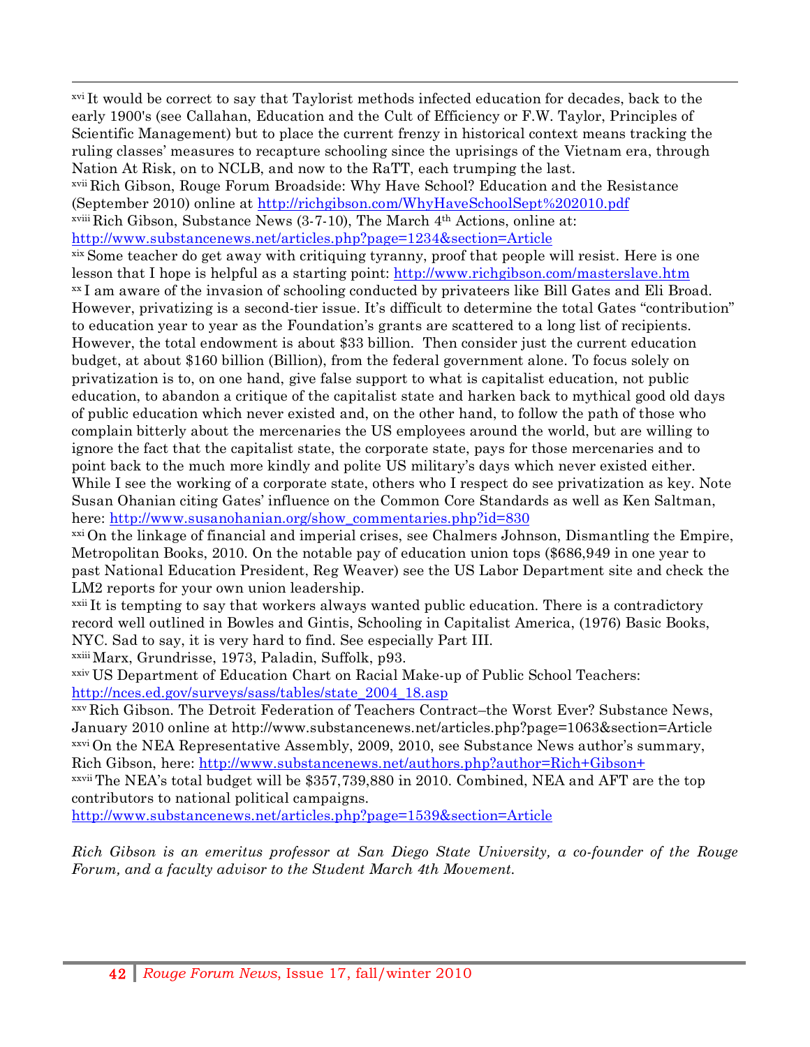---

[xvi] It would be correct to say that Taylorist methods infected education for decades, back to the early 1900's (see Callahan, Education and the Cult of Efficiency or F.W. Taylor, Principles of Scientific Management) but to place the current frenzy in historical context means tracking the ruling classes' measures to recapture schooling since the uprisings of the Vietnam era, through Nation At Risk, on to NCLB, and now to the RaTT, each trumping the last.

[xvii] Rich Gibson, Rouge Forum Broadside: Why Have School? Education and the Resistance (September 2010) online at http://richgibson.com/WhyHaveSchoolSept%202010.pdf

[xviii] Rich Gibson, Substance News (3-7-10), The March 4th Actions, online at: http://www.substancenews.net/articles.php?page=1234&section=Article

[xix] Some teacher do get away with critiquing tyranny, proof that people will resist. Here is one lesson that I hope is helpful as a starting point: http://www.richgibson.com/masterslave.htm

[xx] I am aware of the invasion of schooling conducted by privateers like Bill Gates and Eli Broad. However, privatizing is a second-tier issue. It's difficult to determine the total Gates "contribution" to education year to year as the Foundation's grants are scattered to a long list of recipients. However, the total endowment is about $33 billion. Then consider just the current education budget, at about $160 billion (Billion), from the federal government alone. To focus solely on privatization is to, on one hand, give false support to what is capitalist education, not public education, to abandon a critique of the capitalist state and harken back to mythical good old days of public education which never existed and, on the other hand, to follow the path of those who complain bitterly about the mercenaries the US employees around the world, but are willing to ignore the fact that the capitalist state, the corporate state, pays for those mercenaries and to point back to the much more kindly and polite US military's days which never existed either. While I see the working of a corporate state, others who I respect do see privatization as key. Note Susan Ohanian citing Gates' influence on the Common Core Standards as well as Ken Saltman, here: http://www.susanohanian.org/show_commentaries.php?id=830

[xxi] On the linkage of financial and imperial crises, see Chalmers Johnson, Dismantling the Empire, Metropolitan Books, 2010. On the notable pay of education union tops ($686,949 in one year to past National Education President, Reg Weaver) see the US Labor Department site and check the LM2 reports for your own union leadership.

[xxii] It is tempting to say that workers always wanted public education. There is a contradictory record well outlined in Bowles and Gintis, Schooling in Capitalist America, (1976) Basic Books, NYC. Sad to say, it is very hard to find. See especially Part III.

[xxiii] Marx, Grundrisse, 1973, Paladin, Suffolk, p93.

[xxiv] US Department of Education Chart on Racial Make-up of Public School Teachers: http://nces.ed.gov/surveys/sass/tables/state_2004_18.asp

[xxv] Rich Gibson. The Detroit Federation of Teachers Contract–the Worst Ever? Substance News, January 2010 online at http://www.substancenews.net/articles.php?page=1063&section=Article

[xxvi] On the NEA Representative Assembly, 2009, 2010, see Substance News author's summary, Rich Gibson, here: http://www.substancenews.net/authors.php?author=Rich+Gibson+

[xxvii] The NEA's total budget will be $357,739,880 in 2010. Combined, NEA and AFT are the top contributors to national political campaigns. http://www.substancenews.net/articles.php?page=1539&section=Article

*Rich Gibson is an emeritus professor at San Diego State University, a co-founder of the Rouge Forum, and a faculty advisor to the Student March 4th Movement.*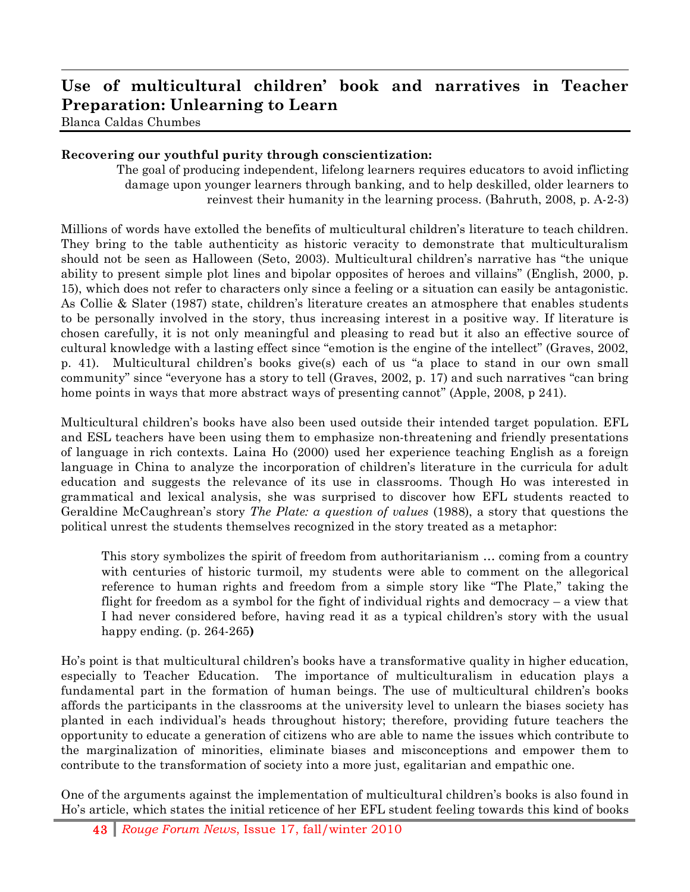# Use of multicultural children' book and narratives in Teacher Preparation: Unlearning to Learn

Blanca Caldas Chumbes

**Recovering our youthful purity through conscientization:**

> The goal of producing independent, lifelong learners requires educators to avoid inflicting damage upon younger learners through banking, and to help deskilled, older learners to reinvest their humanity in the learning process. (Bahruth, 2008, p. A-2-3)

Millions of words have extolled the benefits of multicultural children's literature to teach children. They bring to the table authenticity as historic veracity to demonstrate that multiculturalism should not be seen as Halloween (Seto, 2003). Multicultural children's narrative has "the unique ability to present simple plot lines and bipolar opposites of heroes and villains" (English, 2000, p. 15), which does not refer to characters only since a feeling or a situation can easily be antagonistic. As Collie & Slater (1987) state, children's literature creates an atmosphere that enables students to be personally involved in the story, thus increasing interest in a positive way. If literature is chosen carefully, it is not only meaningful and pleasing to read but it also an effective source of cultural knowledge with a lasting effect since "emotion is the engine of the intellect" (Graves, 2002, p. 41). Multicultural children's books give(s) each of us "a place to stand in our own small community" since "everyone has a story to tell (Graves, 2002, p. 17) and such narratives "can bring home points in ways that more abstract ways of presenting cannot" (Apple, 2008, p 241).

Multicultural children's books have also been used outside their intended target population. EFL and ESL teachers have been using them to emphasize non-threatening and friendly presentations of language in rich contexts. Laina Ho (2000) used her experience teaching English as a foreign language in China to analyze the incorporation of children's literature in the curricula for adult education and suggests the relevance of its use in classrooms. Though Ho was interested in grammatical and lexical analysis, she was surprised to discover how EFL students reacted to Geraldine McCaughrean's story *The Plate: a question of values* (1988), a story that questions the political unrest the students themselves recognized in the story treated as a metaphor:

> This story symbolizes the spirit of freedom from authoritarianism … coming from a country with centuries of historic turmoil, my students were able to comment on the allegorical reference to human rights and freedom from a simple story like "The Plate," taking the flight for freedom as a symbol for the fight of individual rights and democracy – a view that I had never considered before, having read it as a typical children's story with the usual happy ending. (p. 264-265**)**

Ho's point is that multicultural children's books have a transformative quality in higher education, especially to Teacher Education. The importance of multiculturalism in education plays a fundamental part in the formation of human beings. The use of multicultural children's books affords the participants in the classrooms at the university level to unlearn the biases society has planted in each individual's heads throughout history; therefore, providing future teachers the opportunity to educate a generation of citizens who are able to name the issues which contribute to the marginalization of minorities, eliminate biases and misconceptions and empower them to contribute to the transformation of society into a more just, egalitarian and empathic one.

One of the arguments against the implementation of multicultural children's books is also found in Ho's article, which states the initial reticence of her EFL student feeling towards this kind of books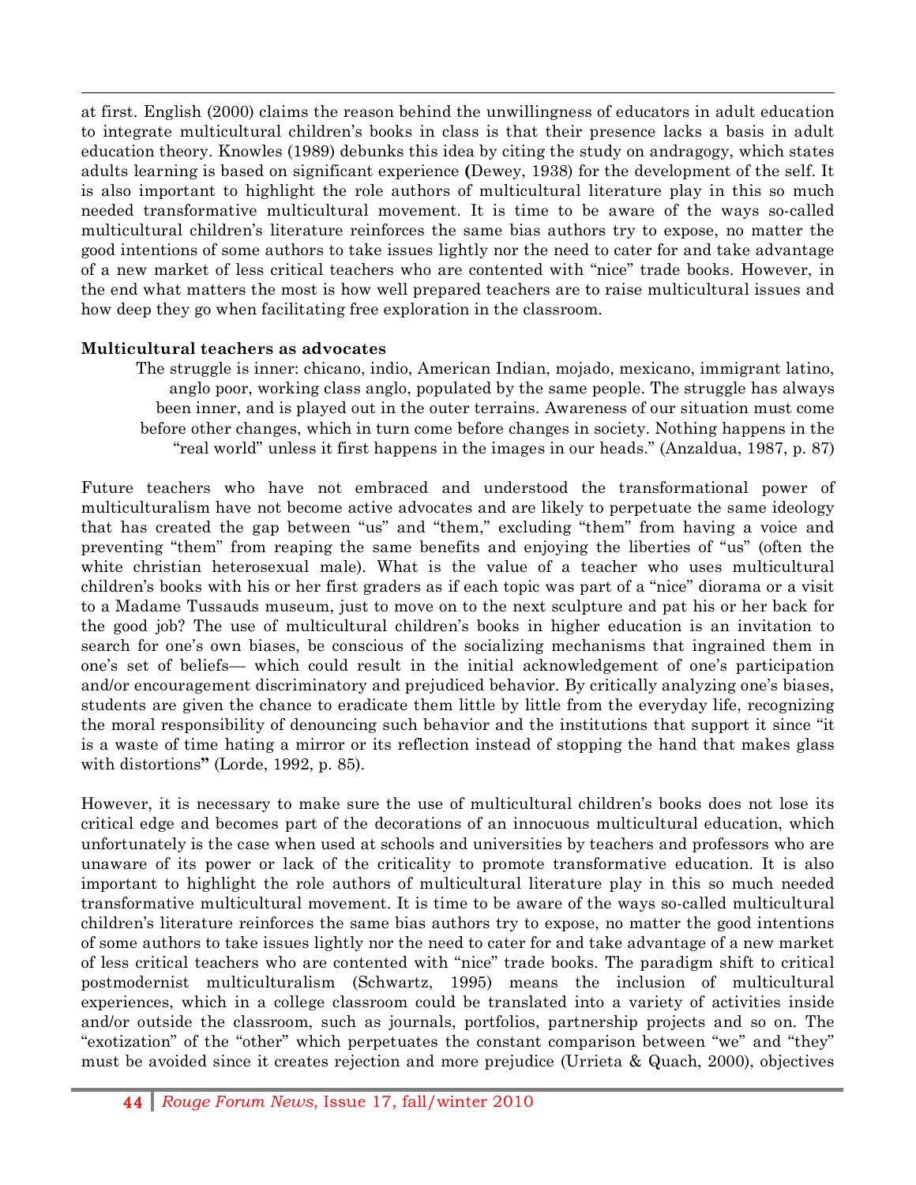at first. English (2000) claims the reason behind the unwillingness of educators in adult education to integrate multicultural children's books in class is that their presence lacks a basis in adult education theory. Knowles (1989) debunks this idea by citing the study on andragogy, which states adults learning is based on significant experience **(**Dewey, 1938) for the development of the self. It is also important to highlight the role authors of multicultural literature play in this so much needed transformative multicultural movement. It is time to be aware of the ways so-called multicultural children's literature reinforces the same bias authors try to expose, no matter the good intentions of some authors to take issues lightly nor the need to cater for and take advantage of a new market of less critical teachers who are contented with "nice" trade books. However, in the end what matters the most is how well prepared teachers are to raise multicultural issues and how deep they go when facilitating free exploration in the classroom.

**Multicultural teachers as advocates**

> The struggle is inner: chicano, indio, American Indian, mojado, mexicano, immigrant latino, anglo poor, working class anglo, populated by the same people. The struggle has always been inner, and is played out in the outer terrains. Awareness of our situation must come before other changes, which in turn come before changes in society. Nothing happens in the "real world" unless it first happens in the images in our heads." (Anzaldua, 1987, p. 87)

Future teachers who have not embraced and understood the transformational power of multiculturalism have not become active advocates and are likely to perpetuate the same ideology that has created the gap between "us" and "them," excluding "them" from having a voice and preventing "them" from reaping the same benefits and enjoying the liberties of "us" (often the white christian heterosexual male). What is the value of a teacher who uses multicultural children's books with his or her first graders as if each topic was part of a "nice" diorama or a visit to a Madame Tussauds museum, just to move on to the next sculpture and pat his or her back for the good job? The use of multicultural children's books in higher education is an invitation to search for one's own biases, be conscious of the socializing mechanisms that ingrained them in one's set of beliefs— which could result in the initial acknowledgement of one's participation and/or encouragement discriminatory and prejudiced behavior. By critically analyzing one's biases, students are given the chance to eradicate them little by little from the everyday life, recognizing the moral responsibility of denouncing such behavior and the institutions that support it since "it is a waste of time hating a mirror or its reflection instead of stopping the hand that makes glass with distortions**"** (Lorde, 1992, p. 85).

However, it is necessary to make sure the use of multicultural children's books does not lose its critical edge and becomes part of the decorations of an innocuous multicultural education, which unfortunately is the case when used at schools and universities by teachers and professors who are unaware of its power or lack of the criticality to promote transformative education. It is also important to highlight the role authors of multicultural literature play in this so much needed transformative multicultural movement. It is time to be aware of the ways so-called multicultural children's literature reinforces the same bias authors try to expose, no matter the good intentions of some authors to take issues lightly nor the need to cater for and take advantage of a new market of less critical teachers who are contented with "nice" trade books. The paradigm shift to critical postmodernist multiculturalism (Schwartz, 1995) means the inclusion of multicultural experiences, which in a college classroom could be translated into a variety of activities inside and/or outside the classroom, such as journals, portfolios, partnership projects and so on. The "exotization" of the "other" which perpetuates the constant comparison between "we" and "they" must be avoided since it creates rejection and more prejudice (Urrieta & Quach, 2000), objectives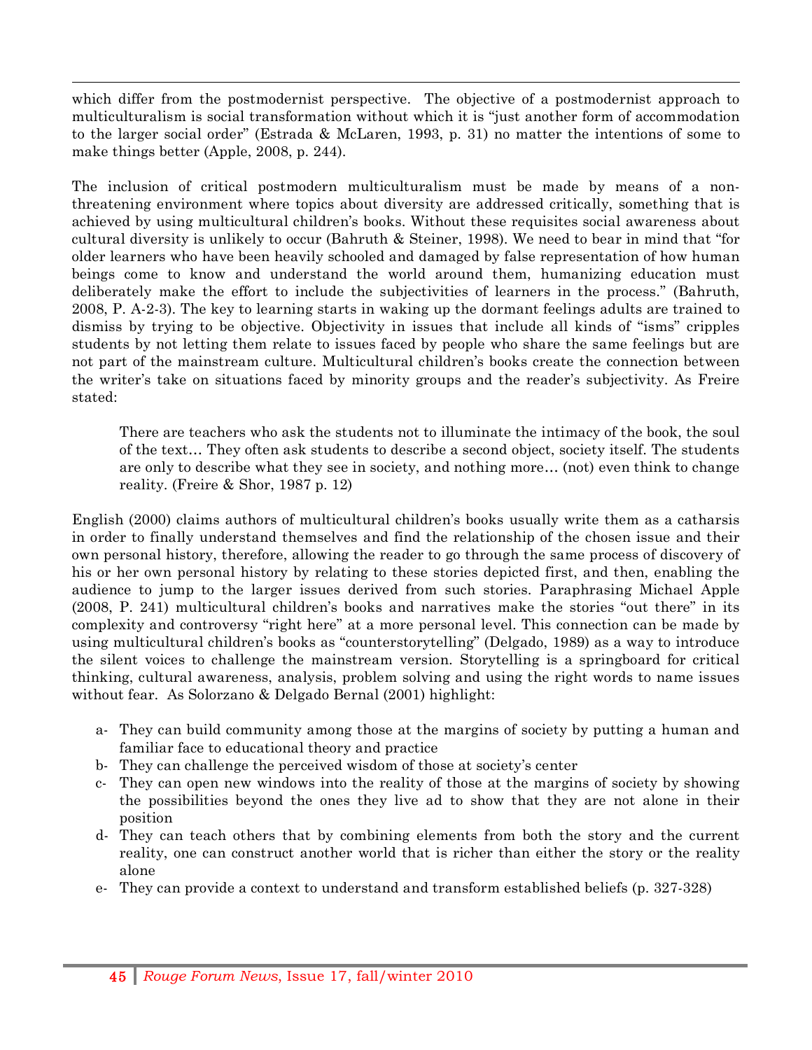which differ from the postmodernist perspective. The objective of a postmodernist approach to multiculturalism is social transformation without which it is "just another form of accommodation to the larger social order" (Estrada & McLaren, 1993, p. 31) no matter the intentions of some to make things better (Apple, 2008, p. 244).

The inclusion of critical postmodern multiculturalism must be made by means of a non-threatening environment where topics about diversity are addressed critically, something that is achieved by using multicultural children's books. Without these requisites social awareness about cultural diversity is unlikely to occur (Bahruth & Steiner, 1998). We need to bear in mind that "for older learners who have been heavily schooled and damaged by false representation of how human beings come to know and understand the world around them, humanizing education must deliberately make the effort to include the subjectivities of learners in the process." (Bahruth, 2008, P. A-2-3). The key to learning starts in waking up the dormant feelings adults are trained to dismiss by trying to be objective. Objectivity in issues that include all kinds of "isms" cripples students by not letting them relate to issues faced by people who share the same feelings but are not part of the mainstream culture. Multicultural children's books create the connection between the writer's take on situations faced by minority groups and the reader's subjectivity. As Freire stated:

> There are teachers who ask the students not to illuminate the intimacy of the book, the soul of the text… They often ask students to describe a second object, society itself. The students are only to describe what they see in society, and nothing more… (not) even think to change reality. (Freire & Shor, 1987 p. 12)

English (2000) claims authors of multicultural children's books usually write them as a catharsis in order to finally understand themselves and find the relationship of the chosen issue and their own personal history, therefore, allowing the reader to go through the same process of discovery of his or her own personal history by relating to these stories depicted first, and then, enabling the audience to jump to the larger issues derived from such stories. Paraphrasing Michael Apple (2008, P. 241) multicultural children's books and narratives make the stories "out there" in its complexity and controversy "right here" at a more personal level. This connection can be made by using multicultural children's books as "counterstorytelling" (Delgado, 1989) as a way to introduce the silent voices to challenge the mainstream version. Storytelling is a springboard for critical thinking, cultural awareness, analysis, problem solving and using the right words to name issues without fear. As Solorzano & Delgado Bernal (2001) highlight:

a- They can build community among those at the margins of society by putting a human and familiar face to educational theory and practice
b- They can challenge the perceived wisdom of those at society's center
c- They can open new windows into the reality of those at the margins of society by showing the possibilities beyond the ones they live ad to show that they are not alone in their position
d- They can teach others that by combining elements from both the story and the current reality, one can construct another world that is richer than either the story or the reality alone
e- They can provide a context to understand and transform established beliefs (p. 327-328)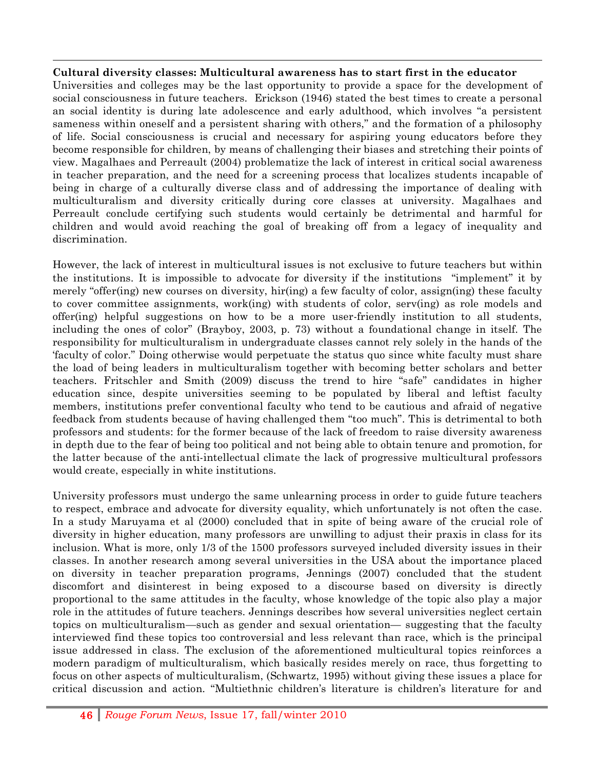**Cultural diversity classes: Multicultural awareness has to start first in the educator**

Universities and colleges may be the last opportunity to provide a space for the development of social consciousness in future teachers. Erickson (1946) stated the best times to create a personal an social identity is during late adolescence and early adulthood, which involves "a persistent sameness within oneself and a persistent sharing with others," and the formation of a philosophy of life. Social consciousness is crucial and necessary for aspiring young educators before they become responsible for children, by means of challenging their biases and stretching their points of view. Magalhaes and Perreault (2004) problematize the lack of interest in critical social awareness in teacher preparation, and the need for a screening process that localizes students incapable of being in charge of a culturally diverse class and of addressing the importance of dealing with multiculturalism and diversity critically during core classes at university. Magalhaes and Perreault conclude certifying such students would certainly be detrimental and harmful for children and would avoid reaching the goal of breaking off from a legacy of inequality and discrimination.

However, the lack of interest in multicultural issues is not exclusive to future teachers but within the institutions. It is impossible to advocate for diversity if the institutions "implement" it by merely "offer(ing) new courses on diversity, hir(ing) a few faculty of color, assign(ing) these faculty to cover committee assignments, work(ing) with students of color, serv(ing) as role models and offer(ing) helpful suggestions on how to be a more user-friendly institution to all students, including the ones of color" (Brayboy, 2003, p. 73) without a foundational change in itself. The responsibility for multiculturalism in undergraduate classes cannot rely solely in the hands of the 'faculty of color." Doing otherwise would perpetuate the status quo since white faculty must share the load of being leaders in multiculturalism together with becoming better scholars and better teachers. Fritschler and Smith (2009) discuss the trend to hire "safe" candidates in higher education since, despite universities seeming to be populated by liberal and leftist faculty members, institutions prefer conventional faculty who tend to be cautious and afraid of negative feedback from students because of having challenged them "too much". This is detrimental to both professors and students: for the former because of the lack of freedom to raise diversity awareness in depth due to the fear of being too political and not being able to obtain tenure and promotion, for the latter because of the anti-intellectual climate the lack of progressive multicultural professors would create, especially in white institutions.

University professors must undergo the same unlearning process in order to guide future teachers to respect, embrace and advocate for diversity equality, which unfortunately is not often the case. In a study Maruyama et al (2000) concluded that in spite of being aware of the crucial role of diversity in higher education, many professors are unwilling to adjust their praxis in class for its inclusion. What is more, only 1/3 of the 1500 professors surveyed included diversity issues in their classes. In another research among several universities in the USA about the importance placed on diversity in teacher preparation programs, Jennings (2007) concluded that the student discomfort and disinterest in being exposed to a discourse based on diversity is directly proportional to the same attitudes in the faculty, whose knowledge of the topic also play a major role in the attitudes of future teachers. Jennings describes how several universities neglect certain topics on multiculturalism—such as gender and sexual orientation— suggesting that the faculty interviewed find these topics too controversial and less relevant than race, which is the principal issue addressed in class. The exclusion of the aforementioned multicultural topics reinforces a modern paradigm of multiculturalism, which basically resides merely on race, thus forgetting to focus on other aspects of multiculturalism, (Schwartz, 1995) without giving these issues a place for critical discussion and action. "Multiethnic children's literature is children's literature for and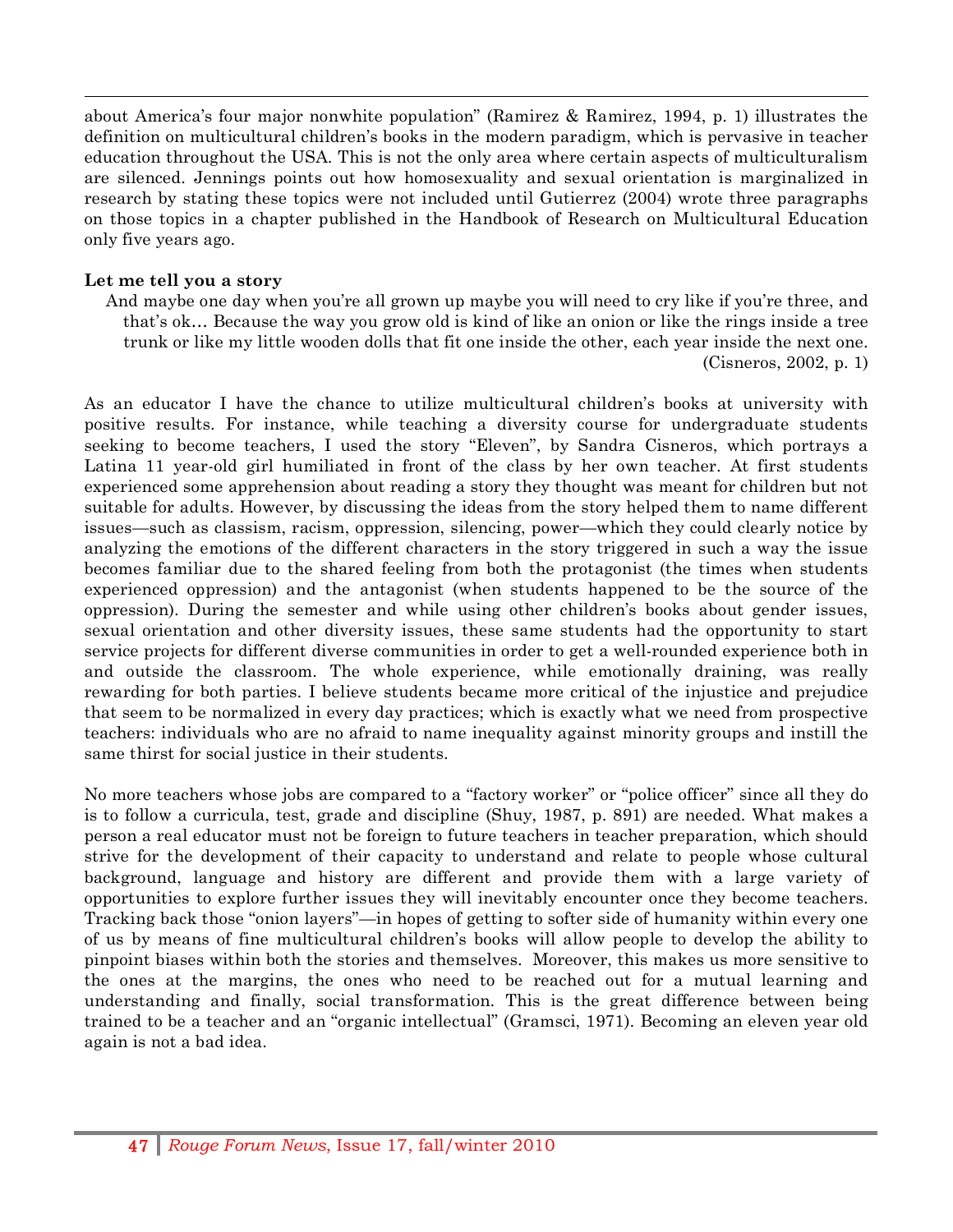about America's four major nonwhite population" (Ramirez & Ramirez, 1994, p. 1) illustrates the definition on multicultural children's books in the modern paradigm, which is pervasive in teacher education throughout the USA. This is not the only area where certain aspects of multiculturalism are silenced. Jennings points out how homosexuality and sexual orientation is marginalized in research by stating these topics were not included until Gutierrez (2004) wrote three paragraphs on those topics in a chapter published in the Handbook of Research on Multicultural Education only five years ago.

**Let me tell you a story**

> And maybe one day when you're all grown up maybe you will need to cry like if you're three, and that's ok… Because the way you grow old is kind of like an onion or like the rings inside a tree trunk or like my little wooden dolls that fit one inside the other, each year inside the next one. (Cisneros, 2002, p. 1)

As an educator I have the chance to utilize multicultural children's books at university with positive results. For instance, while teaching a diversity course for undergraduate students seeking to become teachers, I used the story "Eleven", by Sandra Cisneros, which portrays a Latina 11 year-old girl humiliated in front of the class by her own teacher. At first students experienced some apprehension about reading a story they thought was meant for children but not suitable for adults. However, by discussing the ideas from the story helped them to name different issues—such as classism, racism, oppression, silencing, power—which they could clearly notice by analyzing the emotions of the different characters in the story triggered in such a way the issue becomes familiar due to the shared feeling from both the protagonist (the times when students experienced oppression) and the antagonist (when students happened to be the source of the oppression). During the semester and while using other children's books about gender issues, sexual orientation and other diversity issues, these same students had the opportunity to start service projects for different diverse communities in order to get a well-rounded experience both in and outside the classroom. The whole experience, while emotionally draining, was really rewarding for both parties. I believe students became more critical of the injustice and prejudice that seem to be normalized in every day practices; which is exactly what we need from prospective teachers: individuals who are no afraid to name inequality against minority groups and instill the same thirst for social justice in their students.

No more teachers whose jobs are compared to a "factory worker" or "police officer" since all they do is to follow a curricula, test, grade and discipline (Shuy, 1987, p. 891) are needed. What makes a person a real educator must not be foreign to future teachers in teacher preparation, which should strive for the development of their capacity to understand and relate to people whose cultural background, language and history are different and provide them with a large variety of opportunities to explore further issues they will inevitably encounter once they become teachers. Tracking back those "onion layers"—in hopes of getting to softer side of humanity within every one of us by means of fine multicultural children's books will allow people to develop the ability to pinpoint biases within both the stories and themselves. Moreover, this makes us more sensitive to the ones at the margins, the ones who need to be reached out for a mutual learning and understanding and finally, social transformation. This is the great difference between being trained to be a teacher and an "organic intellectual" (Gramsci, 1971). Becoming an eleven year old again is not a bad idea.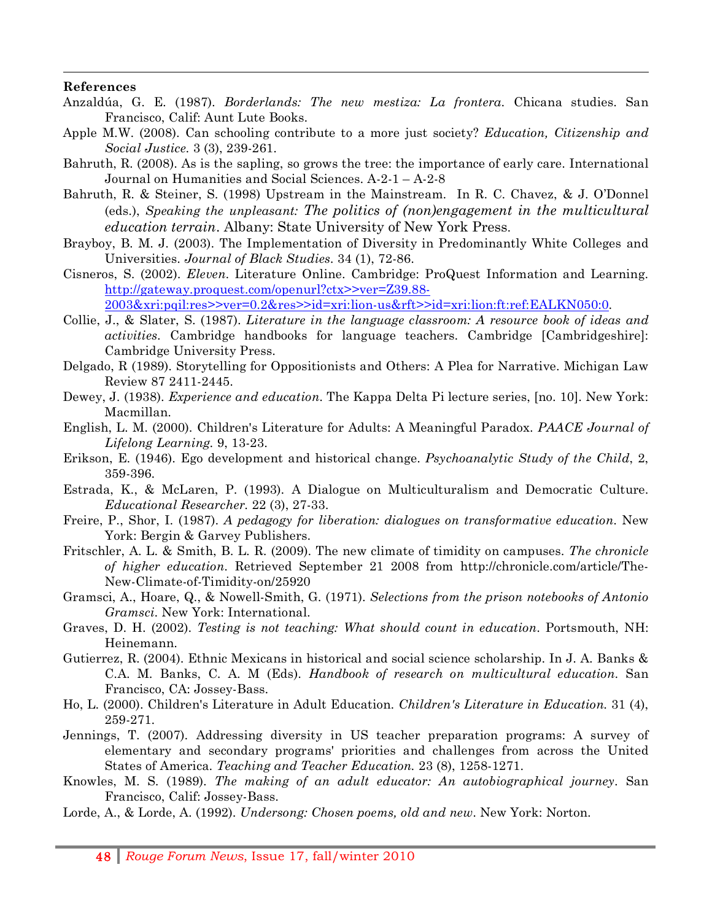**References**

Anzaldúa, G. E. (1987). *Borderlands: The new mestiza: La frontera*. Chicana studies. San Francisco, Calif: Aunt Lute Books.

Apple M.W. (2008). Can schooling contribute to a more just society? *Education, Citizenship and Social Justice.* 3 (3), 239-261.

Bahruth, R. (2008). As is the sapling, so grows the tree: the importance of early care. International Journal on Humanities and Social Sciences. A-2-1 – A-2-8

Bahruth, R. & Steiner, S. (1998) Upstream in the Mainstream. In R. C. Chavez, & J. O'Donnel (eds.), *Speaking the unpleasant: The politics of (non)engagement in the multicultural education terrain*. Albany: State University of New York Press.

Brayboy, B. M. J. (2003). The Implementation of Diversity in Predominantly White Colleges and Universities. *Journal of Black Studies*. 34 (1), 72-86.

Cisneros, S. (2002). *Eleven*. Literature Online. Cambridge: ProQuest Information and Learning. [http://gateway.proquest.com/openurl?ctx>>ver=Z39.88-2003&xri:pqil:res>>ver=0.2&res>>id=xri:lion-us&rft>>id=xri:lion:ft:ref:EALKN050:0](http://gateway.proquest.com/openurl?ctx>>ver=Z39.88-2003&xri:pqil:res>>ver=0.2&res>>id=xri:lion-us&rft>>id=xri:lion:ft:ref:EALKN050:0).

Collie, J., & Slater, S. (1987). *Literature in the language classroom: A resource book of ideas and activities*. Cambridge handbooks for language teachers. Cambridge [Cambridgeshire]: Cambridge University Press.

Delgado, R (1989). Storytelling for Oppositionists and Others: A Plea for Narrative. Michigan Law Review 87 2411-2445.

Dewey, J. (1938). *Experience and education*. The Kappa Delta Pi lecture series, [no. 10]. New York: Macmillan.

English, L. M. (2000). Children's Literature for Adults: A Meaningful Paradox. *PAACE Journal of Lifelong Learning*. 9, 13-23.

Erikson, E. (1946). Ego development and historical change. *Psychoanalytic Study of the Child*, 2, 359-396.

Estrada, K., & McLaren, P. (1993). A Dialogue on Multiculturalism and Democratic Culture. *Educational Researcher*. 22 (3), 27-33.

Freire, P., Shor, I. (1987). *A pedagogy for liberation: dialogues on transformative education*. New York: Bergin & Garvey Publishers.

Fritschler, A. L. & Smith, B. L. R. (2009). The new climate of timidity on campuses. *The chronicle of higher education*. Retrieved September 21 2008 from http://chronicle.com/article/The-New-Climate-of-Timidity-on/25920

Gramsci, A., Hoare, Q., & Nowell-Smith, G. (1971). *Selections from the prison notebooks of Antonio Gramsci*. New York: International.

Graves, D. H. (2002). *Testing is not teaching: What should count in education*. Portsmouth, NH: Heinemann.

Gutierrez, R. (2004). Ethnic Mexicans in historical and social science scholarship. In J. A. Banks & C.A. M. Banks, C. A. M (Eds). *Handbook of research on multicultural education*. San Francisco, CA: Jossey-Bass.

Ho, L. (2000). Children's Literature in Adult Education. *Children's Literature in Education*. 31 (4), 259-271.

Jennings, T. (2007). Addressing diversity in US teacher preparation programs: A survey of elementary and secondary programs' priorities and challenges from across the United States of America. *Teaching and Teacher Education*. 23 (8), 1258-1271.

Knowles, M. S. (1989). *The making of an adult educator: An autobiographical journey*. San Francisco, Calif: Jossey-Bass.

Lorde, A., & Lorde, A. (1992). *Undersong: Chosen poems, old and new*. New York: Norton.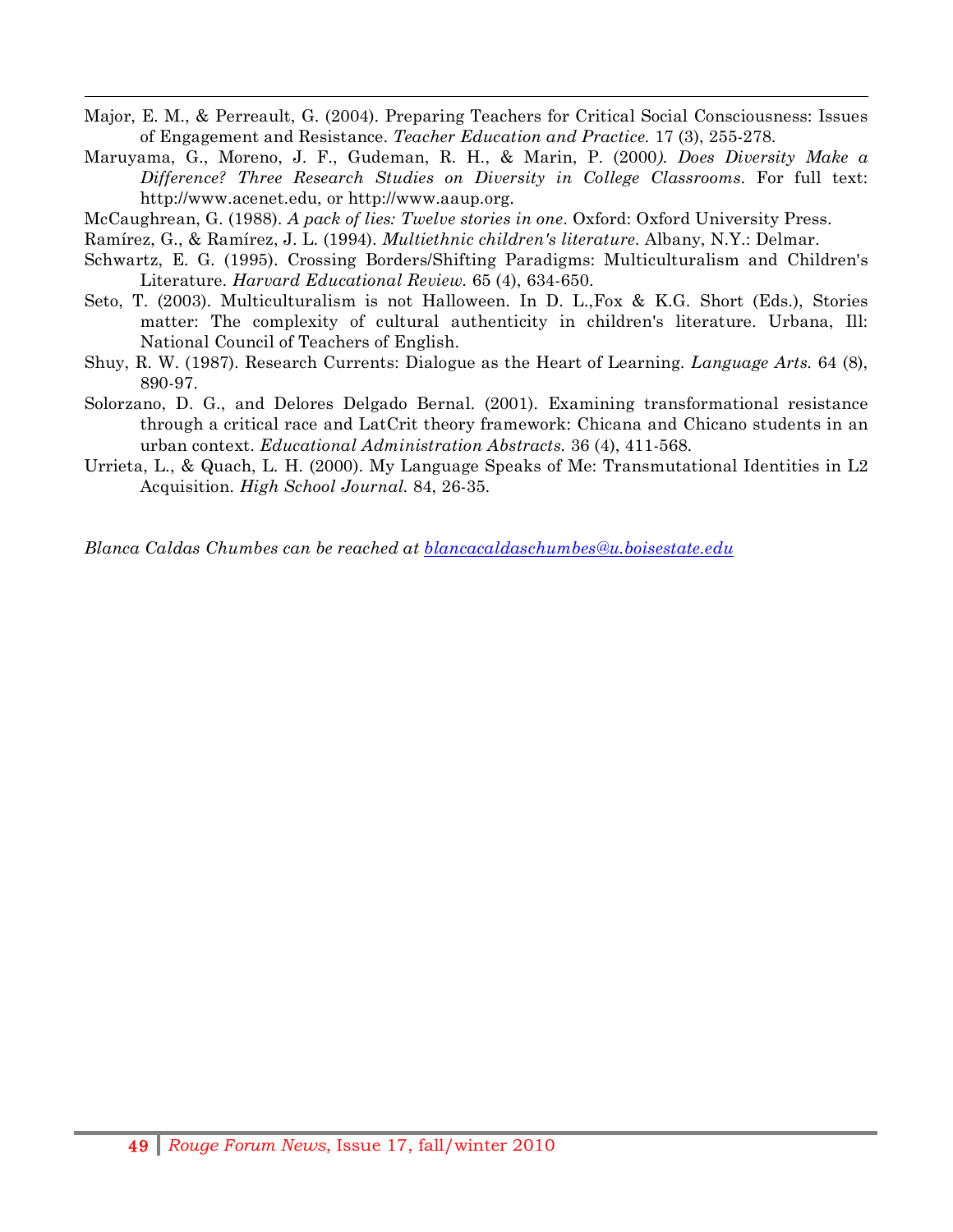Major, E. M., & Perreault, G. (2004). Preparing Teachers for Critical Social Consciousness: Issues of Engagement and Resistance. *Teacher Education and Practice.* 17 (3), 255-278.

Maruyama, G., Moreno, J. F., Gudeman, R. H., & Marin, P. (2000*). Does Diversity Make a Difference? Three Research Studies on Diversity in College Classrooms*. For full text: http://www.acenet.edu, or http://www.aaup.org.

McCaughrean, G. (1988). *A pack of lies: Twelve stories in one*. Oxford: Oxford University Press.

Ramírez, G., & Ramírez, J. L. (1994). *Multiethnic children's literature*. Albany, N.Y.: Delmar.

Schwartz, E. G. (1995). Crossing Borders/Shifting Paradigms: Multiculturalism and Children's Literature. *Harvard Educational Review.* 65 (4), 634-650.

Seto, T. (2003). Multiculturalism is not Halloween. In D. L.,Fox & K.G. Short (Eds.), Stories matter: The complexity of cultural authenticity in children's literature. Urbana, Ill: National Council of Teachers of English.

Shuy, R. W. (1987). Research Currents: Dialogue as the Heart of Learning. *Language Arts.* 64 (8), 890-97.

Solorzano, D. G., and Delores Delgado Bernal. (2001). Examining transformational resistance through a critical race and LatCrit theory framework: Chicana and Chicano students in an urban context. *Educational Administration Abstracts.* 36 (4), 411-568.

Urrieta, L., & Quach, L. H. (2000). My Language Speaks of Me: Transmutational Identities in L2 Acquisition. *High School Journal.* 84, 26-35.

*Blanca Caldas Chumbes can be reached at* *blancacaldaschumbes@u.boisestate.edu*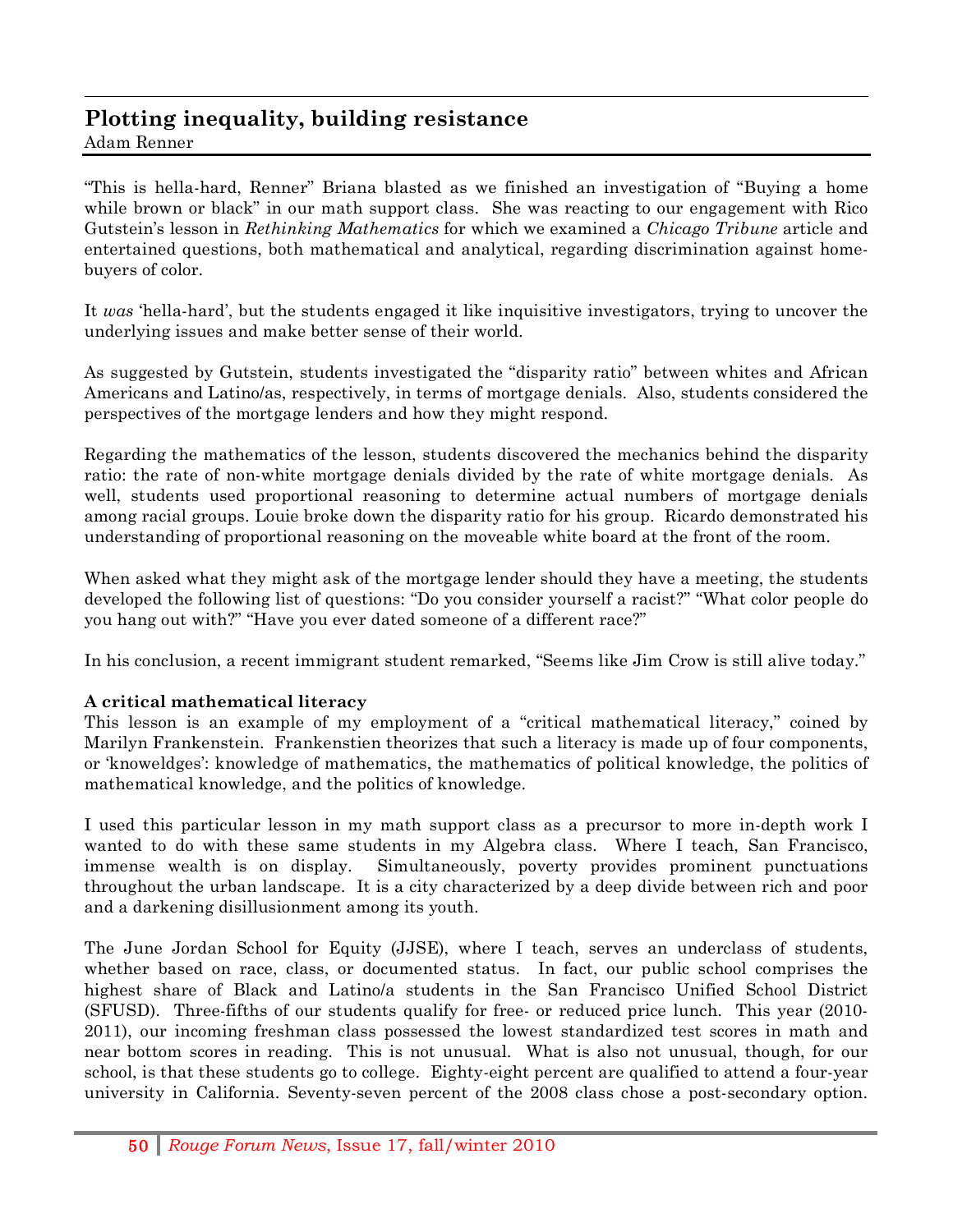## Plotting inequality, building resistance

Adam Renner

"This is hella-hard, Renner" Briana blasted as we finished an investigation of "Buying a home while brown or black" in our math support class. She was reacting to our engagement with Rico Gutstein's lesson in *Rethinking Mathematics* for which we examined a *Chicago Tribune* article and entertained questions, both mathematical and analytical, regarding discrimination against home-buyers of color.

It *was* 'hella-hard', but the students engaged it like inquisitive investigators, trying to uncover the underlying issues and make better sense of their world.

As suggested by Gutstein, students investigated the "disparity ratio" between whites and African Americans and Latino/as, respectively, in terms of mortgage denials. Also, students considered the perspectives of the mortgage lenders and how they might respond.

Regarding the mathematics of the lesson, students discovered the mechanics behind the disparity ratio: the rate of non-white mortgage denials divided by the rate of white mortgage denials. As well, students used proportional reasoning to determine actual numbers of mortgage denials among racial groups. Louie broke down the disparity ratio for his group. Ricardo demonstrated his understanding of proportional reasoning on the moveable white board at the front of the room.

When asked what they might ask of the mortgage lender should they have a meeting, the students developed the following list of questions: "Do you consider yourself a racist?" "What color people do you hang out with?" "Have you ever dated someone of a different race?"

In his conclusion, a recent immigrant student remarked, "Seems like Jim Crow is still alive today."

**A critical mathematical literacy**

This lesson is an example of my employment of a "critical mathematical literacy," coined by Marilyn Frankenstein. Frankenstien theorizes that such a literacy is made up of four components, or 'knoweldges': knowledge of mathematics, the mathematics of political knowledge, the politics of mathematical knowledge, and the politics of knowledge.

I used this particular lesson in my math support class as a precursor to more in-depth work I wanted to do with these same students in my Algebra class. Where I teach, San Francisco, immense wealth is on display. Simultaneously, poverty provides prominent punctuations throughout the urban landscape. It is a city characterized by a deep divide between rich and poor and a darkening disillusionment among its youth.

The June Jordan School for Equity (JJSE), where I teach, serves an underclass of students, whether based on race, class, or documented status. In fact, our public school comprises the highest share of Black and Latino/a students in the San Francisco Unified School District (SFUSD). Three-fifths of our students qualify for free- or reduced price lunch. This year (2010-2011), our incoming freshman class possessed the lowest standardized test scores in math and near bottom scores in reading. This is not unusual. What is also not unusual, though, for our school, is that these students go to college. Eighty-eight percent are qualified to attend a four-year university in California. Seventy-seven percent of the 2008 class chose a post-secondary option.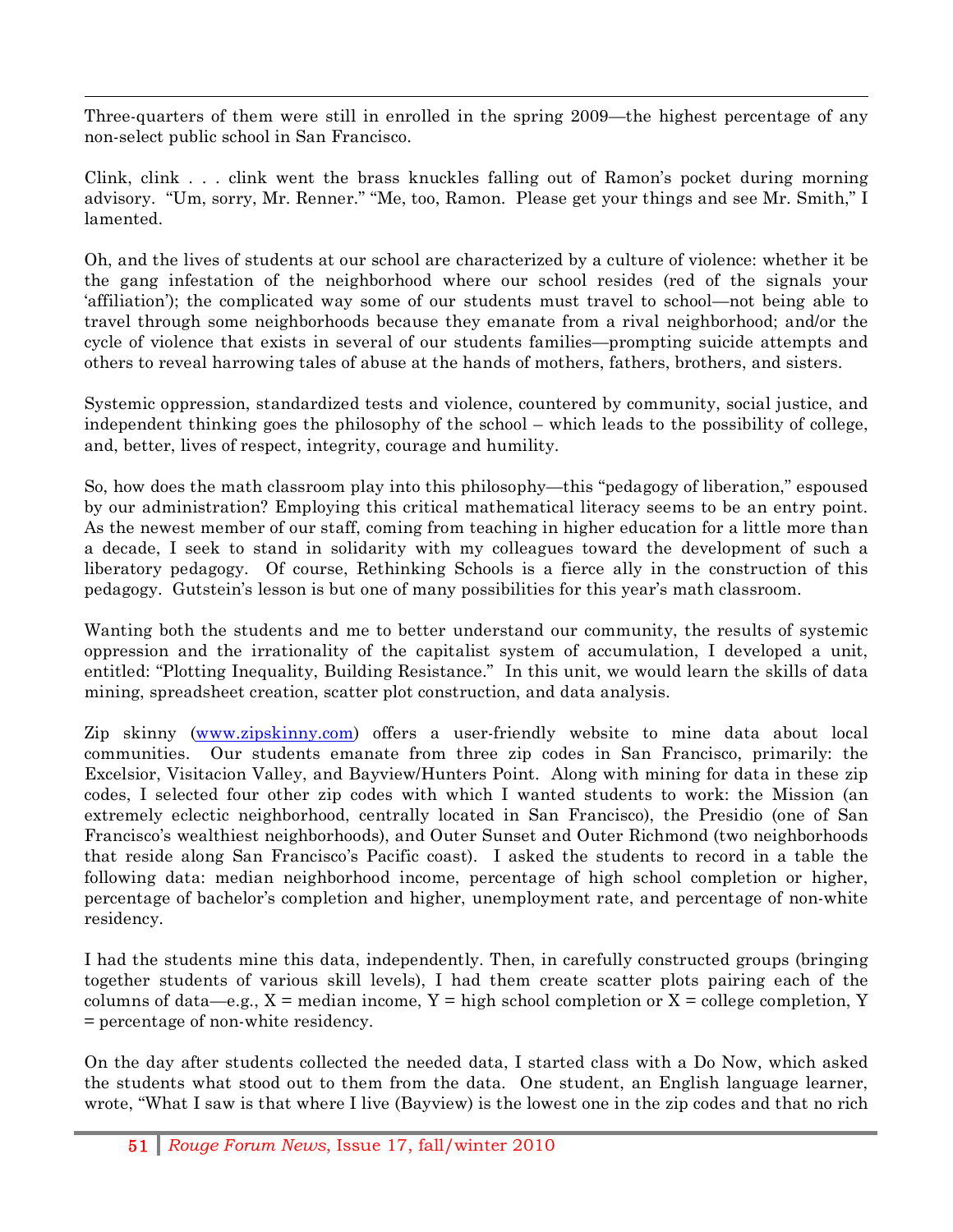Three-quarters of them were still in enrolled in the spring 2009—the highest percentage of any non-select public school in San Francisco.

Clink, clink . . . clink went the brass knuckles falling out of Ramon's pocket during morning advisory. "Um, sorry, Mr. Renner." "Me, too, Ramon. Please get your things and see Mr. Smith," I lamented.

Oh, and the lives of students at our school are characterized by a culture of violence: whether it be the gang infestation of the neighborhood where our school resides (red of the signals your 'affiliation'); the complicated way some of our students must travel to school—not being able to travel through some neighborhoods because they emanate from a rival neighborhood; and/or the cycle of violence that exists in several of our students families—prompting suicide attempts and others to reveal harrowing tales of abuse at the hands of mothers, fathers, brothers, and sisters.

Systemic oppression, standardized tests and violence, countered by community, social justice, and independent thinking goes the philosophy of the school – which leads to the possibility of college, and, better, lives of respect, integrity, courage and humility.

So, how does the math classroom play into this philosophy—this "pedagogy of liberation," espoused by our administration? Employing this critical mathematical literacy seems to be an entry point. As the newest member of our staff, coming from teaching in higher education for a little more than a decade, I seek to stand in solidarity with my colleagues toward the development of such a liberatory pedagogy. Of course, Rethinking Schools is a fierce ally in the construction of this pedagogy. Gutstein's lesson is but one of many possibilities for this year's math classroom.

Wanting both the students and me to better understand our community, the results of systemic oppression and the irrationality of the capitalist system of accumulation, I developed a unit, entitled: "Plotting Inequality, Building Resistance." In this unit, we would learn the skills of data mining, spreadsheet creation, scatter plot construction, and data analysis.

Zip skinny (www.zipskinny.com) offers a user-friendly website to mine data about local communities. Our students emanate from three zip codes in San Francisco, primarily: the Excelsior, Visitacion Valley, and Bayview/Hunters Point. Along with mining for data in these zip codes, I selected four other zip codes with which I wanted students to work: the Mission (an extremely eclectic neighborhood, centrally located in San Francisco), the Presidio (one of San Francisco's wealthiest neighborhoods), and Outer Sunset and Outer Richmond (two neighborhoods that reside along San Francisco's Pacific coast). I asked the students to record in a table the following data: median neighborhood income, percentage of high school completion or higher, percentage of bachelor's completion and higher, unemployment rate, and percentage of non-white residency.

I had the students mine this data, independently. Then, in carefully constructed groups (bringing together students of various skill levels), I had them create scatter plots pairing each of the columns of data—e.g., X = median income, Y = high school completion or X = college completion, Y = percentage of non-white residency.

On the day after students collected the needed data, I started class with a Do Now, which asked the students what stood out to them from the data. One student, an English language learner, wrote, "What I saw is that where I live (Bayview) is the lowest one in the zip codes and that no rich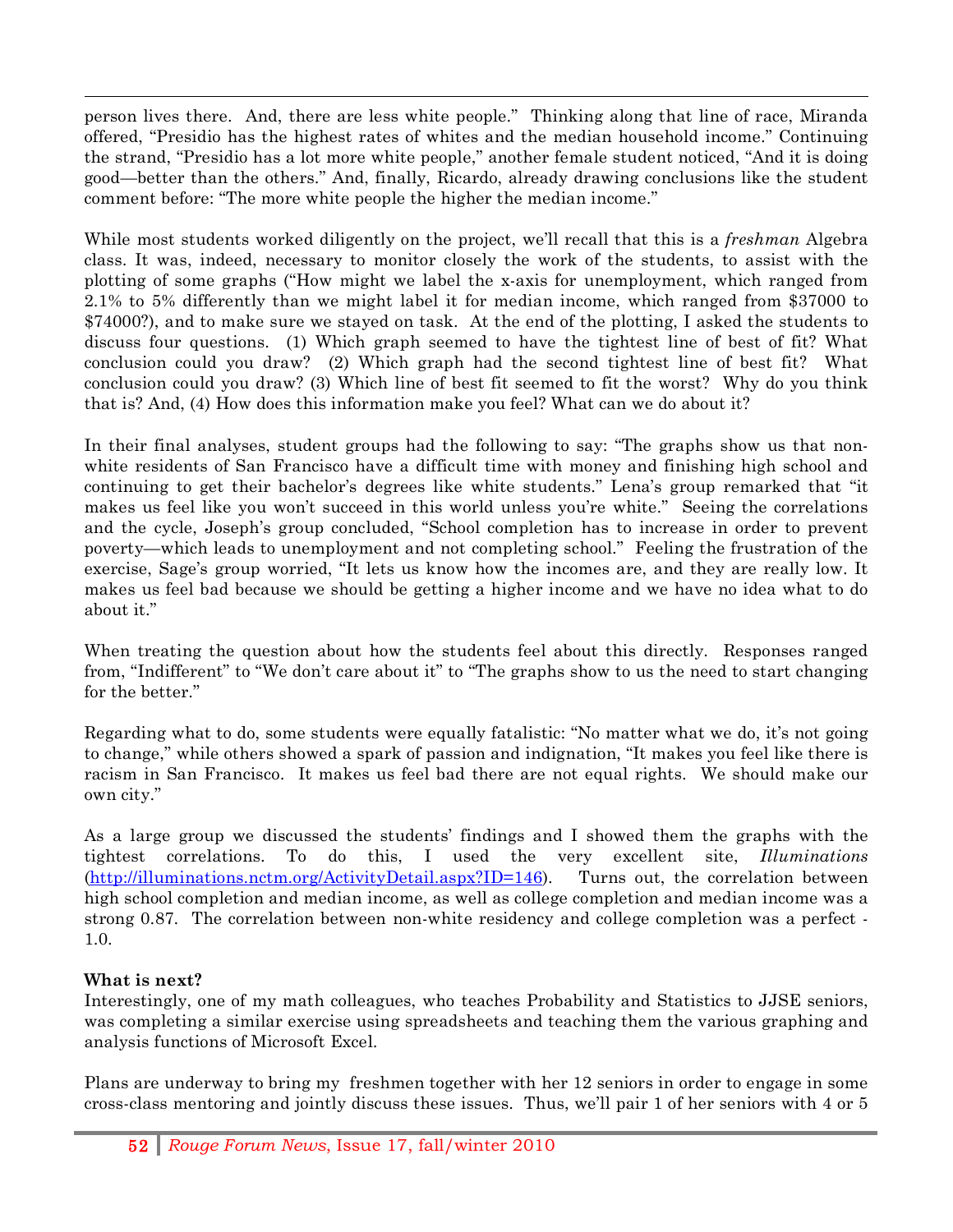person lives there. And, there are less white people." Thinking along that line of race, Miranda offered, "Presidio has the highest rates of whites and the median household income." Continuing the strand, "Presidio has a lot more white people," another female student noticed, "And it is doing good—better than the others." And, finally, Ricardo, already drawing conclusions like the student comment before: "The more white people the higher the median income."

While most students worked diligently on the project, we'll recall that this is a *freshman* Algebra class. It was, indeed, necessary to monitor closely the work of the students, to assist with the plotting of some graphs ("How might we label the x-axis for unemployment, which ranged from 2.1% to 5% differently than we might label it for median income, which ranged from $37000 to $74000?), and to make sure we stayed on task. At the end of the plotting, I asked the students to discuss four questions. (1) Which graph seemed to have the tightest line of best of fit? What conclusion could you draw? (2) Which graph had the second tightest line of best fit? What conclusion could you draw? (3) Which line of best fit seemed to fit the worst? Why do you think that is? And, (4) How does this information make you feel? What can we do about it?

In their final analyses, student groups had the following to say: "The graphs show us that non-white residents of San Francisco have a difficult time with money and finishing high school and continuing to get their bachelor's degrees like white students." Lena's group remarked that "it makes us feel like you won't succeed in this world unless you're white." Seeing the correlations and the cycle, Joseph's group concluded, "School completion has to increase in order to prevent poverty—which leads to unemployment and not completing school." Feeling the frustration of the exercise, Sage's group worried, "It lets us know how the incomes are, and they are really low. It makes us feel bad because we should be getting a higher income and we have no idea what to do about it."

When treating the question about how the students feel about this directly. Responses ranged from, "Indifferent" to "We don't care about it" to "The graphs show to us the need to start changing for the better."

Regarding what to do, some students were equally fatalistic: "No matter what we do, it's not going to change," while others showed a spark of passion and indignation, "It makes you feel like there is racism in San Francisco. It makes us feel bad there are not equal rights. We should make our own city."

As a large group we discussed the students' findings and I showed them the graphs with the tightest correlations. To do this, I used the very excellent site, *Illuminations* (http://illuminations.nctm.org/ActivityDetail.aspx?ID=146). Turns out, the correlation between high school completion and median income, as well as college completion and median income was a strong 0.87. The correlation between non-white residency and college completion was a perfect -1.0.

**What is next?**

Interestingly, one of my math colleagues, who teaches Probability and Statistics to JJSE seniors, was completing a similar exercise using spreadsheets and teaching them the various graphing and analysis functions of Microsoft Excel.

Plans are underway to bring my freshmen together with her 12 seniors in order to engage in some cross-class mentoring and jointly discuss these issues. Thus, we'll pair 1 of her seniors with 4 or 5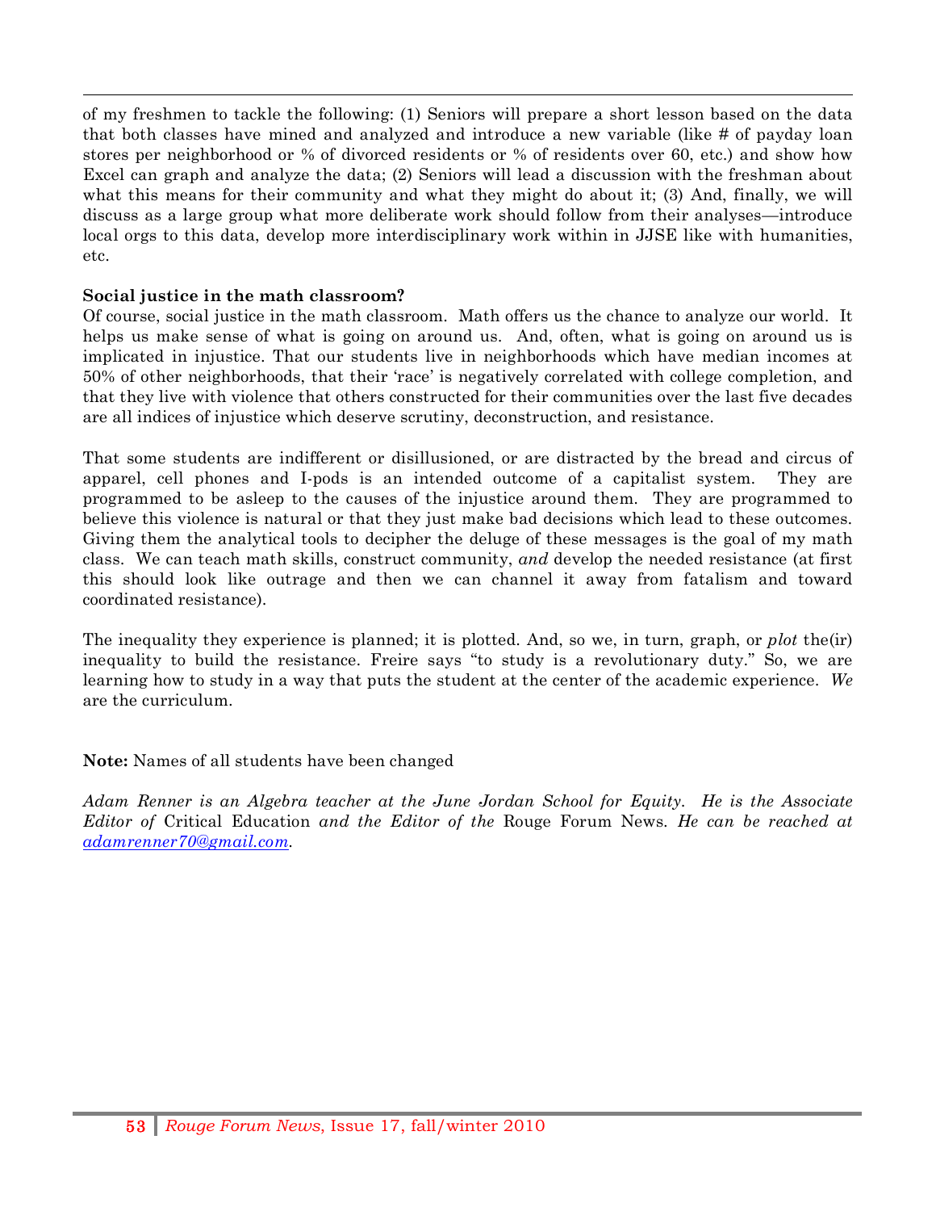of my freshmen to tackle the following: (1) Seniors will prepare a short lesson based on the data that both classes have mined and analyzed and introduce a new variable (like # of payday loan stores per neighborhood or % of divorced residents or % of residents over 60, etc.) and show how Excel can graph and analyze the data; (2) Seniors will lead a discussion with the freshman about what this means for their community and what they might do about it; (3) And, finally, we will discuss as a large group what more deliberate work should follow from their analyses—introduce local orgs to this data, develop more interdisciplinary work within in JJSE like with humanities, etc.

**Social justice in the math classroom?**

Of course, social justice in the math classroom. Math offers us the chance to analyze our world. It helps us make sense of what is going on around us. And, often, what is going on around us is implicated in injustice. That our students live in neighborhoods which have median incomes at 50% of other neighborhoods, that their 'race' is negatively correlated with college completion, and that they live with violence that others constructed for their communities over the last five decades are all indices of injustice which deserve scrutiny, deconstruction, and resistance.

That some students are indifferent or disillusioned, or are distracted by the bread and circus of apparel, cell phones and I-pods is an intended outcome of a capitalist system. They are programmed to be asleep to the causes of the injustice around them. They are programmed to believe this violence is natural or that they just make bad decisions which lead to these outcomes. Giving them the analytical tools to decipher the deluge of these messages is the goal of my math class. We can teach math skills, construct community, *and* develop the needed resistance (at first this should look like outrage and then we can channel it away from fatalism and toward coordinated resistance).

The inequality they experience is planned; it is plotted. And, so we, in turn, graph, or *plot* the(ir) inequality to build the resistance. Freire says "to study is a revolutionary duty." So, we are learning how to study in a way that puts the student at the center of the academic experience. *We* are the curriculum.

**Note:** Names of all students have been changed

*Adam Renner is an Algebra teacher at the June Jordan School for Equity. He is the Associate Editor of* Critical Education *and the Editor of the* Rouge Forum News. *He can be reached at adamrenner70@gmail.com.*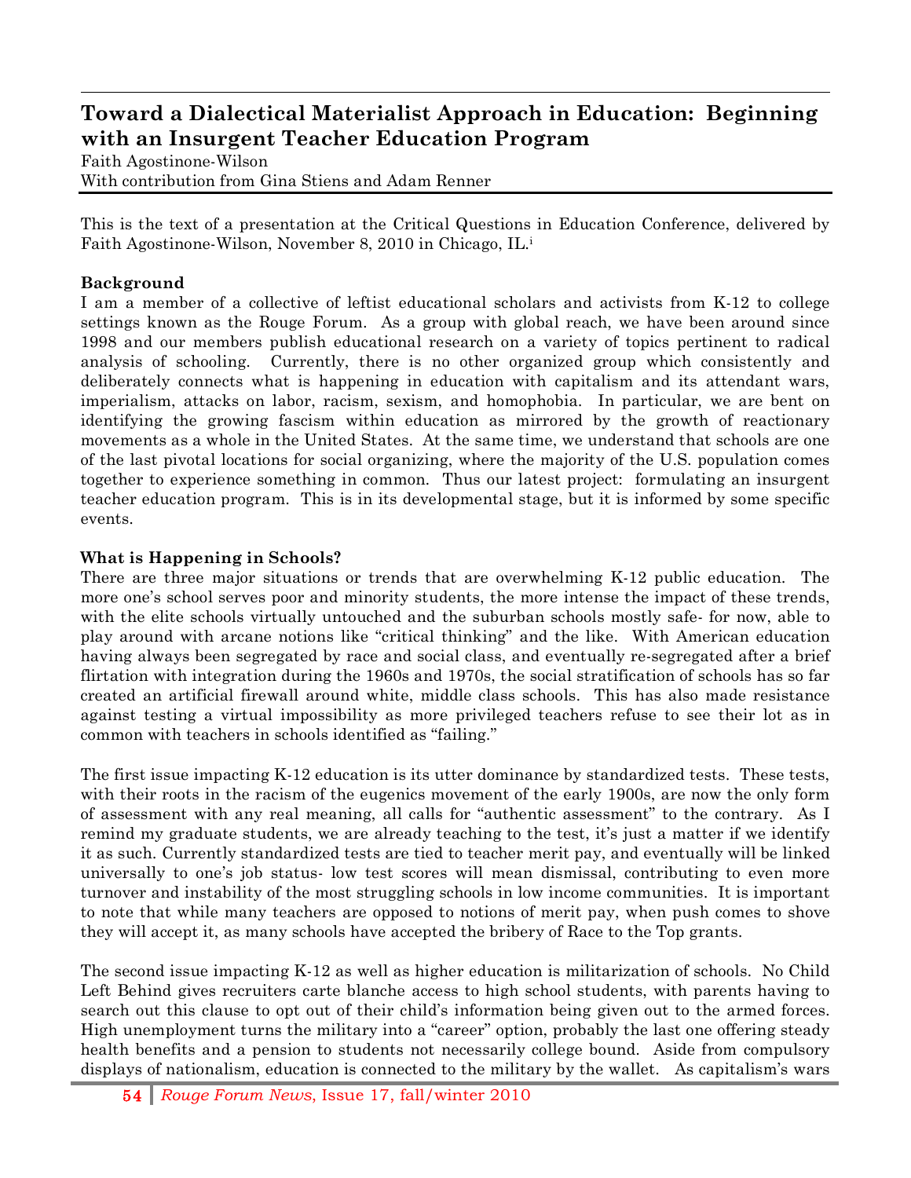# Toward a Dialectical Materialist Approach in Education: Beginning with an Insurgent Teacher Education Program

Faith Agostinone-Wilson
With contribution from Gina Stiens and Adam Renner

This is the text of a presentation at the Critical Questions in Education Conference, delivered by Faith Agostinone-Wilson, November 8, 2010 in Chicago, IL.[i]

## Background

I am a member of a collective of leftist educational scholars and activists from K-12 to college settings known as the Rouge Forum. As a group with global reach, we have been around since 1998 and our members publish educational research on a variety of topics pertinent to radical analysis of schooling. Currently, there is no other organized group which consistently and deliberately connects what is happening in education with capitalism and its attendant wars, imperialism, attacks on labor, racism, sexism, and homophobia. In particular, we are bent on identifying the growing fascism within education as mirrored by the growth of reactionary movements as a whole in the United States. At the same time, we understand that schools are one of the last pivotal locations for social organizing, where the majority of the U.S. population comes together to experience something in common. Thus our latest project: formulating an insurgent teacher education program. This is in its developmental stage, but it is informed by some specific events.

## What is Happening in Schools?

There are three major situations or trends that are overwhelming K-12 public education. The more one's school serves poor and minority students, the more intense the impact of these trends, with the elite schools virtually untouched and the suburban schools mostly safe- for now, able to play around with arcane notions like "critical thinking" and the like. With American education having always been segregated by race and social class, and eventually re-segregated after a brief flirtation with integration during the 1960s and 1970s, the social stratification of schools has so far created an artificial firewall around white, middle class schools. This has also made resistance against testing a virtual impossibility as more privileged teachers refuse to see their lot as in common with teachers in schools identified as "failing."

The first issue impacting K-12 education is its utter dominance by standardized tests. These tests, with their roots in the racism of the eugenics movement of the early 1900s, are now the only form of assessment with any real meaning, all calls for "authentic assessment" to the contrary. As I remind my graduate students, we are already teaching to the test, it's just a matter if we identify it as such. Currently standardized tests are tied to teacher merit pay, and eventually will be linked universally to one's job status- low test scores will mean dismissal, contributing to even more turnover and instability of the most struggling schools in low income communities. It is important to note that while many teachers are opposed to notions of merit pay, when push comes to shove they will accept it, as many schools have accepted the bribery of Race to the Top grants.

The second issue impacting K-12 as well as higher education is militarization of schools. No Child Left Behind gives recruiters carte blanche access to high school students, with parents having to search out this clause to opt out of their child's information being given out to the armed forces. High unemployment turns the military into a "career" option, probably the last one offering steady health benefits and a pension to students not necessarily college bound. Aside from compulsory displays of nationalism, education is connected to the military by the wallet. As capitalism's wars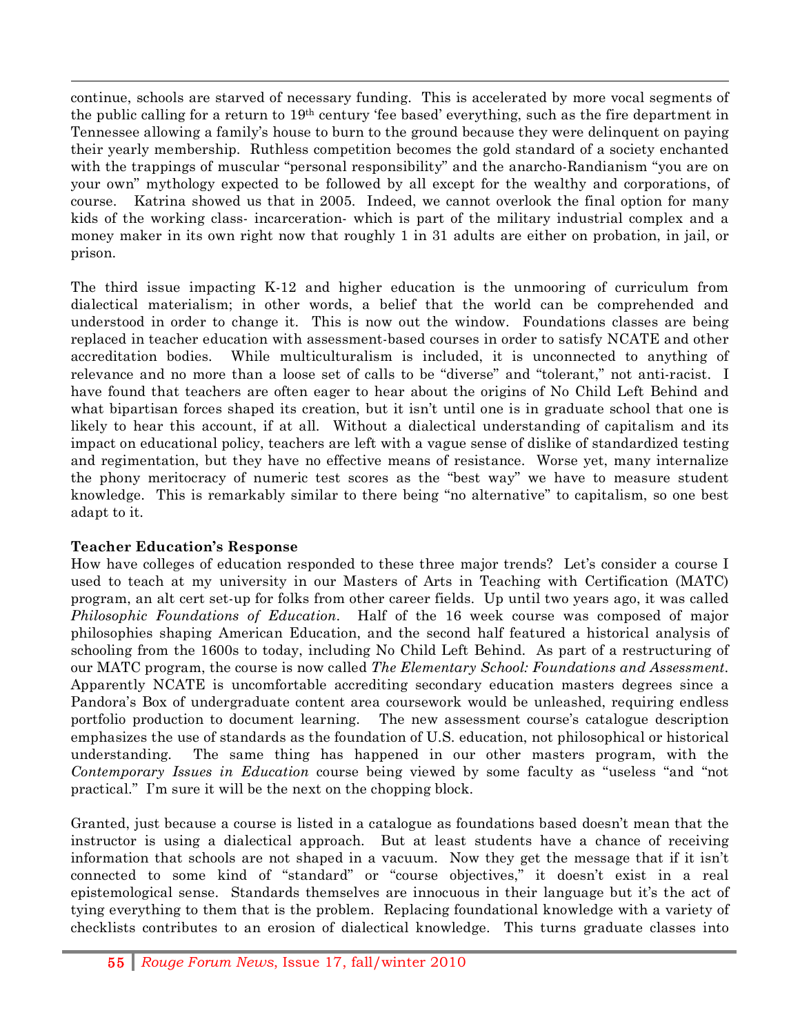continue, schools are starved of necessary funding. This is accelerated by more vocal segments of the public calling for a return to 19th century 'fee based' everything, such as the fire department in Tennessee allowing a family's house to burn to the ground because they were delinquent on paying their yearly membership. Ruthless competition becomes the gold standard of a society enchanted with the trappings of muscular "personal responsibility" and the anarcho-Randianism "you are on your own" mythology expected to be followed by all except for the wealthy and corporations, of course. Katrina showed us that in 2005. Indeed, we cannot overlook the final option for many kids of the working class- incarceration- which is part of the military industrial complex and a money maker in its own right now that roughly 1 in 31 adults are either on probation, in jail, or prison.

The third issue impacting K-12 and higher education is the unmooring of curriculum from dialectical materialism; in other words, a belief that the world can be comprehended and understood in order to change it. This is now out the window. Foundations classes are being replaced in teacher education with assessment-based courses in order to satisfy NCATE and other accreditation bodies. While multiculturalism is included, it is unconnected to anything of relevance and no more than a loose set of calls to be "diverse" and "tolerant," not anti-racist. I have found that teachers are often eager to hear about the origins of No Child Left Behind and what bipartisan forces shaped its creation, but it isn't until one is in graduate school that one is likely to hear this account, if at all. Without a dialectical understanding of capitalism and its impact on educational policy, teachers are left with a vague sense of dislike of standardized testing and regimentation, but they have no effective means of resistance. Worse yet, many internalize the phony meritocracy of numeric test scores as the "best way" we have to measure student knowledge. This is remarkably similar to there being "no alternative" to capitalism, so one best adapt to it.

**Teacher Education's Response**

How have colleges of education responded to these three major trends? Let's consider a course I used to teach at my university in our Masters of Arts in Teaching with Certification (MATC) program, an alt cert set-up for folks from other career fields. Up until two years ago, it was called *Philosophic Foundations of Education*. Half of the 16 week course was composed of major philosophies shaping American Education, and the second half featured a historical analysis of schooling from the 1600s to today, including No Child Left Behind. As part of a restructuring of our MATC program, the course is now called *The Elementary School: Foundations and Assessment*. Apparently NCATE is uncomfortable accrediting secondary education masters degrees since a Pandora's Box of undergraduate content area coursework would be unleashed, requiring endless portfolio production to document learning. The new assessment course's catalogue description emphasizes the use of standards as the foundation of U.S. education, not philosophical or historical understanding. The same thing has happened in our other masters program, with the *Contemporary Issues in Education* course being viewed by some faculty as "useless "and "not practical." I'm sure it will be the next on the chopping block.

Granted, just because a course is listed in a catalogue as foundations based doesn't mean that the instructor is using a dialectical approach. But at least students have a chance of receiving information that schools are not shaped in a vacuum. Now they get the message that if it isn't connected to some kind of "standard" or "course objectives," it doesn't exist in a real epistemological sense. Standards themselves are innocuous in their language but it's the act of tying everything to them that is the problem. Replacing foundational knowledge with a variety of checklists contributes to an erosion of dialectical knowledge. This turns graduate classes into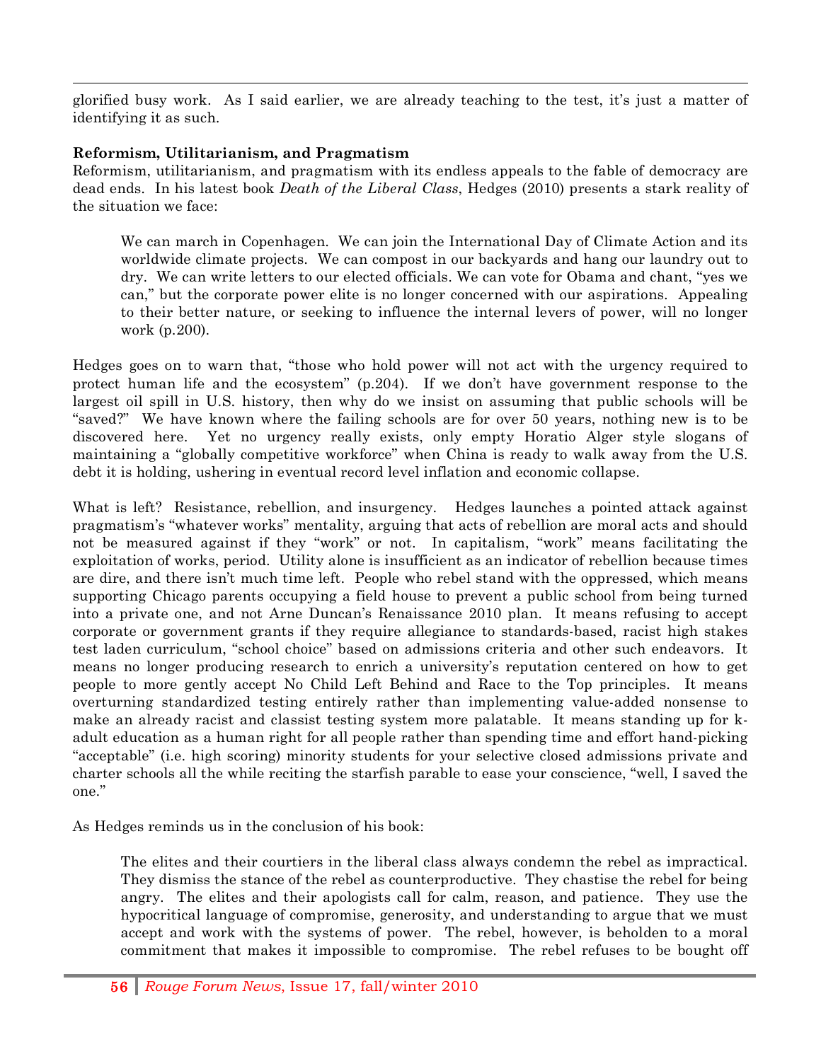glorified busy work. As I said earlier, we are already teaching to the test, it's just a matter of identifying it as such.

**Reformism, Utilitarianism, and Pragmatism**

Reformism, utilitarianism, and pragmatism with its endless appeals to the fable of democracy are dead ends. In his latest book *Death of the Liberal Class*, Hedges (2010) presents a stark reality of the situation we face:

> We can march in Copenhagen. We can join the International Day of Climate Action and its worldwide climate projects. We can compost in our backyards and hang our laundry out to dry. We can write letters to our elected officials. We can vote for Obama and chant, "yes we can," but the corporate power elite is no longer concerned with our aspirations. Appealing to their better nature, or seeking to influence the internal levers of power, will no longer work (p.200).

Hedges goes on to warn that, "those who hold power will not act with the urgency required to protect human life and the ecosystem" (p.204). If we don't have government response to the largest oil spill in U.S. history, then why do we insist on assuming that public schools will be "saved?" We have known where the failing schools are for over 50 years, nothing new is to be discovered here. Yet no urgency really exists, only empty Horatio Alger style slogans of maintaining a "globally competitive workforce" when China is ready to walk away from the U.S. debt it is holding, ushering in eventual record level inflation and economic collapse.

What is left? Resistance, rebellion, and insurgency. Hedges launches a pointed attack against pragmatism's "whatever works" mentality, arguing that acts of rebellion are moral acts and should not be measured against if they "work" or not. In capitalism, "work" means facilitating the exploitation of works, period. Utility alone is insufficient as an indicator of rebellion because times are dire, and there isn't much time left. People who rebel stand with the oppressed, which means supporting Chicago parents occupying a field house to prevent a public school from being turned into a private one, and not Arne Duncan's Renaissance 2010 plan. It means refusing to accept corporate or government grants if they require allegiance to standards-based, racist high stakes test laden curriculum, "school choice" based on admissions criteria and other such endeavors. It means no longer producing research to enrich a university's reputation centered on how to get people to more gently accept No Child Left Behind and Race to the Top principles. It means overturning standardized testing entirely rather than implementing value-added nonsense to make an already racist and classist testing system more palatable. It means standing up for k-adult education as a human right for all people rather than spending time and effort hand-picking "acceptable" (i.e. high scoring) minority students for your selective closed admissions private and charter schools all the while reciting the starfish parable to ease your conscience, "well, I saved the one."

As Hedges reminds us in the conclusion of his book:

> The elites and their courtiers in the liberal class always condemn the rebel as impractical. They dismiss the stance of the rebel as counterproductive. They chastise the rebel for being angry. The elites and their apologists call for calm, reason, and patience. They use the hypocritical language of compromise, generosity, and understanding to argue that we must accept and work with the systems of power. The rebel, however, is beholden to a moral commitment that makes it impossible to compromise. The rebel refuses to be bought off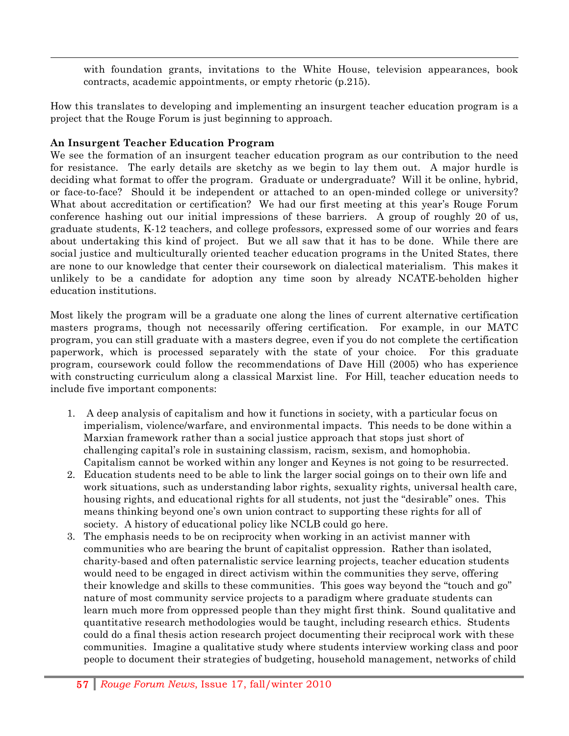> with foundation grants, invitations to the White House, television appearances, book contracts, academic appointments, or empty rhetoric (p.215).

How this translates to developing and implementing an insurgent teacher education program is a project that the Rouge Forum is just beginning to approach.

**An Insurgent Teacher Education Program**

We see the formation of an insurgent teacher education program as our contribution to the need for resistance. The early details are sketchy as we begin to lay them out. A major hurdle is deciding what format to offer the program. Graduate or undergraduate? Will it be online, hybrid, or face-to-face? Should it be independent or attached to an open-minded college or university? What about accreditation or certification? We had our first meeting at this year's Rouge Forum conference hashing out our initial impressions of these barriers. A group of roughly 20 of us, graduate students, K-12 teachers, and college professors, expressed some of our worries and fears about undertaking this kind of project. But we all saw that it has to be done. While there are social justice and multiculturally oriented teacher education programs in the United States, there are none to our knowledge that center their coursework on dialectical materialism. This makes it unlikely to be a candidate for adoption any time soon by already NCATE-beholden higher education institutions.

Most likely the program will be a graduate one along the lines of current alternative certification masters programs, though not necessarily offering certification. For example, in our MATC program, you can still graduate with a masters degree, even if you do not complete the certification paperwork, which is processed separately with the state of your choice. For this graduate program, coursework could follow the recommendations of Dave Hill (2005) who has experience with constructing curriculum along a classical Marxist line. For Hill, teacher education needs to include five important components:

1. A deep analysis of capitalism and how it functions in society, with a particular focus on imperialism, violence/warfare, and environmental impacts. This needs to be done within a Marxian framework rather than a social justice approach that stops just short of challenging capital's role in sustaining classism, racism, sexism, and homophobia. Capitalism cannot be worked within any longer and Keynes is not going to be resurrected.
2. Education students need to be able to link the larger social goings on to their own life and work situations, such as understanding labor rights, sexuality rights, universal health care, housing rights, and educational rights for all students, not just the "desirable" ones. This means thinking beyond one's own union contract to supporting these rights for all of society. A history of educational policy like NCLB could go here.
3. The emphasis needs to be on reciprocity when working in an activist manner with communities who are bearing the brunt of capitalist oppression. Rather than isolated, charity-based and often paternalistic service learning projects, teacher education students would need to be engaged in direct activism within the communities they serve, offering their knowledge and skills to these communities. This goes way beyond the "touch and go" nature of most community service projects to a paradigm where graduate students can learn much more from oppressed people than they might first think. Sound qualitative and quantitative research methodologies would be taught, including research ethics. Students could do a final thesis action research project documenting their reciprocal work with these communities. Imagine a qualitative study where students interview working class and poor people to document their strategies of budgeting, household management, networks of child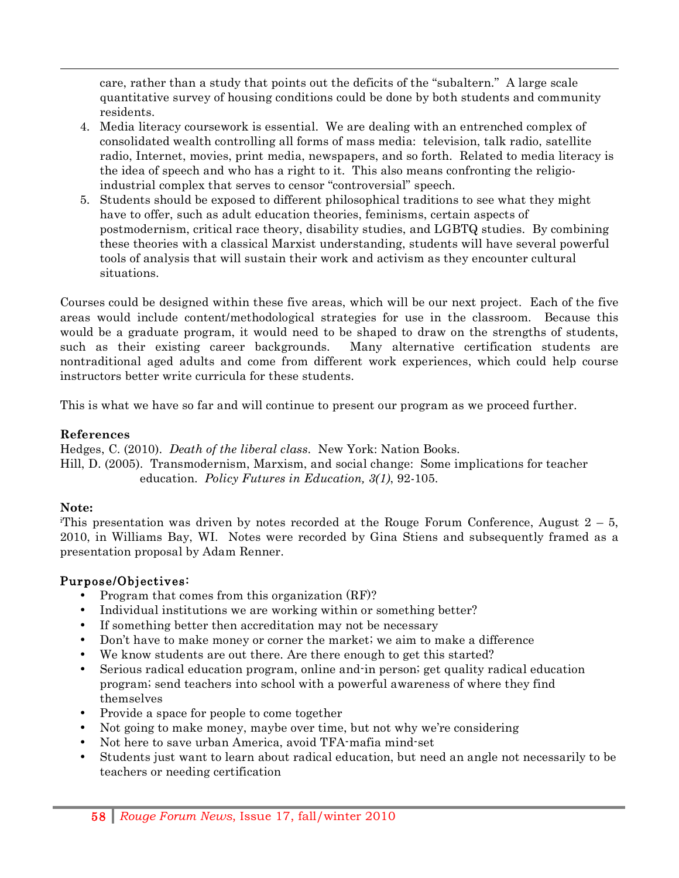care, rather than a study that points out the deficits of the "subaltern." A large scale quantitative survey of housing conditions could be done by both students and community residents.

4. Media literacy coursework is essential. We are dealing with an entrenched complex of consolidated wealth controlling all forms of mass media: television, talk radio, satellite radio, Internet, movies, print media, newspapers, and so forth. Related to media literacy is the idea of speech and who has a right to it. This also means confronting the religio-industrial complex that serves to censor "controversial" speech.
5. Students should be exposed to different philosophical traditions to see what they might have to offer, such as adult education theories, feminisms, certain aspects of postmodernism, critical race theory, disability studies, and LGBTQ studies. By combining these theories with a classical Marxist understanding, students will have several powerful tools of analysis that will sustain their work and activism as they encounter cultural situations.

Courses could be designed within these five areas, which will be our next project. Each of the five areas would include content/methodological strategies for use in the classroom. Because this would be a graduate program, it would need to be shaped to draw on the strengths of students, such as their existing career backgrounds. Many alternative certification students are nontraditional aged adults and come from different work experiences, which could help course instructors better write curricula for these students.

This is what we have so far and will continue to present our program as we proceed further.

**References**

Hedges, C. (2010). *Death of the liberal class*. New York: Nation Books.

Hill, D. (2005). Transmodernism, Marxism, and social change: Some implications for teacher education. *Policy Futures in Education, 3(1)*, 92-105.

**Note:**

[i]This presentation was driven by notes recorded at the Rouge Forum Conference, August 2 – 5, 2010, in Williams Bay, WI. Notes were recorded by Gina Stiens and subsequently framed as a presentation proposal by Adam Renner.

**Purpose/Objectives:**

- Program that comes from this organization (RF)?
- Individual institutions we are working within or something better?
- If something better then accreditation may not be necessary
- Don't have to make money or corner the market; we aim to make a difference
- We know students are out there. Are there enough to get this started?
- Serious radical education program, online and-in person; get quality radical education program; send teachers into school with a powerful awareness of where they find themselves
- Provide a space for people to come together
- Not going to make money, maybe over time, but not why we're considering
- Not here to save urban America, avoid TFA-mafia mind-set
- Students just want to learn about radical education, but need an angle not necessarily to be teachers or needing certification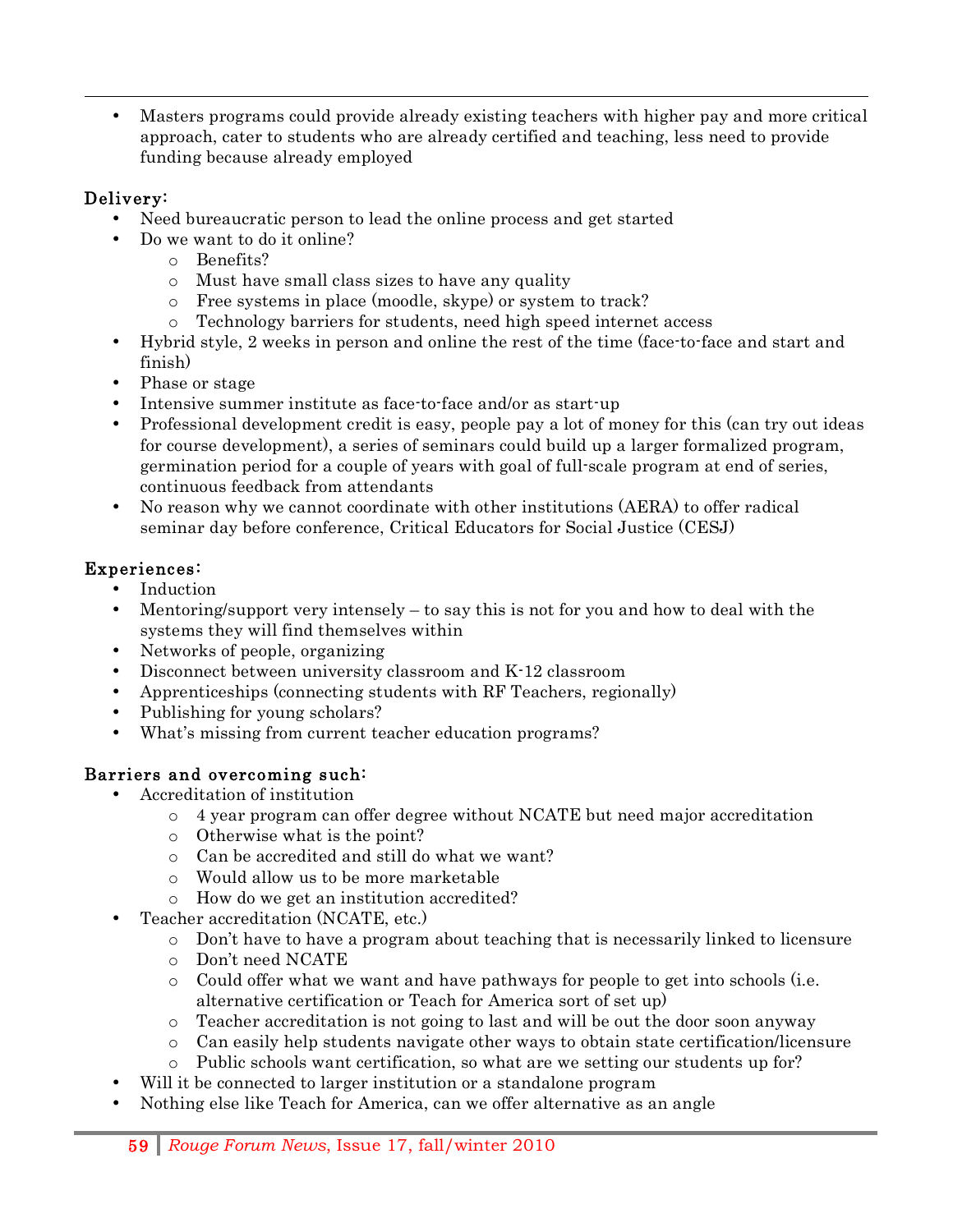- Masters programs could provide already existing teachers with higher pay and more critical approach, cater to students who are already certified and teaching, less need to provide funding because already employed

**Delivery:**

- Need bureaucratic person to lead the online process and get started
- Do we want to do it online?
  - Benefits?
  - Must have small class sizes to have any quality
  - Free systems in place (moodle, skype) or system to track?
  - Technology barriers for students, need high speed internet access
- Hybrid style, 2 weeks in person and online the rest of the time (face-to-face and start and finish)
- Phase or stage
- Intensive summer institute as face-to-face and/or as start-up
- Professional development credit is easy, people pay a lot of money for this (can try out ideas for course development), a series of seminars could build up a larger formalized program, germination period for a couple of years with goal of full-scale program at end of series, continuous feedback from attendants
- No reason why we cannot coordinate with other institutions (AERA) to offer radical seminar day before conference, Critical Educators for Social Justice (CESJ)

**Experiences:**

- Induction
- Mentoring/support very intensely – to say this is not for you and how to deal with the systems they will find themselves within
- Networks of people, organizing
- Disconnect between university classroom and K-12 classroom
- Apprenticeships (connecting students with RF Teachers, regionally)
- Publishing for young scholars?
- What's missing from current teacher education programs?

**Barriers and overcoming such:**

- Accreditation of institution
  - 4 year program can offer degree without NCATE but need major accreditation
  - Otherwise what is the point?
  - Can be accredited and still do what we want?
  - Would allow us to be more marketable
  - How do we get an institution accredited?
- Teacher accreditation (NCATE, etc.)
  - Don't have to have a program about teaching that is necessarily linked to licensure
  - Don't need NCATE
  - Could offer what we want and have pathways for people to get into schools (i.e. alternative certification or Teach for America sort of set up)
  - Teacher accreditation is not going to last and will be out the door soon anyway
  - Can easily help students navigate other ways to obtain state certification/licensure
  - Public schools want certification, so what are we setting our students up for?
- Will it be connected to larger institution or a standalone program
- Nothing else like Teach for America, can we offer alternative as an angle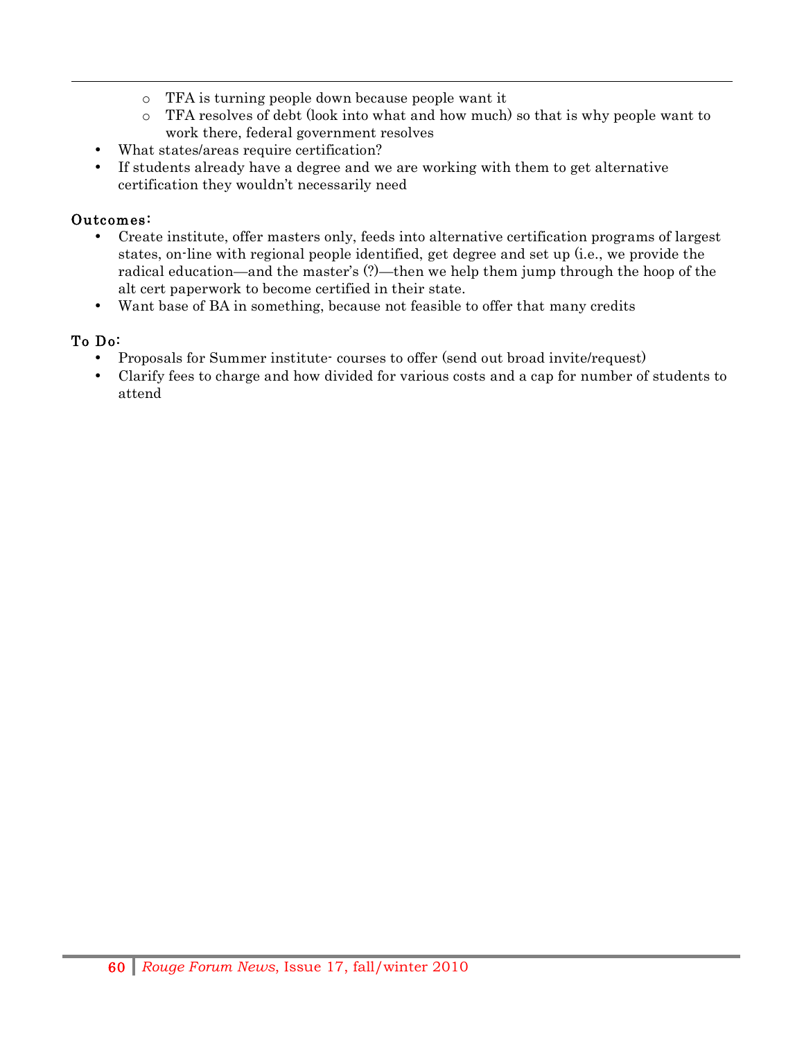- TFA is turning people down because people want it
  - TFA resolves of debt (look into what and how much) so that is why people want to work there, federal government resolves
- What states/areas require certification?
- If students already have a degree and we are working with them to get alternative certification they wouldn't necessarily need

**Outcomes:**

- Create institute, offer masters only, feeds into alternative certification programs of largest states, on-line with regional people identified, get degree and set up (i.e., we provide the radical education—and the master's (?)—then we help them jump through the hoop of the alt cert paperwork to become certified in their state.
- Want base of BA in something, because not feasible to offer that many credits

**To Do:**

- Proposals for Summer institute- courses to offer (send out broad invite/request)
- Clarify fees to charge and how divided for various costs and a cap for number of students to attend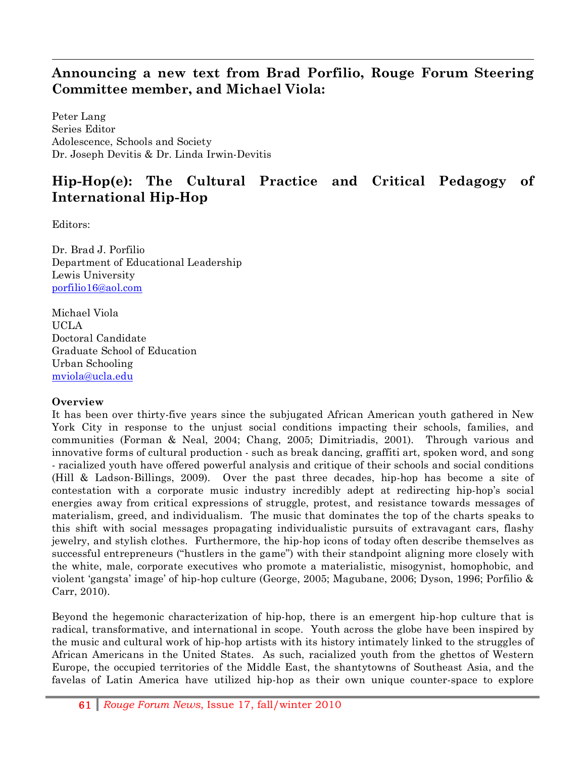## Announcing a new text from Brad Porfilio, Rouge Forum Steering Committee member, and Michael Viola:

Peter Lang
Series Editor
Adolescence, Schools and Society
Dr. Joseph Devitis & Dr. Linda Irwin-Devitis

## Hip-Hop(e): The Cultural Practice and Critical Pedagogy of International Hip-Hop

Editors:

Dr. Brad J. Porfilio
Department of Educational Leadership
Lewis University
porfilio16@aol.com

Michael Viola
UCLA
Doctoral Candidate
Graduate School of Education
Urban Schooling
mviola@ucla.edu

**Overview**

It has been over thirty-five years since the subjugated African American youth gathered in New York City in response to the unjust social conditions impacting their schools, families, and communities (Forman & Neal, 2004; Chang, 2005; Dimitriadis, 2001). Through various and innovative forms of cultural production - such as break dancing, graffiti art, spoken word, and song - racialized youth have offered powerful analysis and critique of their schools and social conditions (Hill & Ladson-Billings, 2009). Over the past three decades, hip-hop has become a site of contestation with a corporate music industry incredibly adept at redirecting hip-hop's social energies away from critical expressions of struggle, protest, and resistance towards messages of materialism, greed, and individualism. The music that dominates the top of the charts speaks to this shift with social messages propagating individualistic pursuits of extravagant cars, flashy jewelry, and stylish clothes. Furthermore, the hip-hop icons of today often describe themselves as successful entrepreneurs ("hustlers in the game") with their standpoint aligning more closely with the white, male, corporate executives who promote a materialistic, misogynist, homophobic, and violent 'gangsta' image' of hip-hop culture (George, 2005; Magubane, 2006; Dyson, 1996; Porfilio & Carr, 2010).

Beyond the hegemonic characterization of hip-hop, there is an emergent hip-hop culture that is radical, transformative, and international in scope. Youth across the globe have been inspired by the music and cultural work of hip-hop artists with its history intimately linked to the struggles of African Americans in the United States. As such, racialized youth from the ghettos of Western Europe, the occupied territories of the Middle East, the shantytowns of Southeast Asia, and the favelas of Latin America have utilized hip-hop as their own unique counter-space to explore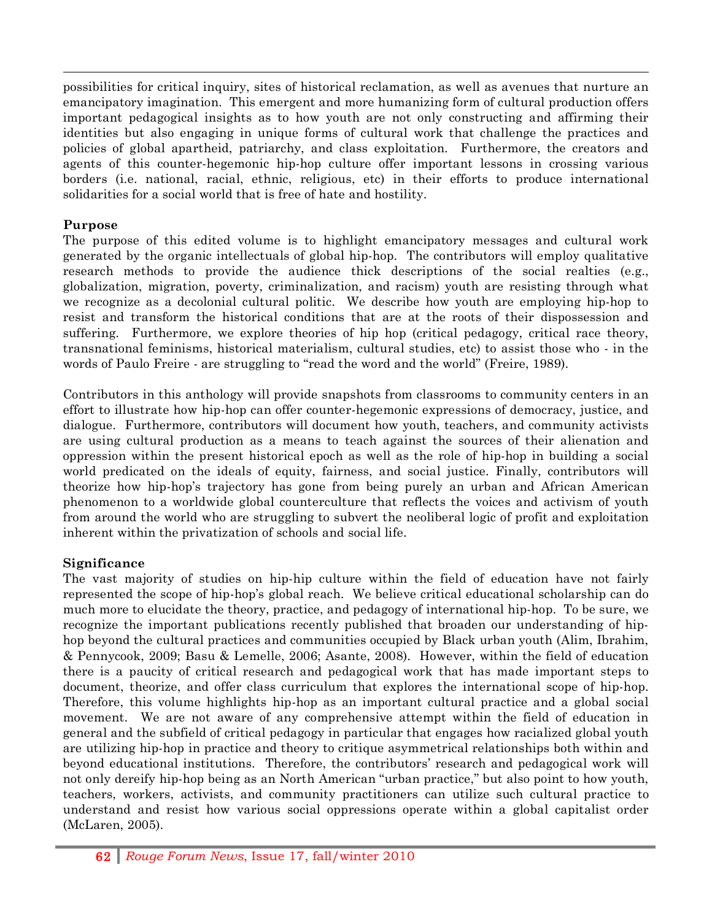possibilities for critical inquiry, sites of historical reclamation, as well as avenues that nurture an emancipatory imagination. This emergent and more humanizing form of cultural production offers important pedagogical insights as to how youth are not only constructing and affirming their identities but also engaging in unique forms of cultural work that challenge the practices and policies of global apartheid, patriarchy, and class exploitation. Furthermore, the creators and agents of this counter-hegemonic hip-hop culture offer important lessons in crossing various borders (i.e. national, racial, ethnic, religious, etc) in their efforts to produce international solidarities for a social world that is free of hate and hostility.

**Purpose**

The purpose of this edited volume is to highlight emancipatory messages and cultural work generated by the organic intellectuals of global hip-hop. The contributors will employ qualitative research methods to provide the audience thick descriptions of the social realties (e.g., globalization, migration, poverty, criminalization, and racism) youth are resisting through what we recognize as a decolonial cultural politic. We describe how youth are employing hip-hop to resist and transform the historical conditions that are at the roots of their dispossession and suffering. Furthermore, we explore theories of hip hop (critical pedagogy, critical race theory, transnational feminisms, historical materialism, cultural studies, etc) to assist those who - in the words of Paulo Freire - are struggling to "read the word and the world" (Freire, 1989).

Contributors in this anthology will provide snapshots from classrooms to community centers in an effort to illustrate how hip-hop can offer counter-hegemonic expressions of democracy, justice, and dialogue. Furthermore, contributors will document how youth, teachers, and community activists are using cultural production as a means to teach against the sources of their alienation and oppression within the present historical epoch as well as the role of hip-hop in building a social world predicated on the ideals of equity, fairness, and social justice. Finally, contributors will theorize how hip-hop's trajectory has gone from being purely an urban and African American phenomenon to a worldwide global counterculture that reflects the voices and activism of youth from around the world who are struggling to subvert the neoliberal logic of profit and exploitation inherent within the privatization of schools and social life.

**Significance**

The vast majority of studies on hip-hip culture within the field of education have not fairly represented the scope of hip-hop's global reach. We believe critical educational scholarship can do much more to elucidate the theory, practice, and pedagogy of international hip-hop. To be sure, we recognize the important publications recently published that broaden our understanding of hip-hop beyond the cultural practices and communities occupied by Black urban youth (Alim, Ibrahim, & Pennycook, 2009; Basu & Lemelle, 2006; Asante, 2008). However, within the field of education there is a paucity of critical research and pedagogical work that has made important steps to document, theorize, and offer class curriculum that explores the international scope of hip-hop. Therefore, this volume highlights hip-hop as an important cultural practice and a global social movement. We are not aware of any comprehensive attempt within the field of education in general and the subfield of critical pedagogy in particular that engages how racialized global youth are utilizing hip-hop in practice and theory to critique asymmetrical relationships both within and beyond educational institutions. Therefore, the contributors' research and pedagogical work will not only dereify hip-hop being as an North American "urban practice," but also point to how youth, teachers, workers, activists, and community practitioners can utilize such cultural practice to understand and resist how various social oppressions operate within a global capitalist order (McLaren, 2005).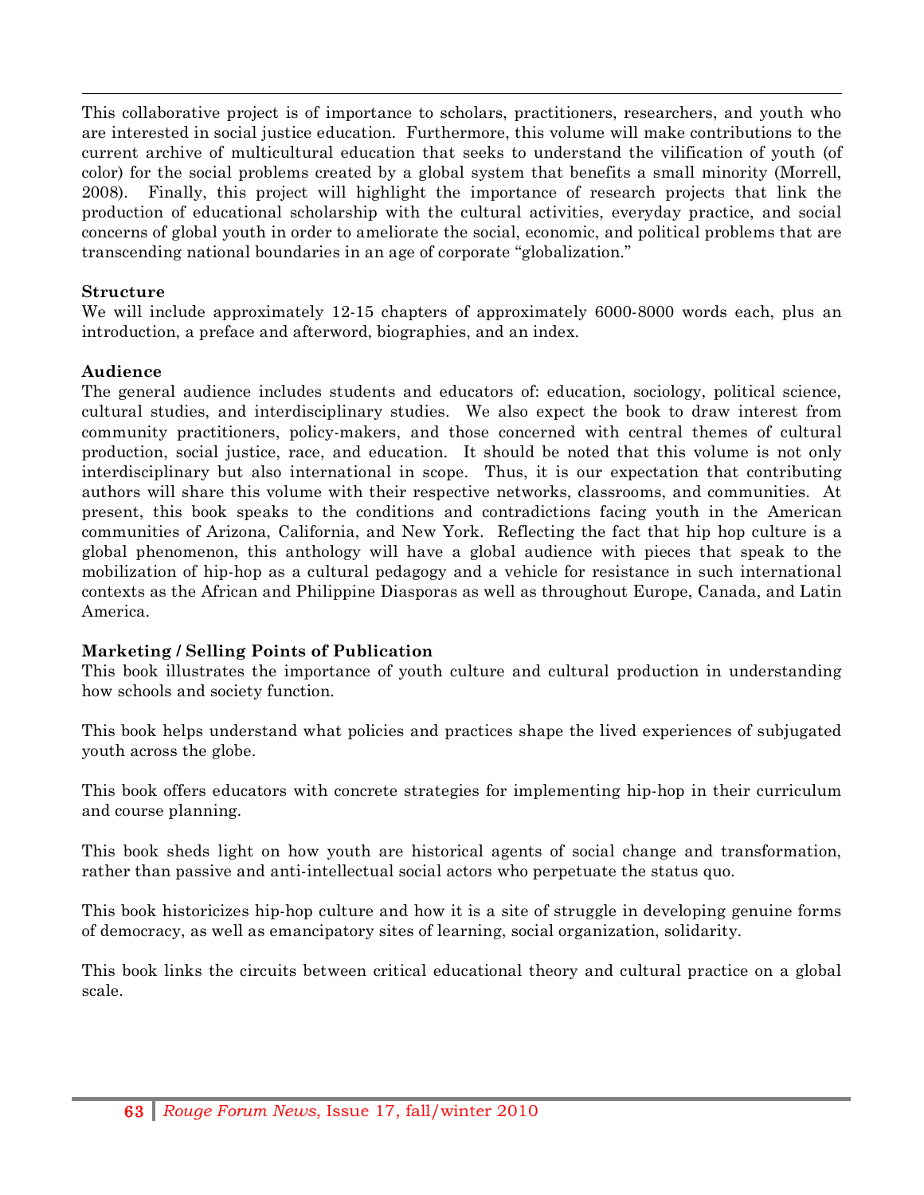This collaborative project is of importance to scholars, practitioners, researchers, and youth who are interested in social justice education. Furthermore, this volume will make contributions to the current archive of multicultural education that seeks to understand the vilification of youth (of color) for the social problems created by a global system that benefits a small minority (Morrell, 2008). Finally, this project will highlight the importance of research projects that link the production of educational scholarship with the cultural activities, everyday practice, and social concerns of global youth in order to ameliorate the social, economic, and political problems that are transcending national boundaries in an age of corporate "globalization."

**Structure**

We will include approximately 12-15 chapters of approximately 6000-8000 words each, plus an introduction, a preface and afterword, biographies, and an index.

**Audience**

The general audience includes students and educators of: education, sociology, political science, cultural studies, and interdisciplinary studies. We also expect the book to draw interest from community practitioners, policy-makers, and those concerned with central themes of cultural production, social justice, race, and education. It should be noted that this volume is not only interdisciplinary but also international in scope. Thus, it is our expectation that contributing authors will share this volume with their respective networks, classrooms, and communities. At present, this book speaks to the conditions and contradictions facing youth in the American communities of Arizona, California, and New York. Reflecting the fact that hip hop culture is a global phenomenon, this anthology will have a global audience with pieces that speak to the mobilization of hip-hop as a cultural pedagogy and a vehicle for resistance in such international contexts as the African and Philippine Diasporas as well as throughout Europe, Canada, and Latin America.

**Marketing / Selling Points of Publication**

This book illustrates the importance of youth culture and cultural production in understanding how schools and society function.

This book helps understand what policies and practices shape the lived experiences of subjugated youth across the globe.

This book offers educators with concrete strategies for implementing hip-hop in their curriculum and course planning.

This book sheds light on how youth are historical agents of social change and transformation, rather than passive and anti-intellectual social actors who perpetuate the status quo.

This book historicizes hip-hop culture and how it is a site of struggle in developing genuine forms of democracy, as well as emancipatory sites of learning, social organization, solidarity.

This book links the circuits between critical educational theory and cultural practice on a global scale.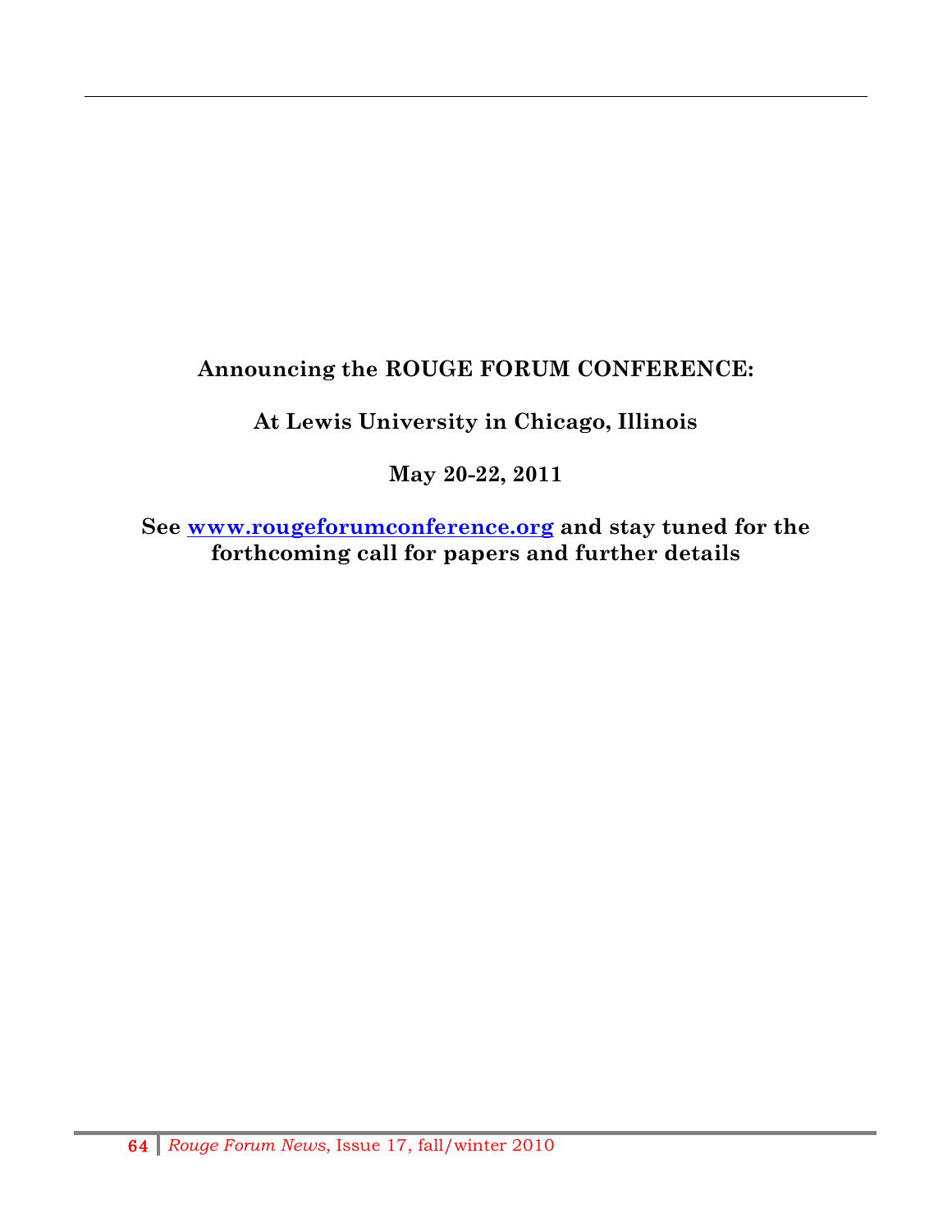**Announcing the ROUGE FORUM CONFERENCE:**

**At Lewis University in Chicago, Illinois**

**May 20-22, 2011**

**See [www.rougeforumconference.org](http://www.rougeforumconference.org) and stay tuned for the forthcoming call for papers and further details**